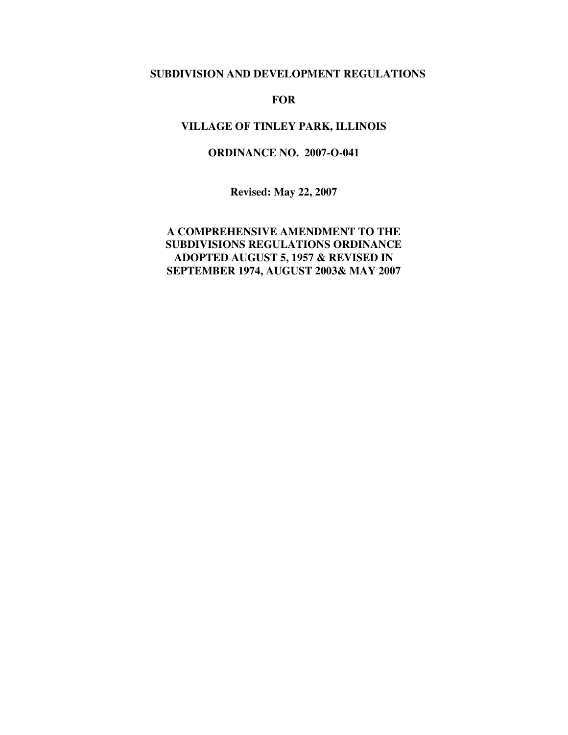# SUBDIVISION AND DEVELOPMENT REGULATIONS

# FOR

# VILLAGE OF TINLEY PARK, ILLINOIS

## ORDINANCE NO. 2007-O-041

**Revised: May 22, 2007**

**A COMPREHENSIVE AMENDMENT TO THE SUBDIVISIONS REGULATIONS ORDINANCE ADOPTED AUGUST 5, 1957 & REVISED IN SEPTEMBER 1974, AUGUST 2003& MAY 2007**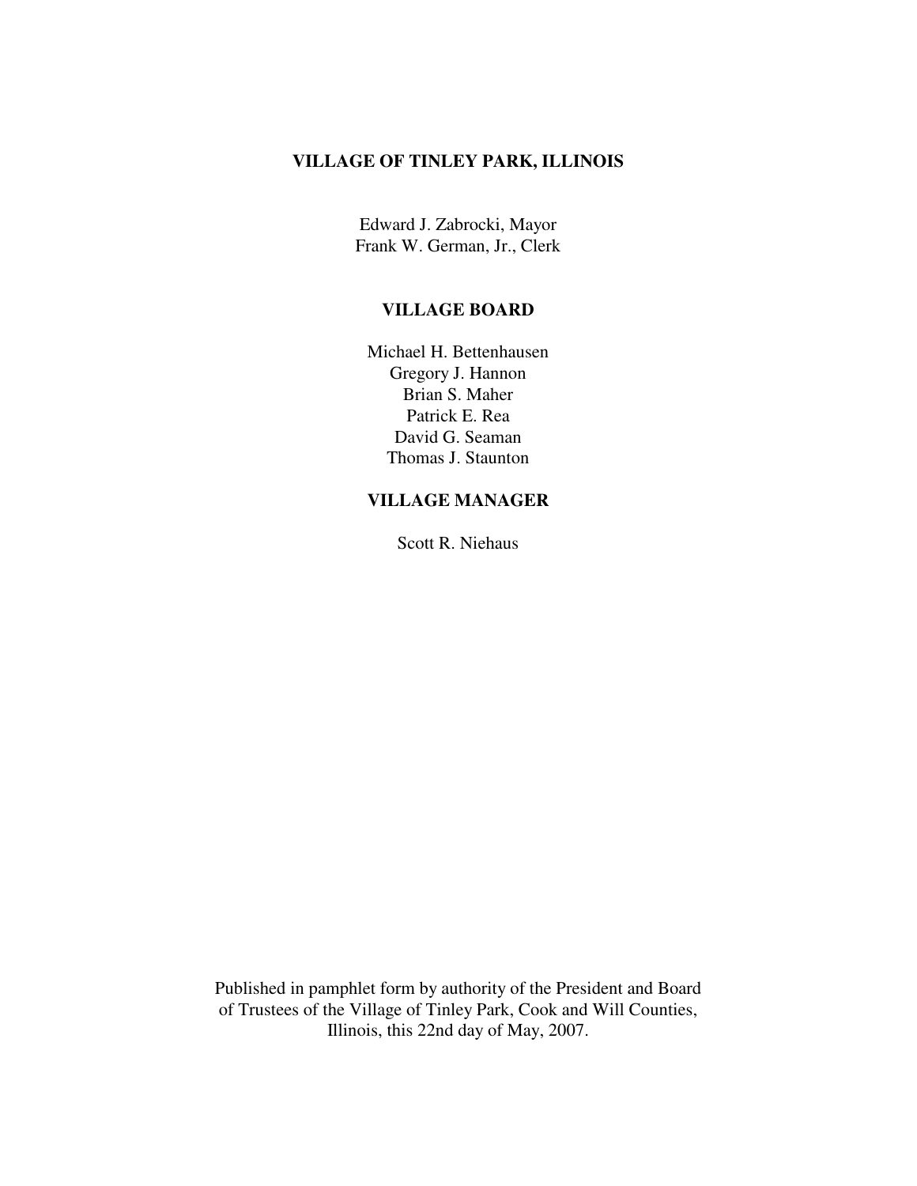# VILLAGE OF TINLEY PARK, ILLINOIS

Edward J. Zabrocki, Mayor
Frank W. German, Jr., Clerk

## VILLAGE BOARD

Michael H. Bettenhausen
Gregory J. Hannon
Brian S. Maher
Patrick E. Rea
David G. Seaman
Thomas J. Staunton

## VILLAGE MANAGER

Scott R. Niehaus

Published in pamphlet form by authority of the President and Board of Trustees of the Village of Tinley Park, Cook and Will Counties, Illinois, this 22nd day of May, 2007.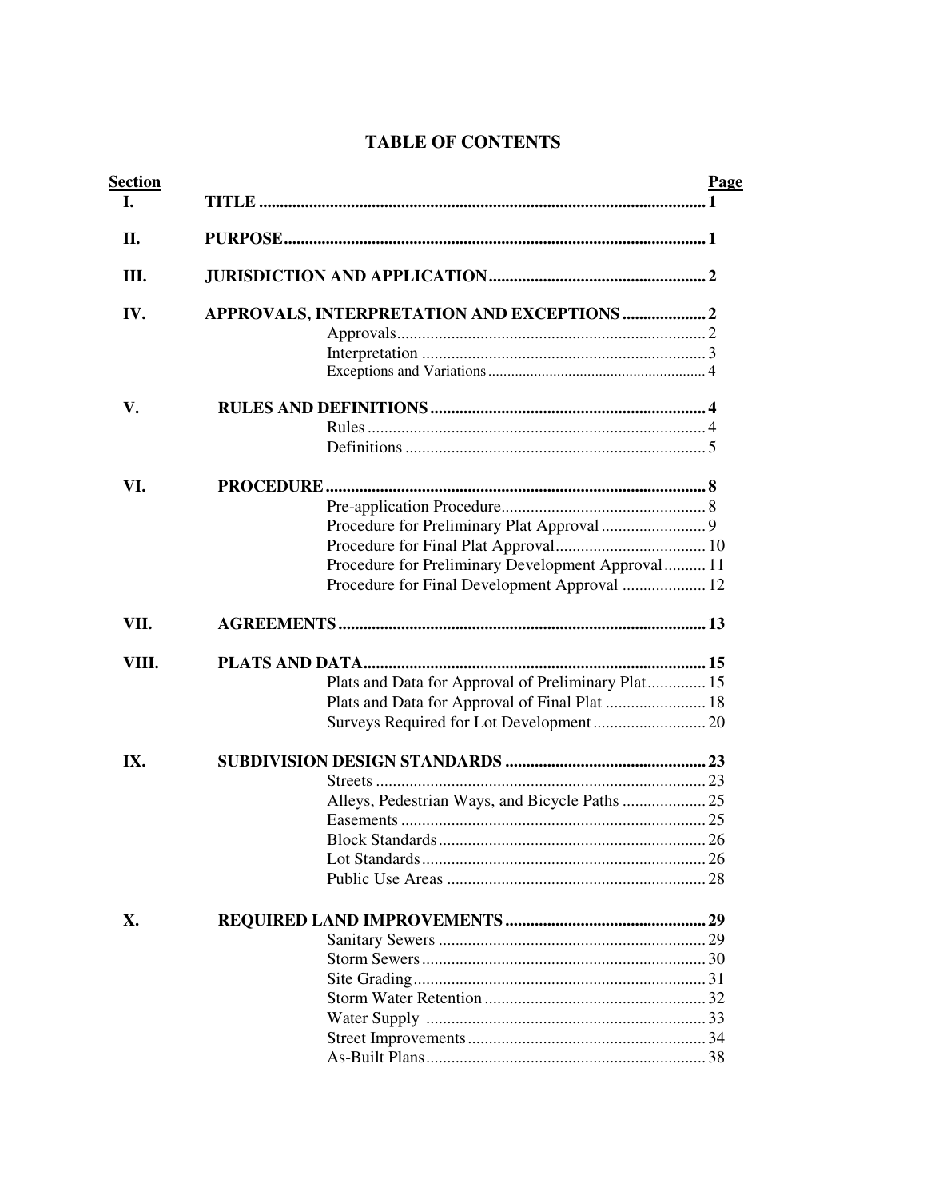# TABLE OF CONTENTS

| Section | | Page |
|---|---|---|
| I. | **TITLE** | **1** |
| II. | **PURPOSE** | **1** |
| III. | **JURISDICTION AND APPLICATION** | **2** |
| IV. | **APPROVALS, INTERPRETATION AND EXCEPTIONS** | **2** |
| | Approvals | 2 |
| | Interpretation | 3 |
| | Exceptions and Variations | 4 |
| V. | **RULES AND DEFINITIONS** | **4** |
| | Rules | 4 |
| | Definitions | 5 |
| VI. | **PROCEDURE** | **8** |
| | Pre-application Procedure | 8 |
| | Procedure for Preliminary Plat Approval | 9 |
| | Procedure for Final Plat Approval | 10 |
| | Procedure for Preliminary Development Approval | 11 |
| | Procedure for Final Development Approval | 12 |
| VII. | **AGREEMENTS** | **13** |
| VIII. | **PLATS AND DATA** | **15** |
| | Plats and Data for Approval of Preliminary Plat | 15 |
| | Plats and Data for Approval of Final Plat | 18 |
| | Surveys Required for Lot Development | 20 |
| IX. | **SUBDIVISION DESIGN STANDARDS** | **23** |
| | Streets | 23 |
| | Alleys, Pedestrian Ways, and Bicycle Paths | 25 |
| | Easements | 25 |
| | Block Standards | 26 |
| | Lot Standards | 26 |
| | Public Use Areas | 28 |
| X. | **REQUIRED LAND IMPROVEMENTS** | **29** |
| | Sanitary Sewers | 29 |
| | Storm Sewers | 30 |
| | Site Grading | 31 |
| | Storm Water Retention | 32 |
| | Water Supply | 33 |
| | Street Improvements | 34 |
| | As-Built Plans | 38 |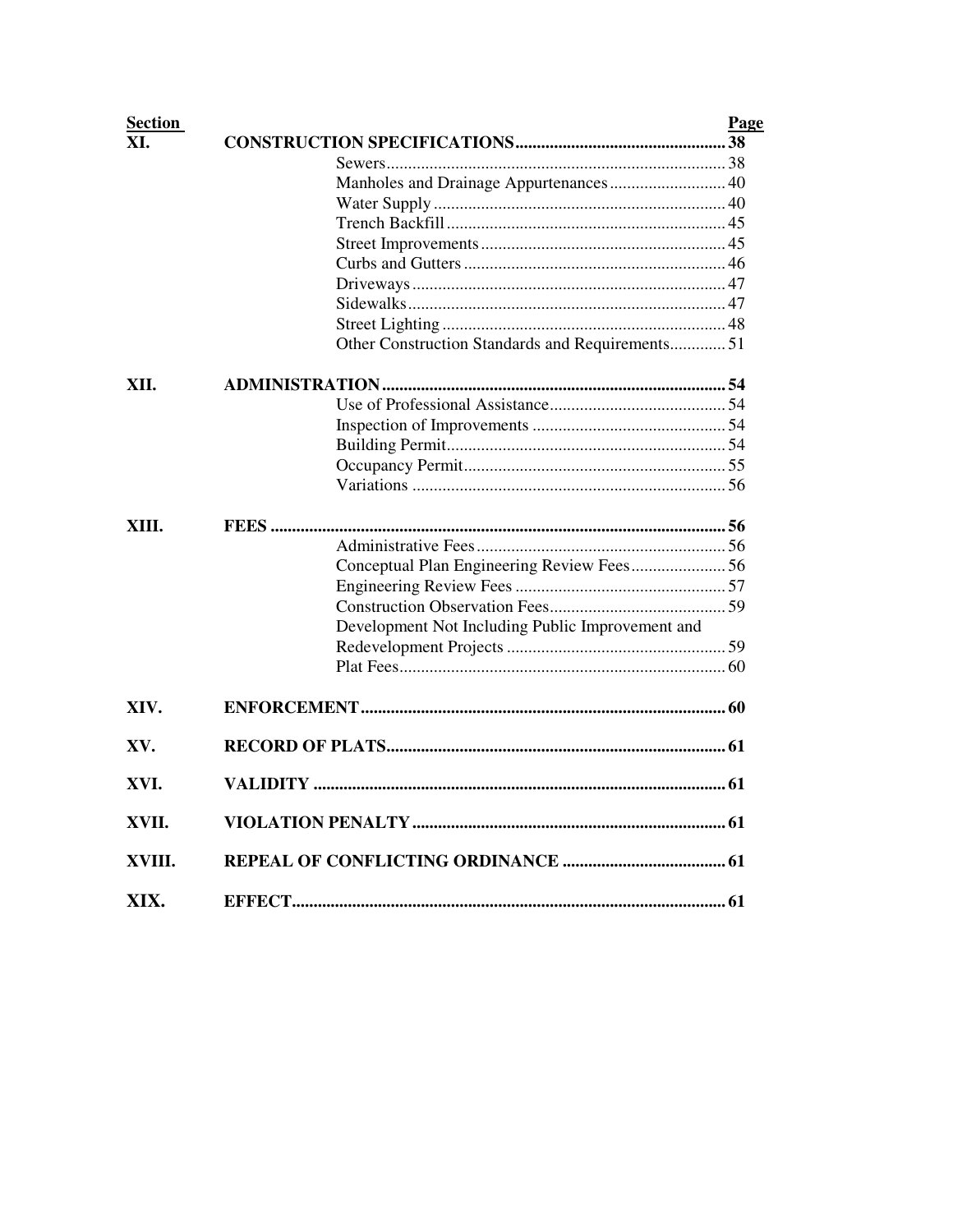| Section | | Page |
|---|---|---|
| **XI.** | **CONSTRUCTION SPECIFICATIONS** | **38** |
| | Sewers | 38 |
| | Manholes and Drainage Appurtenances | 40 |
| | Water Supply | 40 |
| | Trench Backfill | 45 |
| | Street Improvements | 45 |
| | Curbs and Gutters | 46 |
| | Driveways | 47 |
| | Sidewalks | 47 |
| | Street Lighting | 48 |
| | Other Construction Standards and Requirements | 51 |
| **XII.** | **ADMINISTRATION** | **54** |
| | Use of Professional Assistance | 54 |
| | Inspection of Improvements | 54 |
| | Building Permit | 54 |
| | Occupancy Permit | 55 |
| | Variations | 56 |
| **XIII.** | **FEES** | **56** |
| | Administrative Fees | 56 |
| | Conceptual Plan Engineering Review Fees | 56 |
| | Engineering Review Fees | 57 |
| | Construction Observation Fees | 59 |
| | Development Not Including Public Improvement and Redevelopment Projects | 59 |
| | Plat Fees | 60 |
| **XIV.** | **ENFORCEMENT** | **60** |
| **XV.** | **RECORD OF PLATS** | **61** |
| **XVI.** | **VALIDITY** | **61** |
| **XVII.** | **VIOLATION PENALTY** | **61** |
| **XVIII.** | **REPEAL OF CONFLICTING ORDINANCE** | **61** |
| **XIX.** | **EFFECT** | **61** |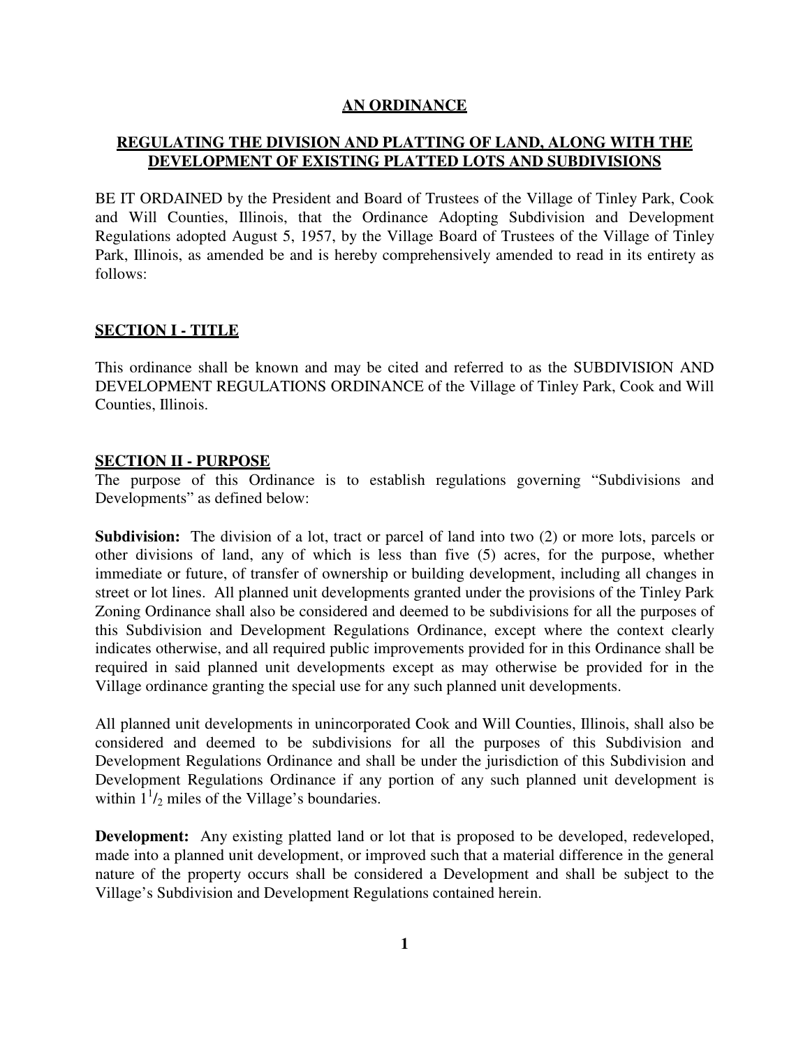# AN ORDINANCE

## REGULATING THE DIVISION AND PLATTING OF LAND, ALONG WITH THE DEVELOPMENT OF EXISTING PLATTED LOTS AND SUBDIVISIONS

BE IT ORDAINED by the President and Board of Trustees of the Village of Tinley Park, Cook and Will Counties, Illinois, that the Ordinance Adopting Subdivision and Development Regulations adopted August 5, 1957, by the Village Board of Trustees of the Village of Tinley Park, Illinois, as amended be and is hereby comprehensively amended to read in its entirety as follows:

## SECTION I - TITLE

This ordinance shall be known and may be cited and referred to as the SUBDIVISION AND DEVELOPMENT REGULATIONS ORDINANCE of the Village of Tinley Park, Cook and Will Counties, Illinois.

## SECTION II - PURPOSE

The purpose of this Ordinance is to establish regulations governing "Subdivisions and Developments" as defined below:

**Subdivision:** The division of a lot, tract or parcel of land into two (2) or more lots, parcels or other divisions of land, any of which is less than five (5) acres, for the purpose, whether immediate or future, of transfer of ownership or building development, including all changes in street or lot lines. All planned unit developments granted under the provisions of the Tinley Park Zoning Ordinance shall also be considered and deemed to be subdivisions for all the purposes of this Subdivision and Development Regulations Ordinance, except where the context clearly indicates otherwise, and all required public improvements provided for in this Ordinance shall be required in said planned unit developments except as may otherwise be provided for in the Village ordinance granting the special use for any such planned unit developments.

All planned unit developments in unincorporated Cook and Will Counties, Illinois, shall also be considered and deemed to be subdivisions for all the purposes of this Subdivision and Development Regulations Ordinance and shall be under the jurisdiction of this Subdivision and Development Regulations Ordinance if any portion of any such planned unit development is within $1^1/_2$ miles of the Village's boundaries.

**Development:** Any existing platted land or lot that is proposed to be developed, redeveloped, made into a planned unit development, or improved such that a material difference in the general nature of the property occurs shall be considered a Development and shall be subject to the Village's Subdivision and Development Regulations contained herein.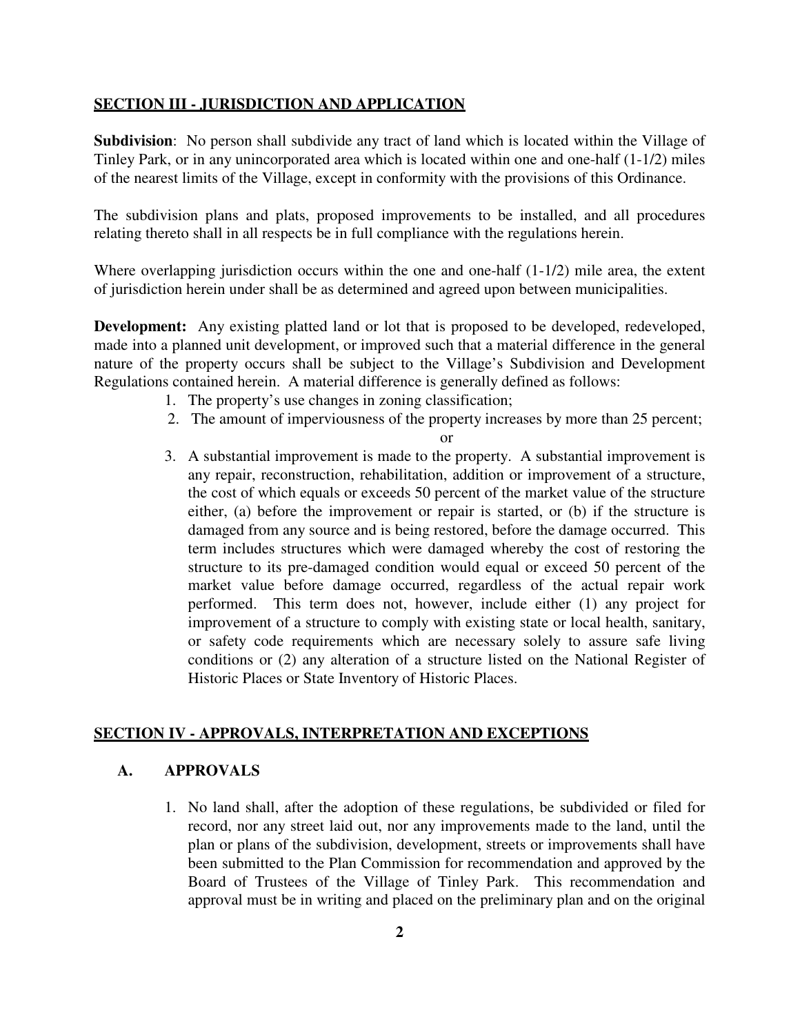## SECTION III - JURISDICTION AND APPLICATION

**Subdivision**: No person shall subdivide any tract of land which is located within the Village of Tinley Park, or in any unincorporated area which is located within one and one-half (1-1/2) miles of the nearest limits of the Village, except in conformity with the provisions of this Ordinance.

The subdivision plans and plats, proposed improvements to be installed, and all procedures relating thereto shall in all respects be in full compliance with the regulations herein.

Where overlapping jurisdiction occurs within the one and one-half (1-1/2) mile area, the extent of jurisdiction herein under shall be as determined and agreed upon between municipalities.

**Development:** Any existing platted land or lot that is proposed to be developed, redeveloped, made into a planned unit development, or improved such that a material difference in the general nature of the property occurs shall be subject to the Village's Subdivision and Development Regulations contained herein. A material difference is generally defined as follows:

1. The property's use changes in zoning classification;
2. The amount of imperviousness of the property increases by more than 25 percent;

   or

3. A substantial improvement is made to the property. A substantial improvement is any repair, reconstruction, rehabilitation, addition or improvement of a structure, the cost of which equals or exceeds 50 percent of the market value of the structure either, (a) before the improvement or repair is started, or (b) if the structure is damaged from any source and is being restored, before the damage occurred. This term includes structures which were damaged whereby the cost of restoring the structure to its pre-damaged condition would equal or exceed 50 percent of the market value before damage occurred, regardless of the actual repair work performed. This term does not, however, include either (1) any project for improvement of a structure to comply with existing state or local health, sanitary, or safety code requirements which are necessary solely to assure safe living conditions or (2) any alteration of a structure listed on the National Register of Historic Places or State Inventory of Historic Places.

## SECTION IV - APPROVALS, INTERPRETATION AND EXCEPTIONS

### A. APPROVALS

1. No land shall, after the adoption of these regulations, be subdivided or filed for record, nor any street laid out, nor any improvements made to the land, until the plan or plans of the subdivision, development, streets or improvements shall have been submitted to the Plan Commission for recommendation and approved by the Board of Trustees of the Village of Tinley Park. This recommendation and approval must be in writing and placed on the preliminary plan and on the original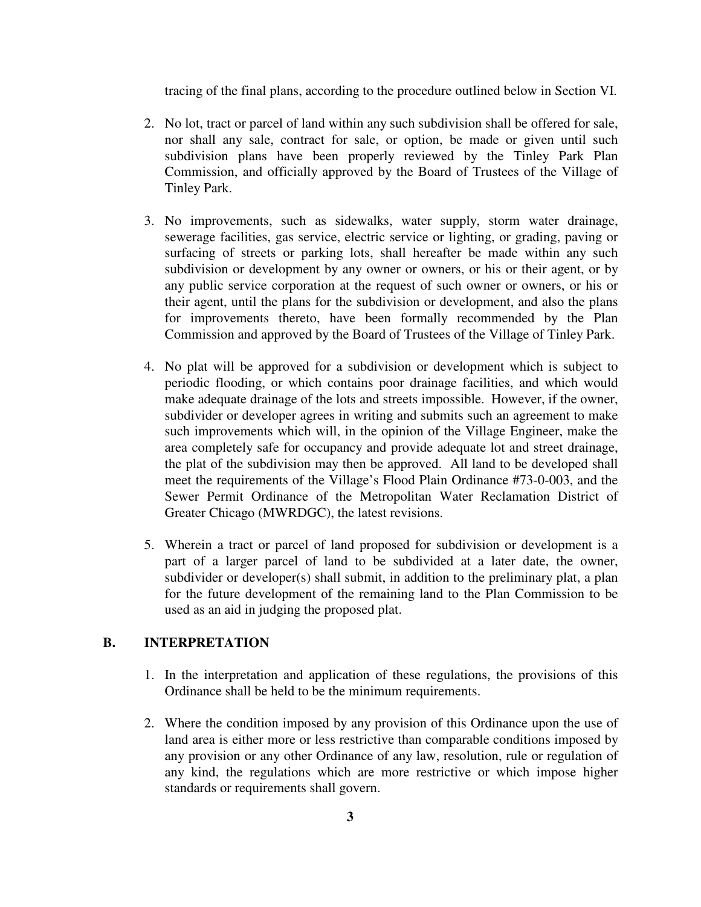tracing of the final plans, according to the procedure outlined below in Section VI.

2. No lot, tract or parcel of land within any such subdivision shall be offered for sale, nor shall any sale, contract for sale, or option, be made or given until such subdivision plans have been properly reviewed by the Tinley Park Plan Commission, and officially approved by the Board of Trustees of the Village of Tinley Park.

3. No improvements, such as sidewalks, water supply, storm water drainage, sewerage facilities, gas service, electric service or lighting, or grading, paving or surfacing of streets or parking lots, shall hereafter be made within any such subdivision or development by any owner or owners, or his or their agent, or by any public service corporation at the request of such owner or owners, or his or their agent, until the plans for the subdivision or development, and also the plans for improvements thereto, have been formally recommended by the Plan Commission and approved by the Board of Trustees of the Village of Tinley Park.

4. No plat will be approved for a subdivision or development which is subject to periodic flooding, or which contains poor drainage facilities, and which would make adequate drainage of the lots and streets impossible. However, if the owner, subdivider or developer agrees in writing and submits such an agreement to make such improvements which will, in the opinion of the Village Engineer, make the area completely safe for occupancy and provide adequate lot and street drainage, the plat of the subdivision may then be approved. All land to be developed shall meet the requirements of the Village's Flood Plain Ordinance #73-0-003, and the Sewer Permit Ordinance of the Metropolitan Water Reclamation District of Greater Chicago (MWRDGC), the latest revisions.

5. Wherein a tract or parcel of land proposed for subdivision or development is a part of a larger parcel of land to be subdivided at a later date, the owner, subdivider or developer(s) shall submit, in addition to the preliminary plat, a plan for the future development of the remaining land to the Plan Commission to be used as an aid in judging the proposed plat.

## B. INTERPRETATION

1. In the interpretation and application of these regulations, the provisions of this Ordinance shall be held to be the minimum requirements.

2. Where the condition imposed by any provision of this Ordinance upon the use of land area is either more or less restrictive than comparable conditions imposed by any provision or any other Ordinance of any law, resolution, rule or regulation of any kind, the regulations which are more restrictive or which impose higher standards or requirements shall govern.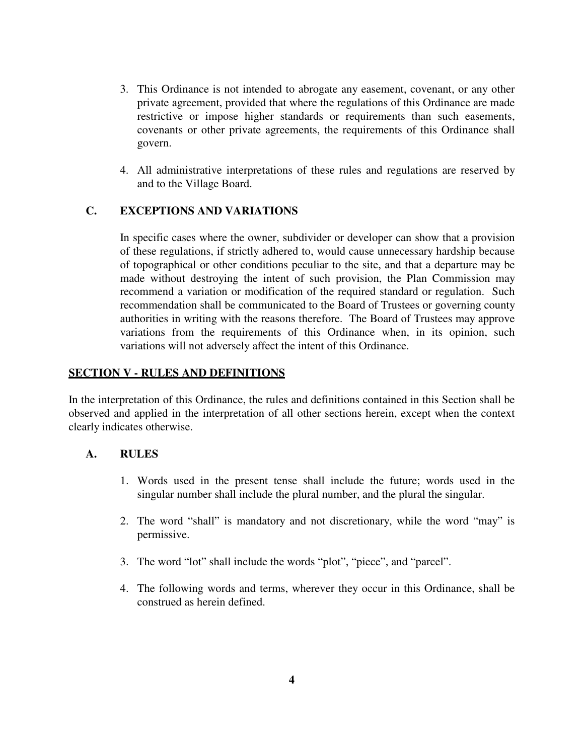3. This Ordinance is not intended to abrogate any easement, covenant, or any other private agreement, provided that where the regulations of this Ordinance are made restrictive or impose higher standards or requirements than such easements, covenants or other private agreements, the requirements of this Ordinance shall govern.

4. All administrative interpretations of these rules and regulations are reserved by and to the Village Board.

### C. EXCEPTIONS AND VARIATIONS

In specific cases where the owner, subdivider or developer can show that a provision of these regulations, if strictly adhered to, would cause unnecessary hardship because of topographical or other conditions peculiar to the site, and that a departure may be made without destroying the intent of such provision, the Plan Commission may recommend a variation or modification of the required standard or regulation. Such recommendation shall be communicated to the Board of Trustees or governing county authorities in writing with the reasons therefore. The Board of Trustees may approve variations from the requirements of this Ordinance when, in its opinion, such variations will not adversely affect the intent of this Ordinance.

## SECTION V - RULES AND DEFINITIONS

In the interpretation of this Ordinance, the rules and definitions contained in this Section shall be observed and applied in the interpretation of all other sections herein, except when the context clearly indicates otherwise.

### A. RULES

1. Words used in the present tense shall include the future; words used in the singular number shall include the plural number, and the plural the singular.

2. The word “shall” is mandatory and not discretionary, while the word “may” is permissive.

3. The word “lot” shall include the words “plot”, “piece”, and “parcel”.

4. The following words and terms, wherever they occur in this Ordinance, shall be construed as herein defined.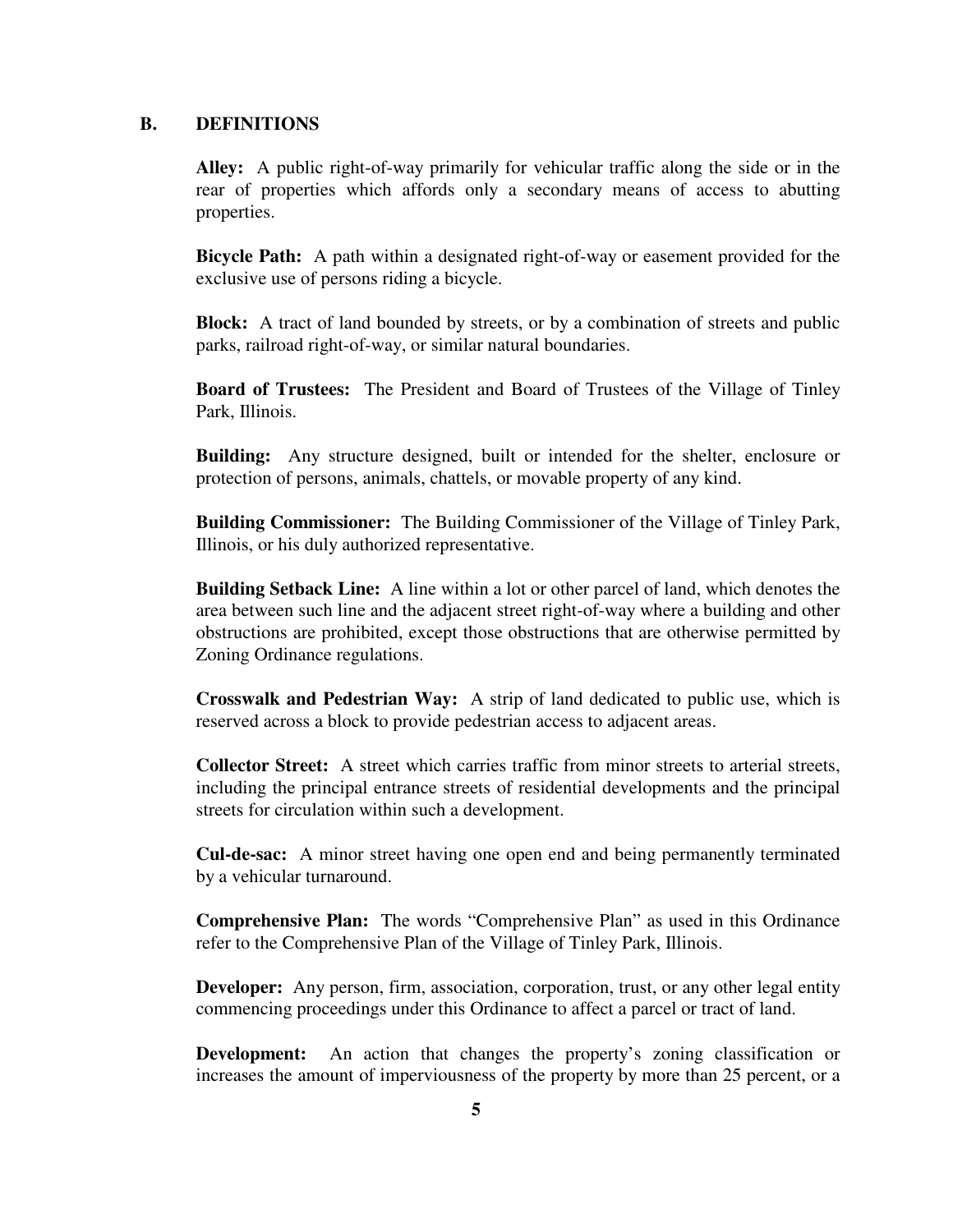## B. DEFINITIONS

**Alley:** A public right-of-way primarily for vehicular traffic along the side or in the rear of properties which affords only a secondary means of access to abutting properties.

**Bicycle Path:** A path within a designated right-of-way or easement provided for the exclusive use of persons riding a bicycle.

**Block:** A tract of land bounded by streets, or by a combination of streets and public parks, railroad right-of-way, or similar natural boundaries.

**Board of Trustees:** The President and Board of Trustees of the Village of Tinley Park, Illinois.

**Building:** Any structure designed, built or intended for the shelter, enclosure or protection of persons, animals, chattels, or movable property of any kind.

**Building Commissioner:** The Building Commissioner of the Village of Tinley Park, Illinois, or his duly authorized representative.

**Building Setback Line:** A line within a lot or other parcel of land, which denotes the area between such line and the adjacent street right-of-way where a building and other obstructions are prohibited, except those obstructions that are otherwise permitted by Zoning Ordinance regulations.

**Crosswalk and Pedestrian Way:** A strip of land dedicated to public use, which is reserved across a block to provide pedestrian access to adjacent areas.

**Collector Street:** A street which carries traffic from minor streets to arterial streets, including the principal entrance streets of residential developments and the principal streets for circulation within such a development.

**Cul-de-sac:** A minor street having one open end and being permanently terminated by a vehicular turnaround.

**Comprehensive Plan:** The words "Comprehensive Plan" as used in this Ordinance refer to the Comprehensive Plan of the Village of Tinley Park, Illinois.

**Developer:** Any person, firm, association, corporation, trust, or any other legal entity commencing proceedings under this Ordinance to affect a parcel or tract of land.

**Development:** An action that changes the property's zoning classification or increases the amount of imperviousness of the property by more than 25 percent, or a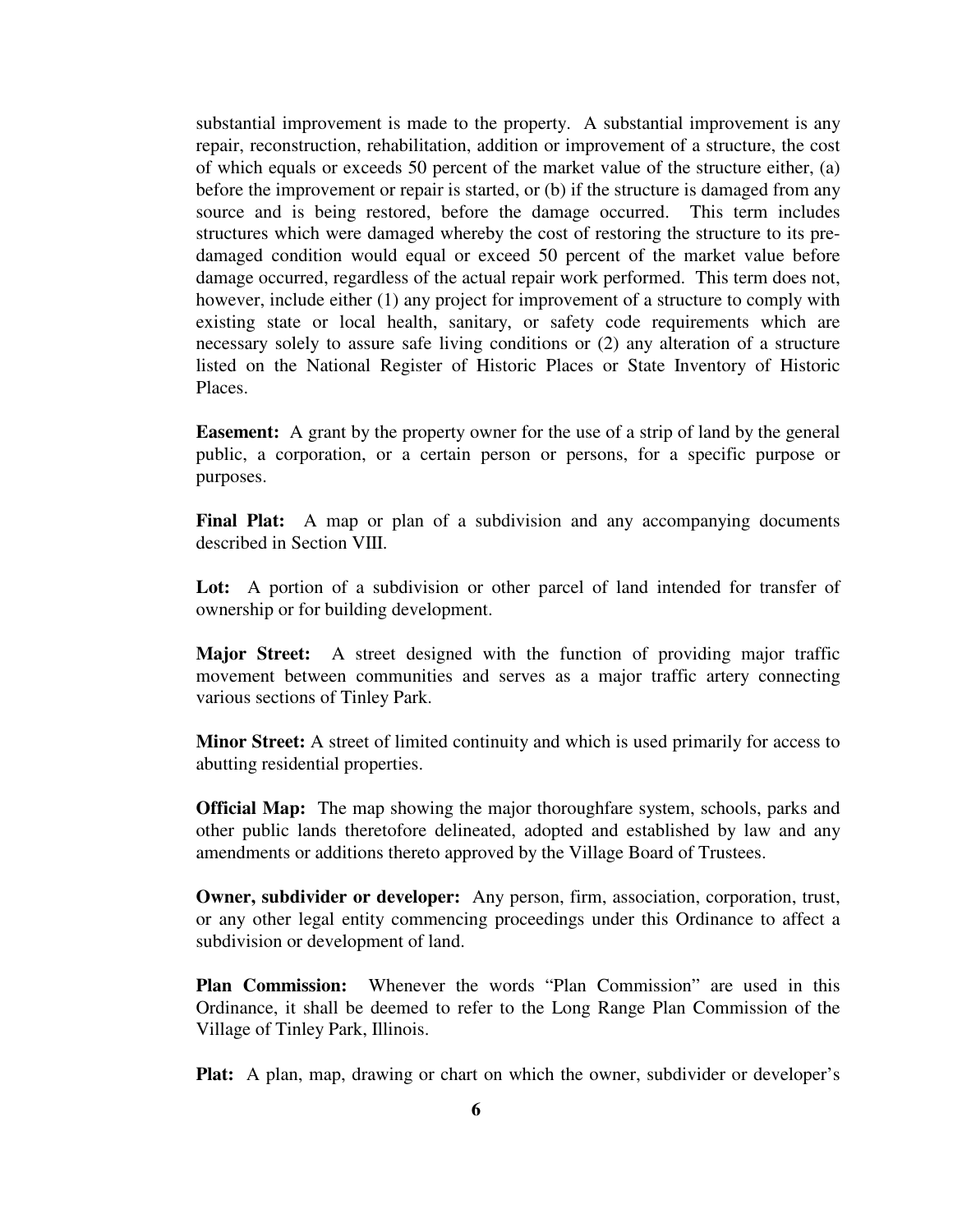substantial improvement is made to the property. A substantial improvement is any repair, reconstruction, rehabilitation, addition or improvement of a structure, the cost of which equals or exceeds 50 percent of the market value of the structure either, (a) before the improvement or repair is started, or (b) if the structure is damaged from any source and is being restored, before the damage occurred. This term includes structures which were damaged whereby the cost of restoring the structure to its pre-damaged condition would equal or exceed 50 percent of the market value before damage occurred, regardless of the actual repair work performed. This term does not, however, include either (1) any project for improvement of a structure to comply with existing state or local health, sanitary, or safety code requirements which are necessary solely to assure safe living conditions or (2) any alteration of a structure listed on the National Register of Historic Places or State Inventory of Historic Places.

**Easement:** A grant by the property owner for the use of a strip of land by the general public, a corporation, or a certain person or persons, for a specific purpose or purposes.

**Final Plat:** A map or plan of a subdivision and any accompanying documents described in Section VIII.

**Lot:** A portion of a subdivision or other parcel of land intended for transfer of ownership or for building development.

**Major Street:** A street designed with the function of providing major traffic movement between communities and serves as a major traffic artery connecting various sections of Tinley Park.

**Minor Street:** A street of limited continuity and which is used primarily for access to abutting residential properties.

**Official Map:** The map showing the major thoroughfare system, schools, parks and other public lands theretofore delineated, adopted and established by law and any amendments or additions thereto approved by the Village Board of Trustees.

**Owner, subdivider or developer:** Any person, firm, association, corporation, trust, or any other legal entity commencing proceedings under this Ordinance to affect a subdivision or development of land.

**Plan Commission:** Whenever the words "Plan Commission" are used in this Ordinance, it shall be deemed to refer to the Long Range Plan Commission of the Village of Tinley Park, Illinois.

**Plat:** A plan, map, drawing or chart on which the owner, subdivider or developer's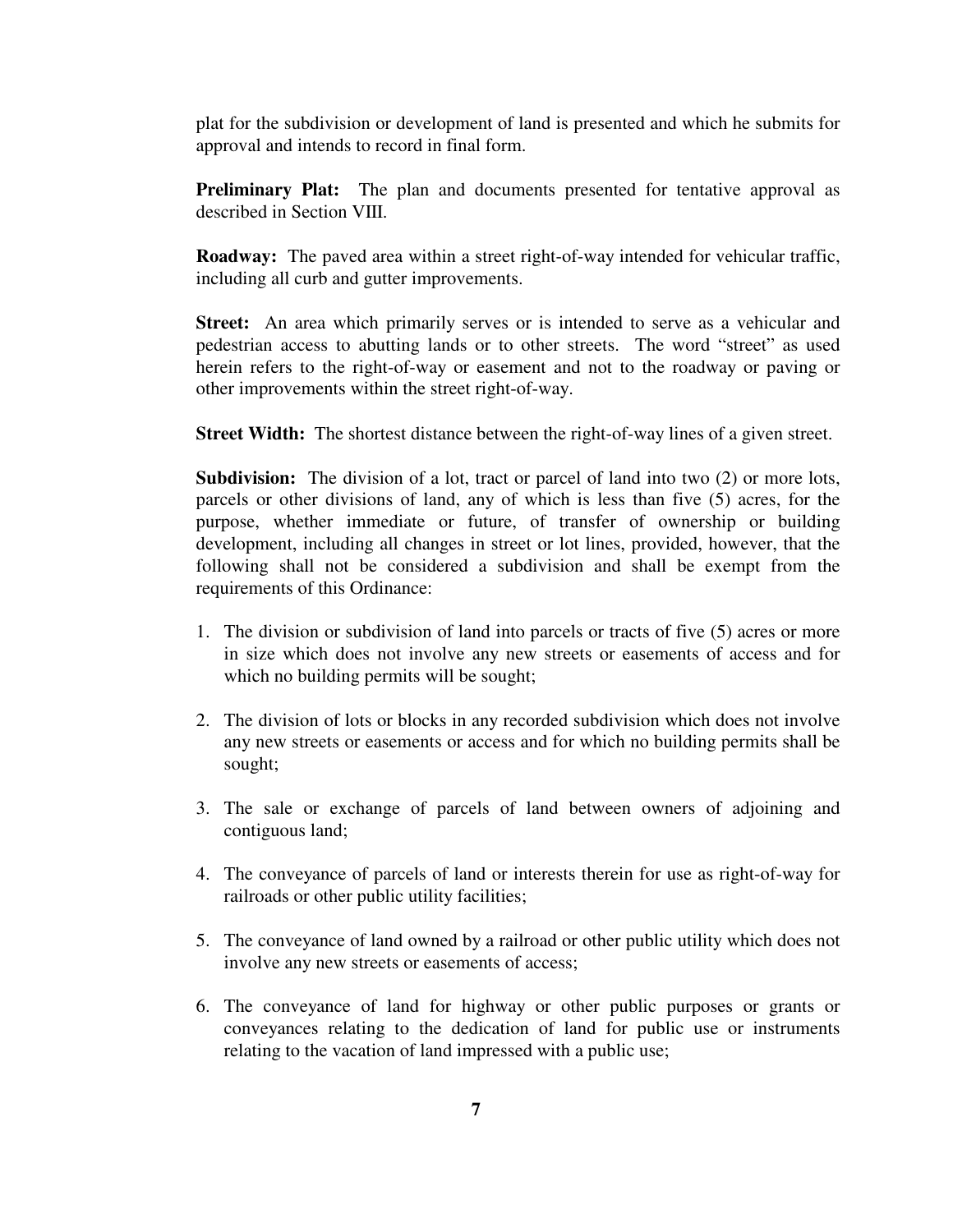plat for the subdivision or development of land is presented and which he submits for approval and intends to record in final form.

**Preliminary Plat:** The plan and documents presented for tentative approval as described in Section VIII.

**Roadway:** The paved area within a street right-of-way intended for vehicular traffic, including all curb and gutter improvements.

**Street:** An area which primarily serves or is intended to serve as a vehicular and pedestrian access to abutting lands or to other streets. The word "street" as used herein refers to the right-of-way or easement and not to the roadway or paving or other improvements within the street right-of-way.

**Street Width:** The shortest distance between the right-of-way lines of a given street.

**Subdivision:** The division of a lot, tract or parcel of land into two (2) or more lots, parcels or other divisions of land, any of which is less than five (5) acres, for the purpose, whether immediate or future, of transfer of ownership or building development, including all changes in street or lot lines, provided, however, that the following shall not be considered a subdivision and shall be exempt from the requirements of this Ordinance:

1. The division or subdivision of land into parcels or tracts of five (5) acres or more in size which does not involve any new streets or easements of access and for which no building permits will be sought;

2. The division of lots or blocks in any recorded subdivision which does not involve any new streets or easements or access and for which no building permits shall be sought;

3. The sale or exchange of parcels of land between owners of adjoining and contiguous land;

4. The conveyance of parcels of land or interests therein for use as right-of-way for railroads or other public utility facilities;

5. The conveyance of land owned by a railroad or other public utility which does not involve any new streets or easements of access;

6. The conveyance of land for highway or other public purposes or grants or conveyances relating to the dedication of land for public use or instruments relating to the vacation of land impressed with a public use;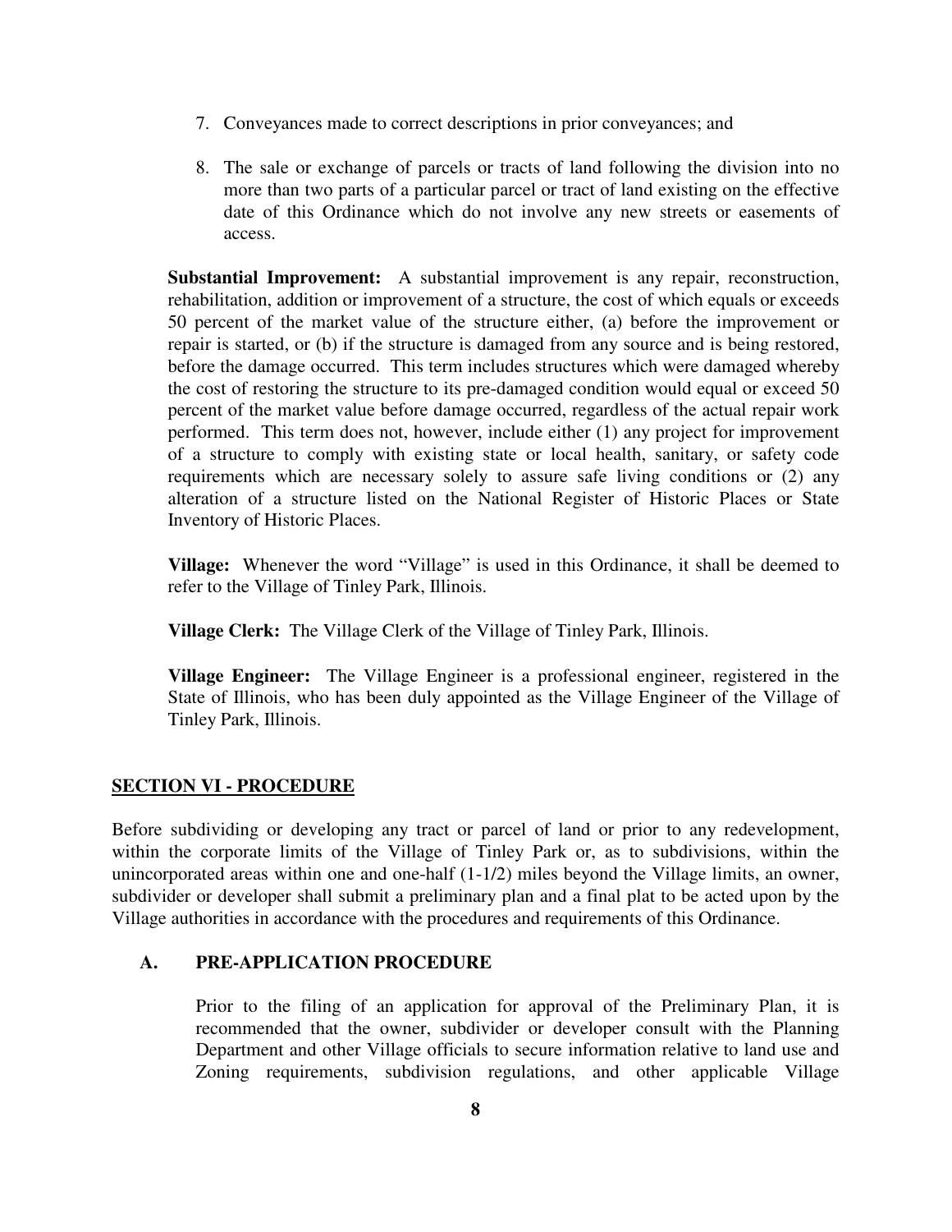7. Conveyances made to correct descriptions in prior conveyances; and

8. The sale or exchange of parcels or tracts of land following the division into no more than two parts of a particular parcel or tract of land existing on the effective date of this Ordinance which do not involve any new streets or easements of access.

**Substantial Improvement:** A substantial improvement is any repair, reconstruction, rehabilitation, addition or improvement of a structure, the cost of which equals or exceeds 50 percent of the market value of the structure either, (a) before the improvement or repair is started, or (b) if the structure is damaged from any source and is being restored, before the damage occurred. This term includes structures which were damaged whereby the cost of restoring the structure to its pre-damaged condition would equal or exceed 50 percent of the market value before damage occurred, regardless of the actual repair work performed. This term does not, however, include either (1) any project for improvement of a structure to comply with existing state or local health, sanitary, or safety code requirements which are necessary solely to assure safe living conditions or (2) any alteration of a structure listed on the National Register of Historic Places or State Inventory of Historic Places.

**Village:** Whenever the word "Village" is used in this Ordinance, it shall be deemed to refer to the Village of Tinley Park, Illinois.

**Village Clerk:** The Village Clerk of the Village of Tinley Park, Illinois.

**Village Engineer:** The Village Engineer is a professional engineer, registered in the State of Illinois, who has been duly appointed as the Village Engineer of the Village of Tinley Park, Illinois.

## SECTION VI - PROCEDURE

Before subdividing or developing any tract or parcel of land or prior to any redevelopment, within the corporate limits of the Village of Tinley Park or, as to subdivisions, within the unincorporated areas within one and one-half (1-1/2) miles beyond the Village limits, an owner, subdivider or developer shall submit a preliminary plan and a final plat to be acted upon by the Village authorities in accordance with the procedures and requirements of this Ordinance.

### A. PRE-APPLICATION PROCEDURE

Prior to the filing of an application for approval of the Preliminary Plan, it is recommended that the owner, subdivider or developer consult with the Planning Department and other Village officials to secure information relative to land use and Zoning requirements, subdivision regulations, and other applicable Village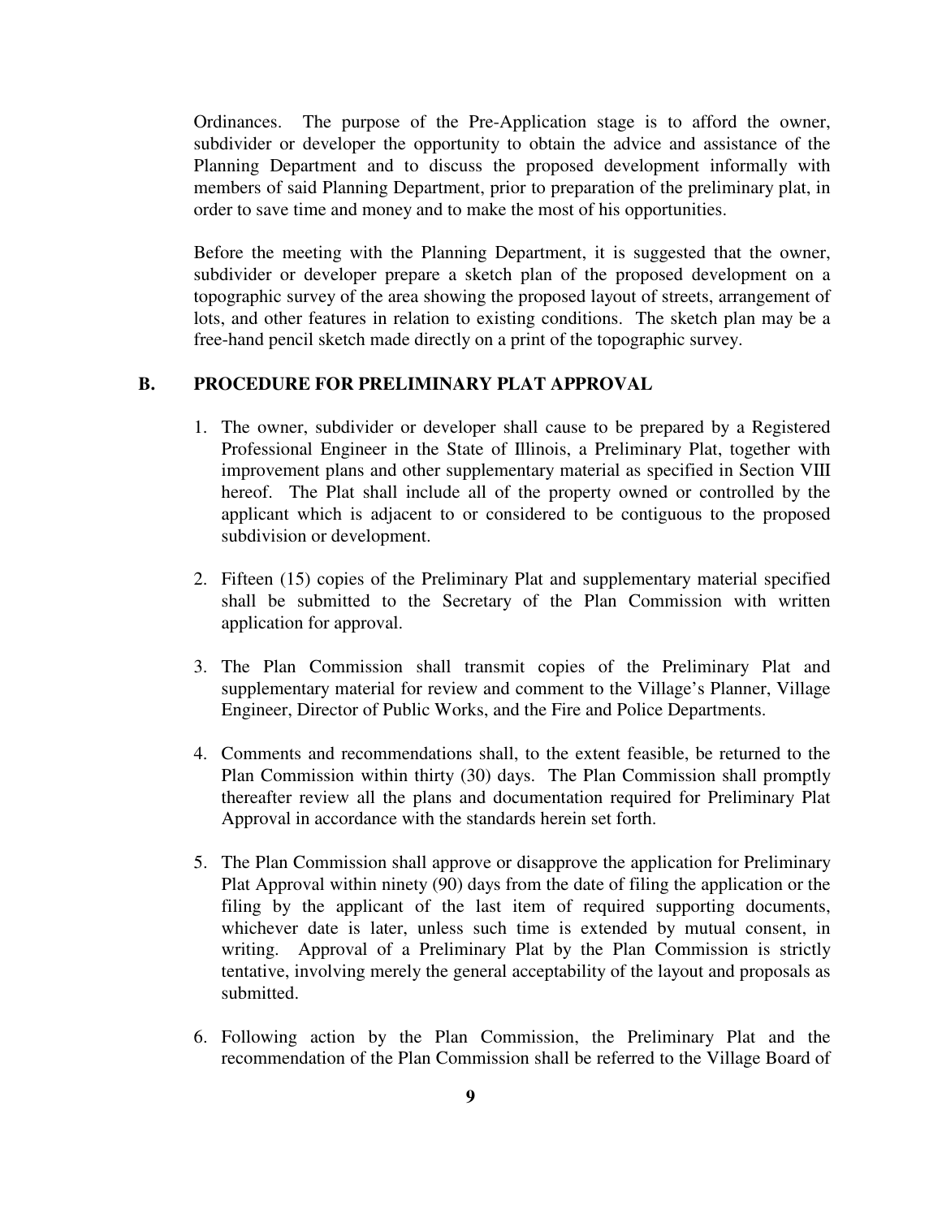Ordinances. The purpose of the Pre-Application stage is to afford the owner, subdivider or developer the opportunity to obtain the advice and assistance of the Planning Department and to discuss the proposed development informally with members of said Planning Department, prior to preparation of the preliminary plat, in order to save time and money and to make the most of his opportunities.

Before the meeting with the Planning Department, it is suggested that the owner, subdivider or developer prepare a sketch plan of the proposed development on a topographic survey of the area showing the proposed layout of streets, arrangement of lots, and other features in relation to existing conditions. The sketch plan may be a free-hand pencil sketch made directly on a print of the topographic survey.

### B. PROCEDURE FOR PRELIMINARY PLAT APPROVAL

1. The owner, subdivider or developer shall cause to be prepared by a Registered Professional Engineer in the State of Illinois, a Preliminary Plat, together with improvement plans and other supplementary material as specified in Section VIII hereof. The Plat shall include all of the property owned or controlled by the applicant which is adjacent to or considered to be contiguous to the proposed subdivision or development.

2. Fifteen (15) copies of the Preliminary Plat and supplementary material specified shall be submitted to the Secretary of the Plan Commission with written application for approval.

3. The Plan Commission shall transmit copies of the Preliminary Plat and supplementary material for review and comment to the Village's Planner, Village Engineer, Director of Public Works, and the Fire and Police Departments.

4. Comments and recommendations shall, to the extent feasible, be returned to the Plan Commission within thirty (30) days. The Plan Commission shall promptly thereafter review all the plans and documentation required for Preliminary Plat Approval in accordance with the standards herein set forth.

5. The Plan Commission shall approve or disapprove the application for Preliminary Plat Approval within ninety (90) days from the date of filing the application or the filing by the applicant of the last item of required supporting documents, whichever date is later, unless such time is extended by mutual consent, in writing. Approval of a Preliminary Plat by the Plan Commission is strictly tentative, involving merely the general acceptability of the layout and proposals as submitted.

6. Following action by the Plan Commission, the Preliminary Plat and the recommendation of the Plan Commission shall be referred to the Village Board of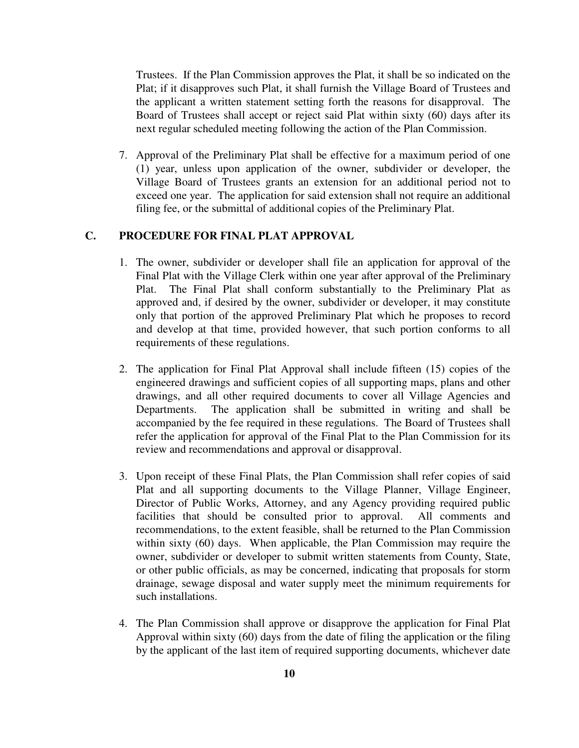Trustees. If the Plan Commission approves the Plat, it shall be so indicated on the Plat; if it disapproves such Plat, it shall furnish the Village Board of Trustees and the applicant a written statement setting forth the reasons for disapproval. The Board of Trustees shall accept or reject said Plat within sixty (60) days after its next regular scheduled meeting following the action of the Plan Commission.

7. Approval of the Preliminary Plat shall be effective for a maximum period of one (1) year, unless upon application of the owner, subdivider or developer, the Village Board of Trustees grants an extension for an additional period not to exceed one year. The application for said extension shall not require an additional filing fee, or the submittal of additional copies of the Preliminary Plat.

## C. PROCEDURE FOR FINAL PLAT APPROVAL

1. The owner, subdivider or developer shall file an application for approval of the Final Plat with the Village Clerk within one year after approval of the Preliminary Plat. The Final Plat shall conform substantially to the Preliminary Plat as approved and, if desired by the owner, subdivider or developer, it may constitute only that portion of the approved Preliminary Plat which he proposes to record and develop at that time, provided however, that such portion conforms to all requirements of these regulations.

2. The application for Final Plat Approval shall include fifteen (15) copies of the engineered drawings and sufficient copies of all supporting maps, plans and other drawings, and all other required documents to cover all Village Agencies and Departments. The application shall be submitted in writing and shall be accompanied by the fee required in these regulations. The Board of Trustees shall refer the application for approval of the Final Plat to the Plan Commission for its review and recommendations and approval or disapproval.

3. Upon receipt of these Final Plats, the Plan Commission shall refer copies of said Plat and all supporting documents to the Village Planner, Village Engineer, Director of Public Works, Attorney, and any Agency providing required public facilities that should be consulted prior to approval. All comments and recommendations, to the extent feasible, shall be returned to the Plan Commission within sixty (60) days. When applicable, the Plan Commission may require the owner, subdivider or developer to submit written statements from County, State, or other public officials, as may be concerned, indicating that proposals for storm drainage, sewage disposal and water supply meet the minimum requirements for such installations.

4. The Plan Commission shall approve or disapprove the application for Final Plat Approval within sixty (60) days from the date of filing the application or the filing by the applicant of the last item of required supporting documents, whichever date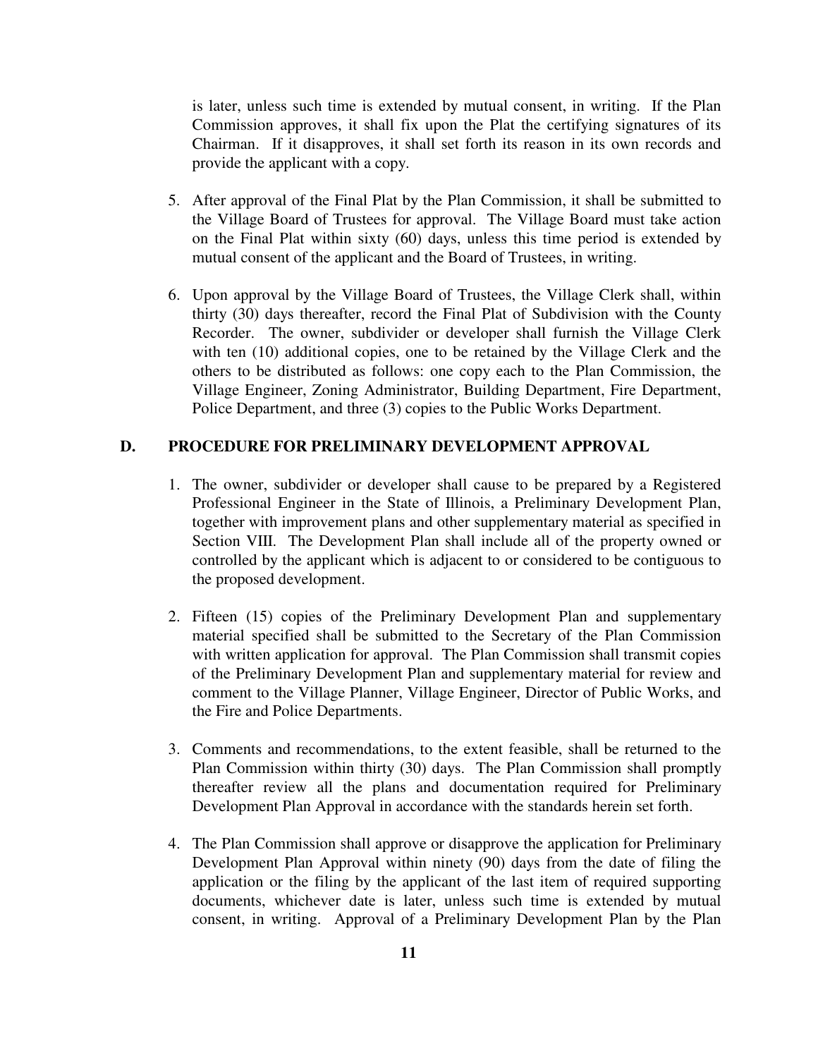is later, unless such time is extended by mutual consent, in writing. If the Plan Commission approves, it shall fix upon the Plat the certifying signatures of its Chairman. If it disapproves, it shall set forth its reason in its own records and provide the applicant with a copy.

5. After approval of the Final Plat by the Plan Commission, it shall be submitted to the Village Board of Trustees for approval. The Village Board must take action on the Final Plat within sixty (60) days, unless this time period is extended by mutual consent of the applicant and the Board of Trustees, in writing.

6. Upon approval by the Village Board of Trustees, the Village Clerk shall, within thirty (30) days thereafter, record the Final Plat of Subdivision with the County Recorder. The owner, subdivider or developer shall furnish the Village Clerk with ten (10) additional copies, one to be retained by the Village Clerk and the others to be distributed as follows: one copy each to the Plan Commission, the Village Engineer, Zoning Administrator, Building Department, Fire Department, Police Department, and three (3) copies to the Public Works Department.

## D. PROCEDURE FOR PRELIMINARY DEVELOPMENT APPROVAL

1. The owner, subdivider or developer shall cause to be prepared by a Registered Professional Engineer in the State of Illinois, a Preliminary Development Plan, together with improvement plans and other supplementary material as specified in Section VIII. The Development Plan shall include all of the property owned or controlled by the applicant which is adjacent to or considered to be contiguous to the proposed development.

2. Fifteen (15) copies of the Preliminary Development Plan and supplementary material specified shall be submitted to the Secretary of the Plan Commission with written application for approval. The Plan Commission shall transmit copies of the Preliminary Development Plan and supplementary material for review and comment to the Village Planner, Village Engineer, Director of Public Works, and the Fire and Police Departments.

3. Comments and recommendations, to the extent feasible, shall be returned to the Plan Commission within thirty (30) days. The Plan Commission shall promptly thereafter review all the plans and documentation required for Preliminary Development Plan Approval in accordance with the standards herein set forth.

4. The Plan Commission shall approve or disapprove the application for Preliminary Development Plan Approval within ninety (90) days from the date of filing the application or the filing by the applicant of the last item of required supporting documents, whichever date is later, unless such time is extended by mutual consent, in writing. Approval of a Preliminary Development Plan by the Plan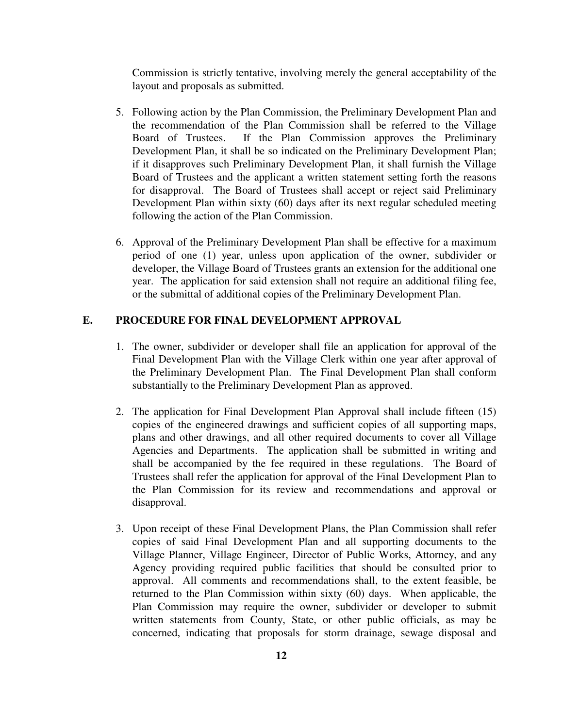Commission is strictly tentative, involving merely the general acceptability of the layout and proposals as submitted.

5. Following action by the Plan Commission, the Preliminary Development Plan and the recommendation of the Plan Commission shall be referred to the Village Board of Trustees. If the Plan Commission approves the Preliminary Development Plan, it shall be so indicated on the Preliminary Development Plan; if it disapproves such Preliminary Development Plan, it shall furnish the Village Board of Trustees and the applicant a written statement setting forth the reasons for disapproval. The Board of Trustees shall accept or reject said Preliminary Development Plan within sixty (60) days after its next regular scheduled meeting following the action of the Plan Commission.

6. Approval of the Preliminary Development Plan shall be effective for a maximum period of one (1) year, unless upon application of the owner, subdivider or developer, the Village Board of Trustees grants an extension for the additional one year. The application for said extension shall not require an additional filing fee, or the submittal of additional copies of the Preliminary Development Plan.

## E. PROCEDURE FOR FINAL DEVELOPMENT APPROVAL

1. The owner, subdivider or developer shall file an application for approval of the Final Development Plan with the Village Clerk within one year after approval of the Preliminary Development Plan. The Final Development Plan shall conform substantially to the Preliminary Development Plan as approved.

2. The application for Final Development Plan Approval shall include fifteen (15) copies of the engineered drawings and sufficient copies of all supporting maps, plans and other drawings, and all other required documents to cover all Village Agencies and Departments. The application shall be submitted in writing and shall be accompanied by the fee required in these regulations. The Board of Trustees shall refer the application for approval of the Final Development Plan to the Plan Commission for its review and recommendations and approval or disapproval.

3. Upon receipt of these Final Development Plans, the Plan Commission shall refer copies of said Final Development Plan and all supporting documents to the Village Planner, Village Engineer, Director of Public Works, Attorney, and any Agency providing required public facilities that should be consulted prior to approval. All comments and recommendations shall, to the extent feasible, be returned to the Plan Commission within sixty (60) days. When applicable, the Plan Commission may require the owner, subdivider or developer to submit written statements from County, State, or other public officials, as may be concerned, indicating that proposals for storm drainage, sewage disposal and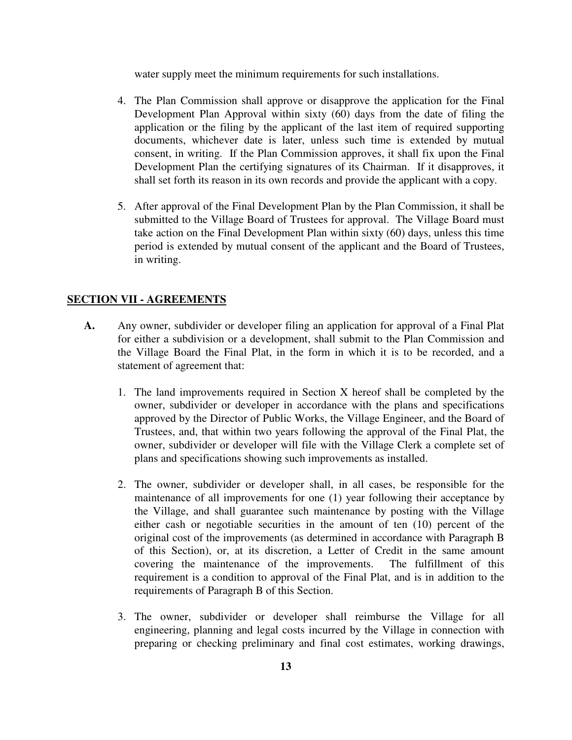water supply meet the minimum requirements for such installations.

4. The Plan Commission shall approve or disapprove the application for the Final Development Plan Approval within sixty (60) days from the date of filing the application or the filing by the applicant of the last item of required supporting documents, whichever date is later, unless such time is extended by mutual consent, in writing. If the Plan Commission approves, it shall fix upon the Final Development Plan the certifying signatures of its Chairman. If it disapproves, it shall set forth its reason in its own records and provide the applicant with a copy.

5. After approval of the Final Development Plan by the Plan Commission, it shall be submitted to the Village Board of Trustees for approval. The Village Board must take action on the Final Development Plan within sixty (60) days, unless this time period is extended by mutual consent of the applicant and the Board of Trustees, in writing.

## SECTION VII - AGREEMENTS

**A.** Any owner, subdivider or developer filing an application for approval of a Final Plat for either a subdivision or a development, shall submit to the Plan Commission and the Village Board the Final Plat, in the form in which it is to be recorded, and a statement of agreement that:

1. The land improvements required in Section X hereof shall be completed by the owner, subdivider or developer in accordance with the plans and specifications approved by the Director of Public Works, the Village Engineer, and the Board of Trustees, and, that within two years following the approval of the Final Plat, the owner, subdivider or developer will file with the Village Clerk a complete set of plans and specifications showing such improvements as installed.

2. The owner, subdivider or developer shall, in all cases, be responsible for the maintenance of all improvements for one (1) year following their acceptance by the Village, and shall guarantee such maintenance by posting with the Village either cash or negotiable securities in the amount of ten (10) percent of the original cost of the improvements (as determined in accordance with Paragraph B of this Section), or, at its discretion, a Letter of Credit in the same amount covering the maintenance of the improvements. The fulfillment of this requirement is a condition to approval of the Final Plat, and is in addition to the requirements of Paragraph B of this Section.

3. The owner, subdivider or developer shall reimburse the Village for all engineering, planning and legal costs incurred by the Village in connection with preparing or checking preliminary and final cost estimates, working drawings,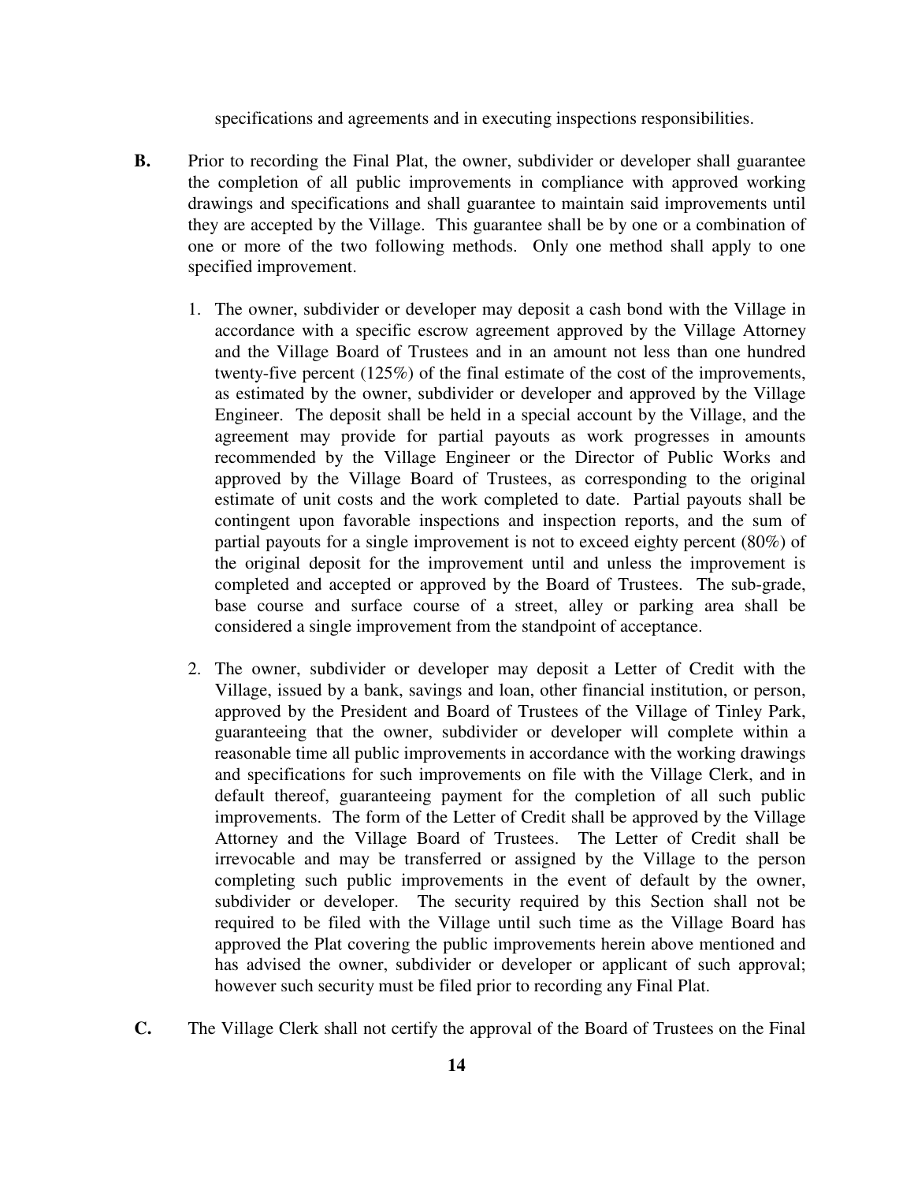specifications and agreements and in executing inspections responsibilities.

**B.** Prior to recording the Final Plat, the owner, subdivider or developer shall guarantee the completion of all public improvements in compliance with approved working drawings and specifications and shall guarantee to maintain said improvements until they are accepted by the Village. This guarantee shall be by one or a combination of one or more of the two following methods. Only one method shall apply to one specified improvement.

1. The owner, subdivider or developer may deposit a cash bond with the Village in accordance with a specific escrow agreement approved by the Village Attorney and the Village Board of Trustees and in an amount not less than one hundred twenty-five percent (125%) of the final estimate of the cost of the improvements, as estimated by the owner, subdivider or developer and approved by the Village Engineer. The deposit shall be held in a special account by the Village, and the agreement may provide for partial payouts as work progresses in amounts recommended by the Village Engineer or the Director of Public Works and approved by the Village Board of Trustees, as corresponding to the original estimate of unit costs and the work completed to date. Partial payouts shall be contingent upon favorable inspections and inspection reports, and the sum of partial payouts for a single improvement is not to exceed eighty percent (80%) of the original deposit for the improvement until and unless the improvement is completed and accepted or approved by the Board of Trustees. The sub-grade, base course and surface course of a street, alley or parking area shall be considered a single improvement from the standpoint of acceptance.

2. The owner, subdivider or developer may deposit a Letter of Credit with the Village, issued by a bank, savings and loan, other financial institution, or person, approved by the President and Board of Trustees of the Village of Tinley Park, guaranteeing that the owner, subdivider or developer will complete within a reasonable time all public improvements in accordance with the working drawings and specifications for such improvements on file with the Village Clerk, and in default thereof, guaranteeing payment for the completion of all such public improvements. The form of the Letter of Credit shall be approved by the Village Attorney and the Village Board of Trustees. The Letter of Credit shall be irrevocable and may be transferred or assigned by the Village to the person completing such public improvements in the event of default by the owner, subdivider or developer. The security required by this Section shall not be required to be filed with the Village until such time as the Village Board has approved the Plat covering the public improvements herein above mentioned and has advised the owner, subdivider or developer or applicant of such approval; however such security must be filed prior to recording any Final Plat.

**C.** The Village Clerk shall not certify the approval of the Board of Trustees on the Final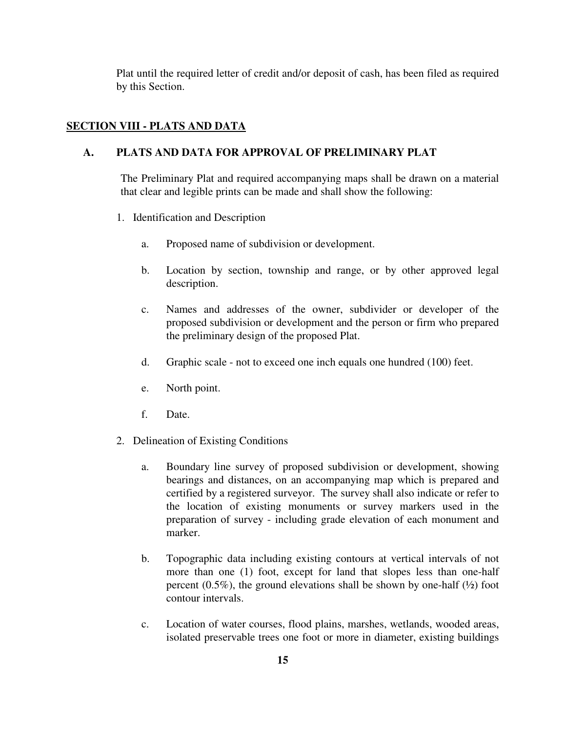Plat until the required letter of credit and/or deposit of cash, has been filed as required by this Section.

## SECTION VIII - PLATS AND DATA

### A. PLATS AND DATA FOR APPROVAL OF PRELIMINARY PLAT

The Preliminary Plat and required accompanying maps shall be drawn on a material that clear and legible prints can be made and shall show the following:

1. Identification and Description

   a. Proposed name of subdivision or development.

   b. Location by section, township and range, or by other approved legal description.

   c. Names and addresses of the owner, subdivider or developer of the proposed subdivision or development and the person or firm who prepared the preliminary design of the proposed Plat.

   d. Graphic scale - not to exceed one inch equals one hundred (100) feet.

   e. North point.

   f. Date.

2. Delineation of Existing Conditions

   a. Boundary line survey of proposed subdivision or development, showing bearings and distances, on an accompanying map which is prepared and certified by a registered surveyor. The survey shall also indicate or refer to the location of existing monuments or survey markers used in the preparation of survey - including grade elevation of each monument and marker.

   b. Topographic data including existing contours at vertical intervals of not more than one (1) foot, except for land that slopes less than one-half percent (0.5%), the ground elevations shall be shown by one-half (½) foot contour intervals.

   c. Location of water courses, flood plains, marshes, wetlands, wooded areas, isolated preservable trees one foot or more in diameter, existing buildings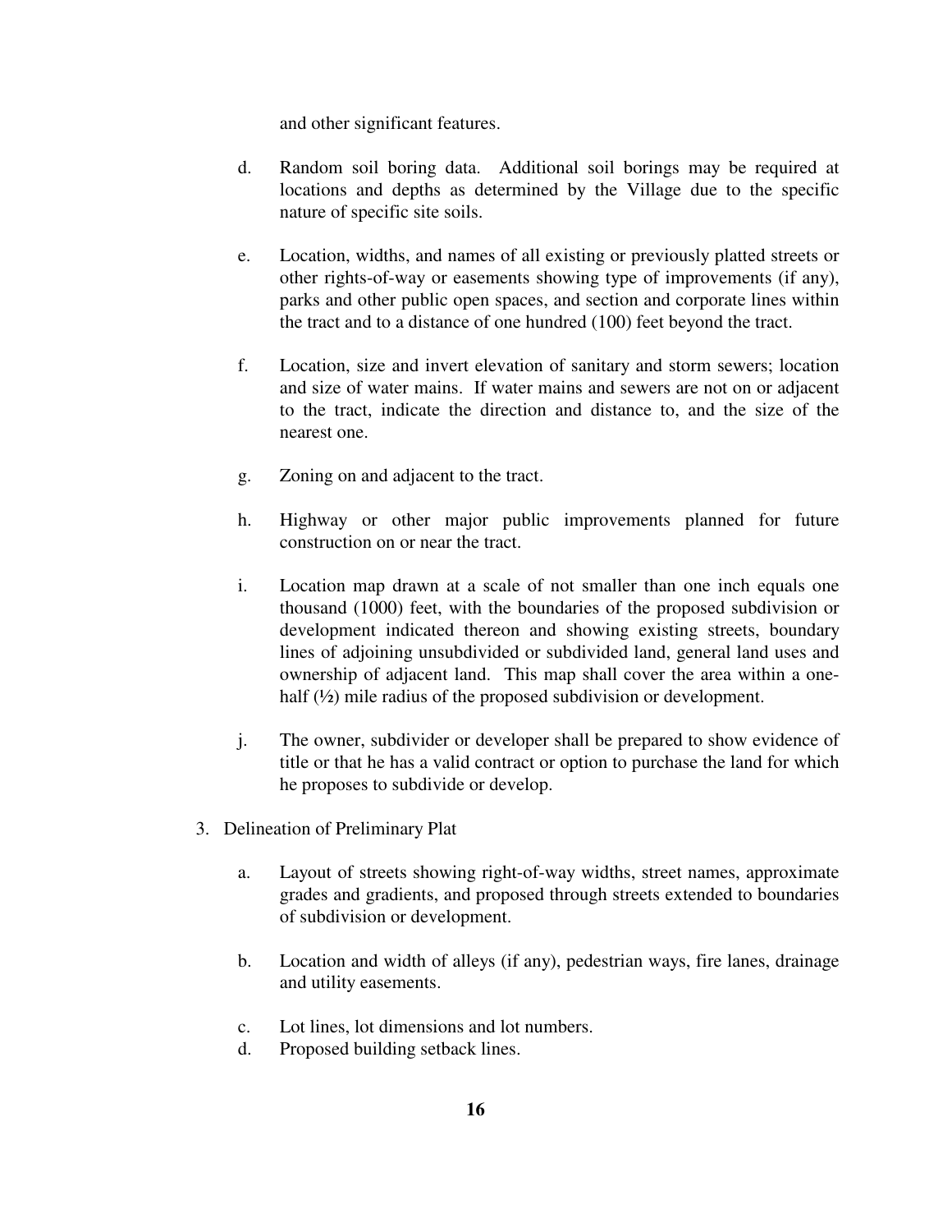and other significant features.

d. Random soil boring data. Additional soil borings may be required at locations and depths as determined by the Village due to the specific nature of specific site soils.

e. Location, widths, and names of all existing or previously platted streets or other rights-of-way or easements showing type of improvements (if any), parks and other public open spaces, and section and corporate lines within the tract and to a distance of one hundred (100) feet beyond the tract.

f. Location, size and invert elevation of sanitary and storm sewers; location and size of water mains. If water mains and sewers are not on or adjacent to the tract, indicate the direction and distance to, and the size of the nearest one.

g. Zoning on and adjacent to the tract.

h. Highway or other major public improvements planned for future construction on or near the tract.

i. Location map drawn at a scale of not smaller than one inch equals one thousand (1000) feet, with the boundaries of the proposed subdivision or development indicated thereon and showing existing streets, boundary lines of adjoining unsubdivided or subdivided land, general land uses and ownership of adjacent land. This map shall cover the area within a one-half (½) mile radius of the proposed subdivision or development.

j. The owner, subdivider or developer shall be prepared to show evidence of title or that he has a valid contract or option to purchase the land for which he proposes to subdivide or develop.

3. Delineation of Preliminary Plat

a. Layout of streets showing right-of-way widths, street names, approximate grades and gradients, and proposed through streets extended to boundaries of subdivision or development.

b. Location and width of alleys (if any), pedestrian ways, fire lanes, drainage and utility easements.

c. Lot lines, lot dimensions and lot numbers.

d. Proposed building setback lines.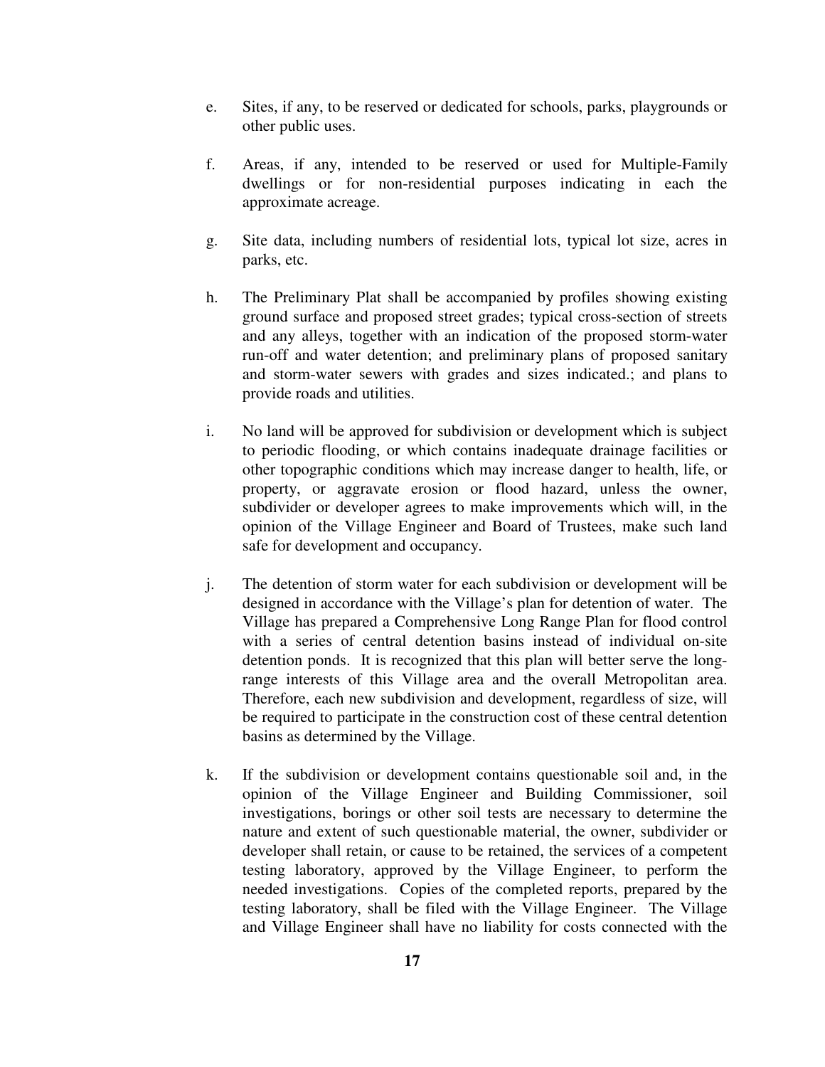e. Sites, if any, to be reserved or dedicated for schools, parks, playgrounds or other public uses.

f. Areas, if any, intended to be reserved or used for Multiple-Family dwellings or for non-residential purposes indicating in each the approximate acreage.

g. Site data, including numbers of residential lots, typical lot size, acres in parks, etc.

h. The Preliminary Plat shall be accompanied by profiles showing existing ground surface and proposed street grades; typical cross-section of streets and any alleys, together with an indication of the proposed storm-water run-off and water detention; and preliminary plans of proposed sanitary and storm-water sewers with grades and sizes indicated.; and plans to provide roads and utilities.

i. No land will be approved for subdivision or development which is subject to periodic flooding, or which contains inadequate drainage facilities or other topographic conditions which may increase danger to health, life, or property, or aggravate erosion or flood hazard, unless the owner, subdivider or developer agrees to make improvements which will, in the opinion of the Village Engineer and Board of Trustees, make such land safe for development and occupancy.

j. The detention of storm water for each subdivision or development will be designed in accordance with the Village's plan for detention of water. The Village has prepared a Comprehensive Long Range Plan for flood control with a series of central detention basins instead of individual on-site detention ponds. It is recognized that this plan will better serve the long-range interests of this Village area and the overall Metropolitan area. Therefore, each new subdivision and development, regardless of size, will be required to participate in the construction cost of these central detention basins as determined by the Village.

k. If the subdivision or development contains questionable soil and, in the opinion of the Village Engineer and Building Commissioner, soil investigations, borings or other soil tests are necessary to determine the nature and extent of such questionable material, the owner, subdivider or developer shall retain, or cause to be retained, the services of a competent testing laboratory, approved by the Village Engineer, to perform the needed investigations. Copies of the completed reports, prepared by the testing laboratory, shall be filed with the Village Engineer. The Village and Village Engineer shall have no liability for costs connected with the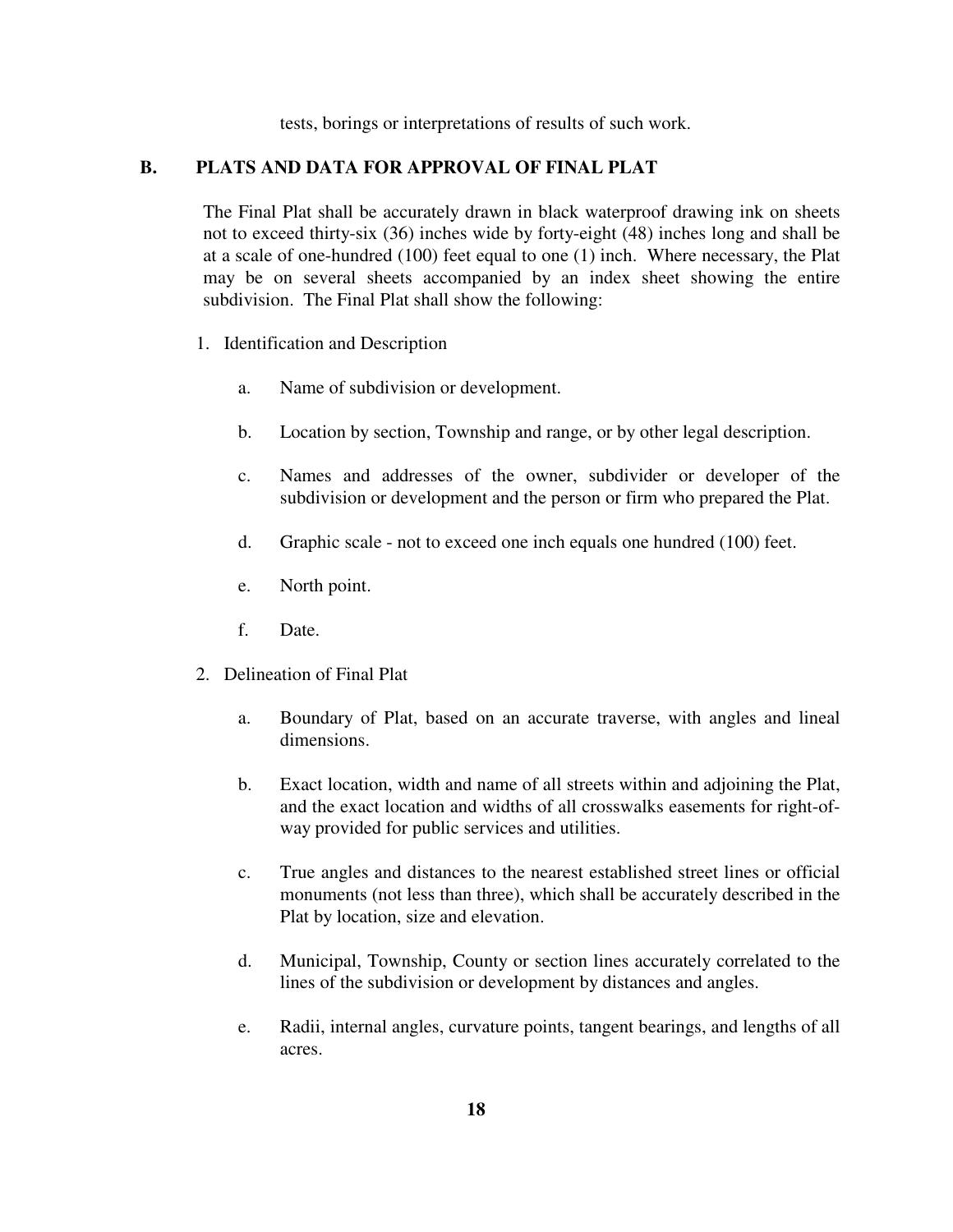tests, borings or interpretations of results of such work.

## B. PLATS AND DATA FOR APPROVAL OF FINAL PLAT

The Final Plat shall be accurately drawn in black waterproof drawing ink on sheets not to exceed thirty-six (36) inches wide by forty-eight (48) inches long and shall be at a scale of one-hundred (100) feet equal to one (1) inch. Where necessary, the Plat may be on several sheets accompanied by an index sheet showing the entire subdivision. The Final Plat shall show the following:

1. Identification and Description

   a. Name of subdivision or development.

   b. Location by section, Township and range, or by other legal description.

   c. Names and addresses of the owner, subdivider or developer of the subdivision or development and the person or firm who prepared the Plat.

   d. Graphic scale - not to exceed one inch equals one hundred (100) feet.

   e. North point.

   f. Date.

2. Delineation of Final Plat

   a. Boundary of Plat, based on an accurate traverse, with angles and lineal dimensions.

   b. Exact location, width and name of all streets within and adjoining the Plat, and the exact location and widths of all crosswalks easements for right-of-way provided for public services and utilities.

   c. True angles and distances to the nearest established street lines or official monuments (not less than three), which shall be accurately described in the Plat by location, size and elevation.

   d. Municipal, Township, County or section lines accurately correlated to the lines of the subdivision or development by distances and angles.

   e. Radii, internal angles, curvature points, tangent bearings, and lengths of all acres.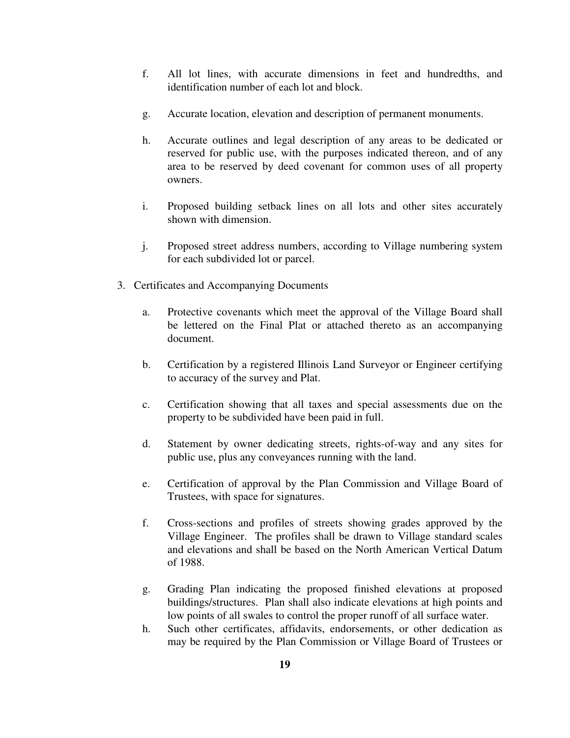f. All lot lines, with accurate dimensions in feet and hundredths, and identification number of each lot and block.

g. Accurate location, elevation and description of permanent monuments.

h. Accurate outlines and legal description of any areas to be dedicated or reserved for public use, with the purposes indicated thereon, and of any area to be reserved by deed covenant for common uses of all property owners.

i. Proposed building setback lines on all lots and other sites accurately shown with dimension.

j. Proposed street address numbers, according to Village numbering system for each subdivided lot or parcel.

3. Certificates and Accompanying Documents

   a. Protective covenants which meet the approval of the Village Board shall be lettered on the Final Plat or attached thereto as an accompanying document.

   b. Certification by a registered Illinois Land Surveyor or Engineer certifying to accuracy of the survey and Plat.

   c. Certification showing that all taxes and special assessments due on the property to be subdivided have been paid in full.

   d. Statement by owner dedicating streets, rights-of-way and any sites for public use, plus any conveyances running with the land.

   e. Certification of approval by the Plan Commission and Village Board of Trustees, with space for signatures.

   f. Cross-sections and profiles of streets showing grades approved by the Village Engineer. The profiles shall be drawn to Village standard scales and elevations and shall be based on the North American Vertical Datum of 1988.

   g. Grading Plan indicating the proposed finished elevations at proposed buildings/structures. Plan shall also indicate elevations at high points and low points of all swales to control the proper runoff of all surface water.

   h. Such other certificates, affidavits, endorsements, or other dedication as may be required by the Plan Commission or Village Board of Trustees or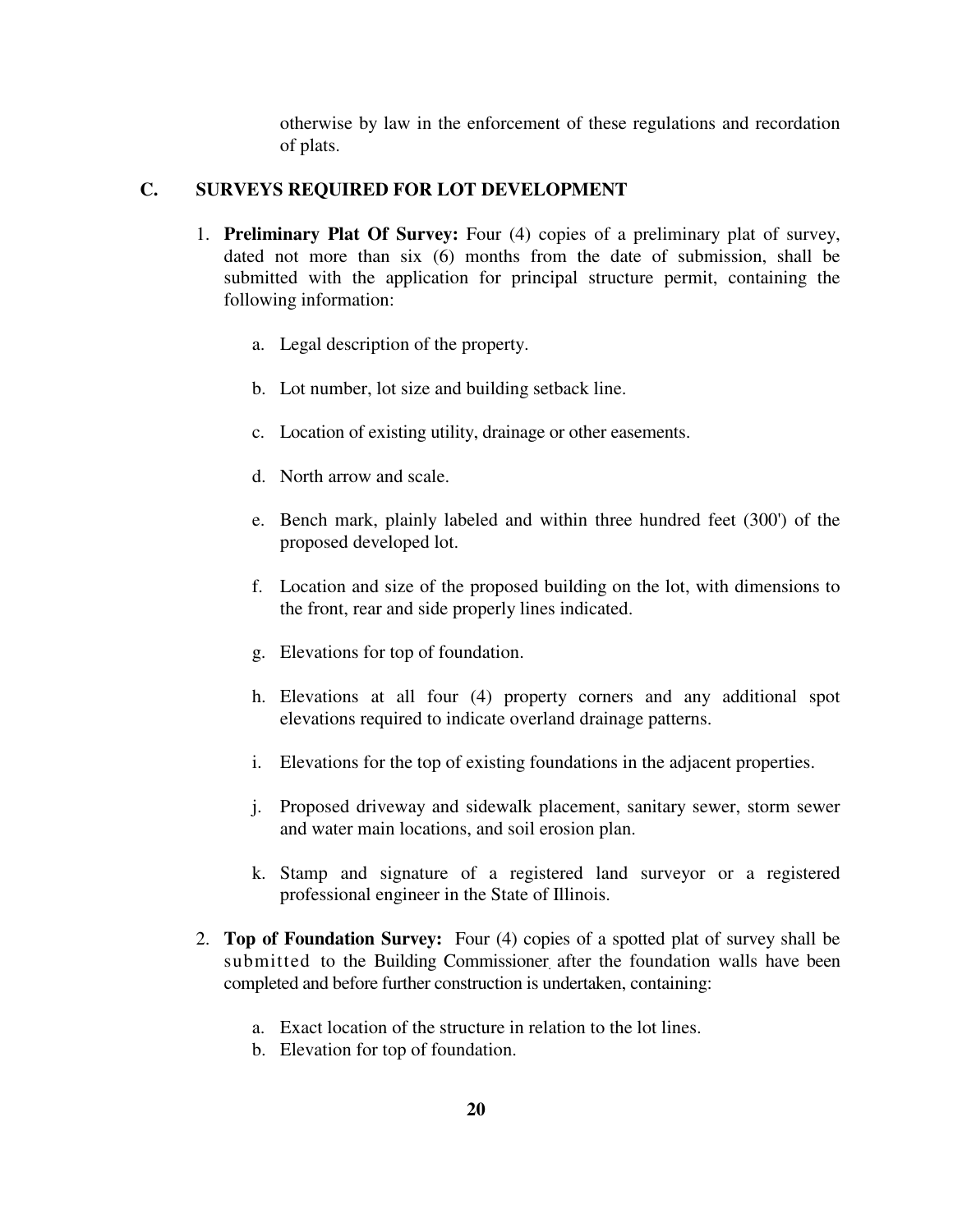otherwise by law in the enforcement of these regulations and recordation of plats.

## C. SURVEYS REQUIRED FOR LOT DEVELOPMENT

1. **Preliminary Plat Of Survey:** Four (4) copies of a preliminary plat of survey, dated not more than six (6) months from the date of submission, shall be submitted with the application for principal structure permit, containing the following information:

   a. Legal description of the property.

   b. Lot number, lot size and building setback line.

   c. Location of existing utility, drainage or other easements.

   d. North arrow and scale.

   e. Bench mark, plainly labeled and within three hundred feet (300') of the proposed developed lot.

   f. Location and size of the proposed building on the lot, with dimensions to the front, rear and side properly lines indicated.

   g. Elevations for top of foundation.

   h. Elevations at all four (4) property corners and any additional spot elevations required to indicate overland drainage patterns.

   i. Elevations for the top of existing foundations in the adjacent properties.

   j. Proposed driveway and sidewalk placement, sanitary sewer, storm sewer and water main locations, and soil erosion plan.

   k. Stamp and signature of a registered land surveyor or a registered professional engineer in the State of Illinois.

2. **Top of Foundation Survey:** Four (4) copies of a spotted plat of survey shall be submitted to the Building Commissioner, after the foundation walls have been completed and before further construction is undertaken, containing:

   a. Exact location of the structure in relation to the lot lines.
   b. Elevation for top of foundation.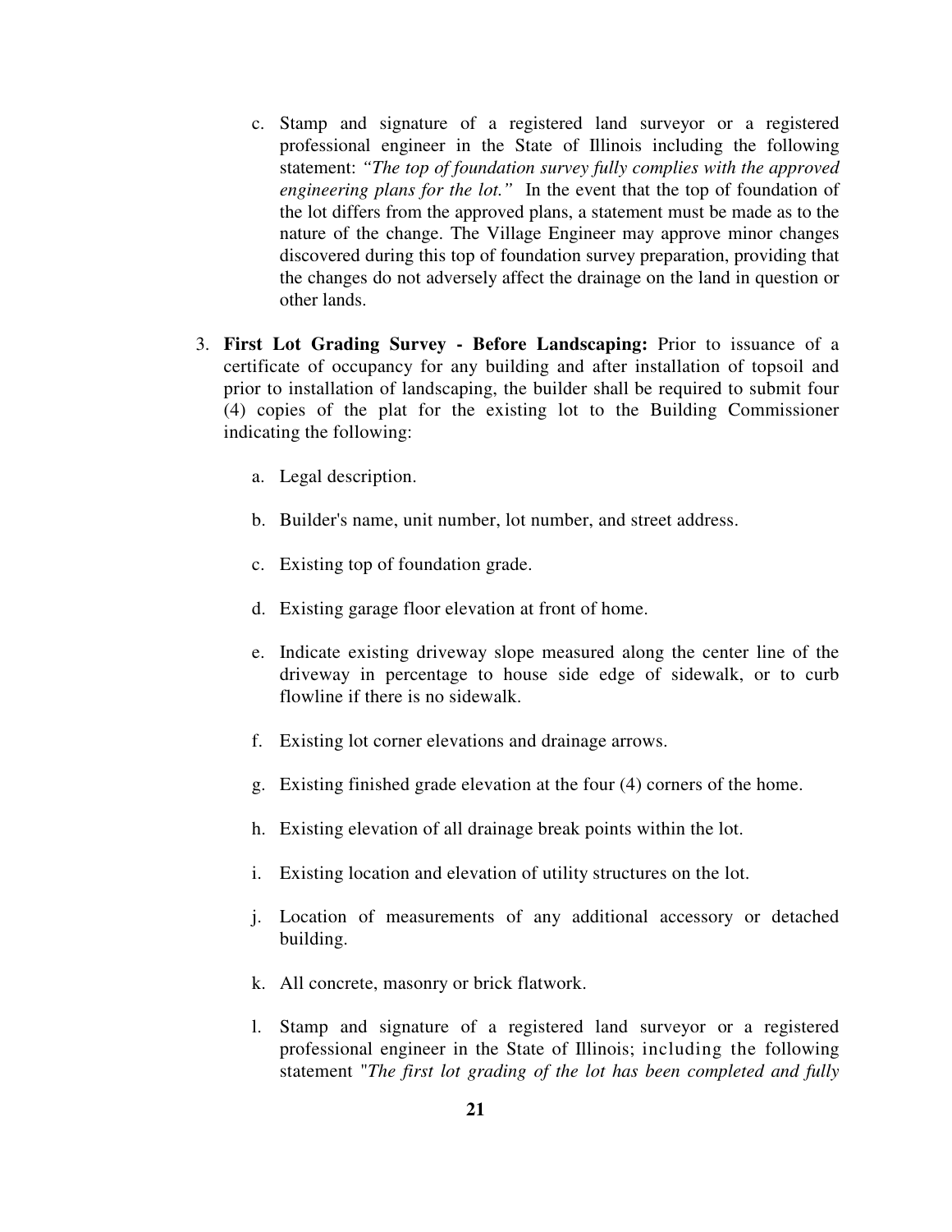c. Stamp and signature of a registered land surveyor or a registered professional engineer in the State of Illinois including the following statement: *"The top of foundation survey fully complies with the approved engineering plans for the lot."* In the event that the top of foundation of the lot differs from the approved plans, a statement must be made as to the nature of the change. The Village Engineer may approve minor changes discovered during this top of foundation survey preparation, providing that the changes do not adversely affect the drainage on the land in question or other lands.

3. **First Lot Grading Survey - Before Landscaping:** Prior to issuance of a certificate of occupancy for any building and after installation of topsoil and prior to installation of landscaping, the builder shall be required to submit four (4) copies of the plat for the existing lot to the Building Commissioner indicating the following:

   a. Legal description.

   b. Builder's name, unit number, lot number, and street address.

   c. Existing top of foundation grade.

   d. Existing garage floor elevation at front of home.

   e. Indicate existing driveway slope measured along the center line of the driveway in percentage to house side edge of sidewalk, or to curb flowline if there is no sidewalk.

   f. Existing lot corner elevations and drainage arrows.

   g. Existing finished grade elevation at the four (4) corners of the home.

   h. Existing elevation of all drainage break points within the lot.

   i. Existing location and elevation of utility structures on the lot.

   j. Location of measurements of any additional accessory or detached building.

   k. All concrete, masonry or brick flatwork.

   l. Stamp and signature of a registered land surveyor or a registered professional engineer in the State of Illinois; including the following statement "*The first lot grading of the lot has been completed and fully*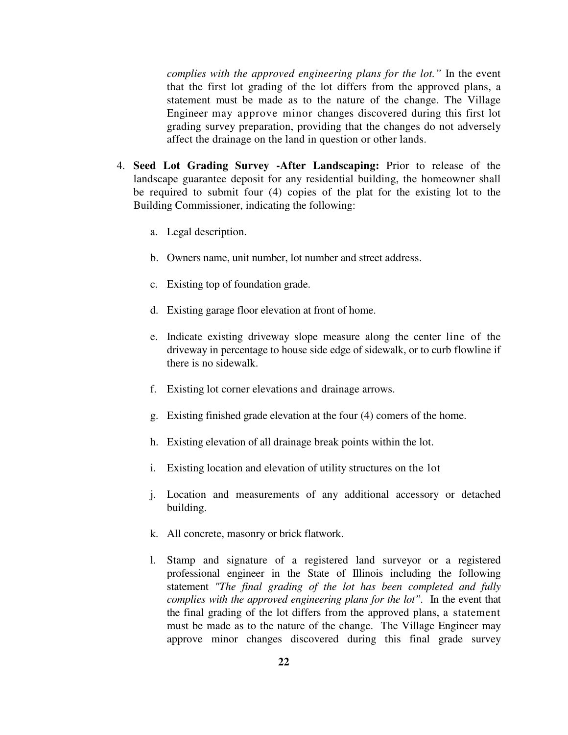*complies with the approved engineering plans for the lot."* In the event that the first lot grading of the lot differs from the approved plans, a statement must be made as to the nature of the change. The Village Engineer may approve minor changes discovered during this first lot grading survey preparation, providing that the changes do not adversely affect the drainage on the land in question or other lands.

4. **Seed Lot Grading Survey -After Landscaping:** Prior to release of the landscape guarantee deposit for any residential building, the homeowner shall be required to submit four (4) copies of the plat for the existing lot to the Building Commissioner, indicating the following:

   a. Legal description.

   b. Owners name, unit number, lot number and street address.

   c. Existing top of foundation grade.

   d. Existing garage floor elevation at front of home.

   e. Indicate existing driveway slope measure along the center line of the driveway in percentage to house side edge of sidewalk, or to curb flowline if there is no sidewalk.

   f. Existing lot corner elevations and drainage arrows.

   g. Existing finished grade elevation at the four (4) comers of the home.

   h. Existing elevation of all drainage break points within the lot.

   i. Existing location and elevation of utility structures on the lot

   j. Location and measurements of any additional accessory or detached building.

   k. All concrete, masonry or brick flatwork.

   l. Stamp and signature of a registered land surveyor or a registered professional engineer in the State of Illinois including the following statement *"The final grading of the lot has been completed and fully complies with the approved engineering plans for the lot".* In the event that the final grading of the lot differs from the approved plans, a statement must be made as to the nature of the change. The Village Engineer may approve minor changes discovered during this final grade survey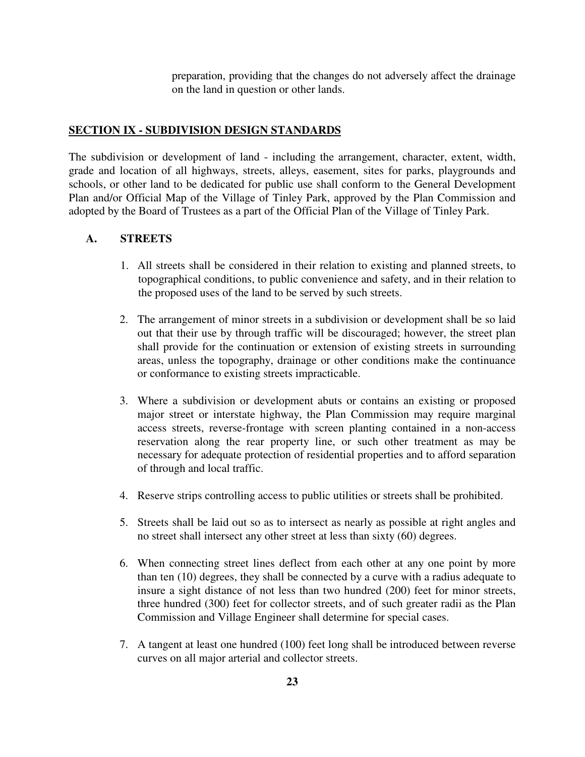preparation, providing that the changes do not adversely affect the drainage on the land in question or other lands.

## SECTION IX - SUBDIVISION DESIGN STANDARDS

The subdivision or development of land - including the arrangement, character, extent, width, grade and location of all highways, streets, alleys, easement, sites for parks, playgrounds and schools, or other land to be dedicated for public use shall conform to the General Development Plan and/or Official Map of the Village of Tinley Park, approved by the Plan Commission and adopted by the Board of Trustees as a part of the Official Plan of the Village of Tinley Park.

### A. STREETS

1. All streets shall be considered in their relation to existing and planned streets, to topographical conditions, to public convenience and safety, and in their relation to the proposed uses of the land to be served by such streets.

2. The arrangement of minor streets in a subdivision or development shall be so laid out that their use by through traffic will be discouraged; however, the street plan shall provide for the continuation or extension of existing streets in surrounding areas, unless the topography, drainage or other conditions make the continuance or conformance to existing streets impracticable.

3. Where a subdivision or development abuts or contains an existing or proposed major street or interstate highway, the Plan Commission may require marginal access streets, reverse-frontage with screen planting contained in a non-access reservation along the rear property line, or such other treatment as may be necessary for adequate protection of residential properties and to afford separation of through and local traffic.

4. Reserve strips controlling access to public utilities or streets shall be prohibited.

5. Streets shall be laid out so as to intersect as nearly as possible at right angles and no street shall intersect any other street at less than sixty (60) degrees.

6. When connecting street lines deflect from each other at any one point by more than ten (10) degrees, they shall be connected by a curve with a radius adequate to insure a sight distance of not less than two hundred (200) feet for minor streets, three hundred (300) feet for collector streets, and of such greater radii as the Plan Commission and Village Engineer shall determine for special cases.

7. A tangent at least one hundred (100) feet long shall be introduced between reverse curves on all major arterial and collector streets.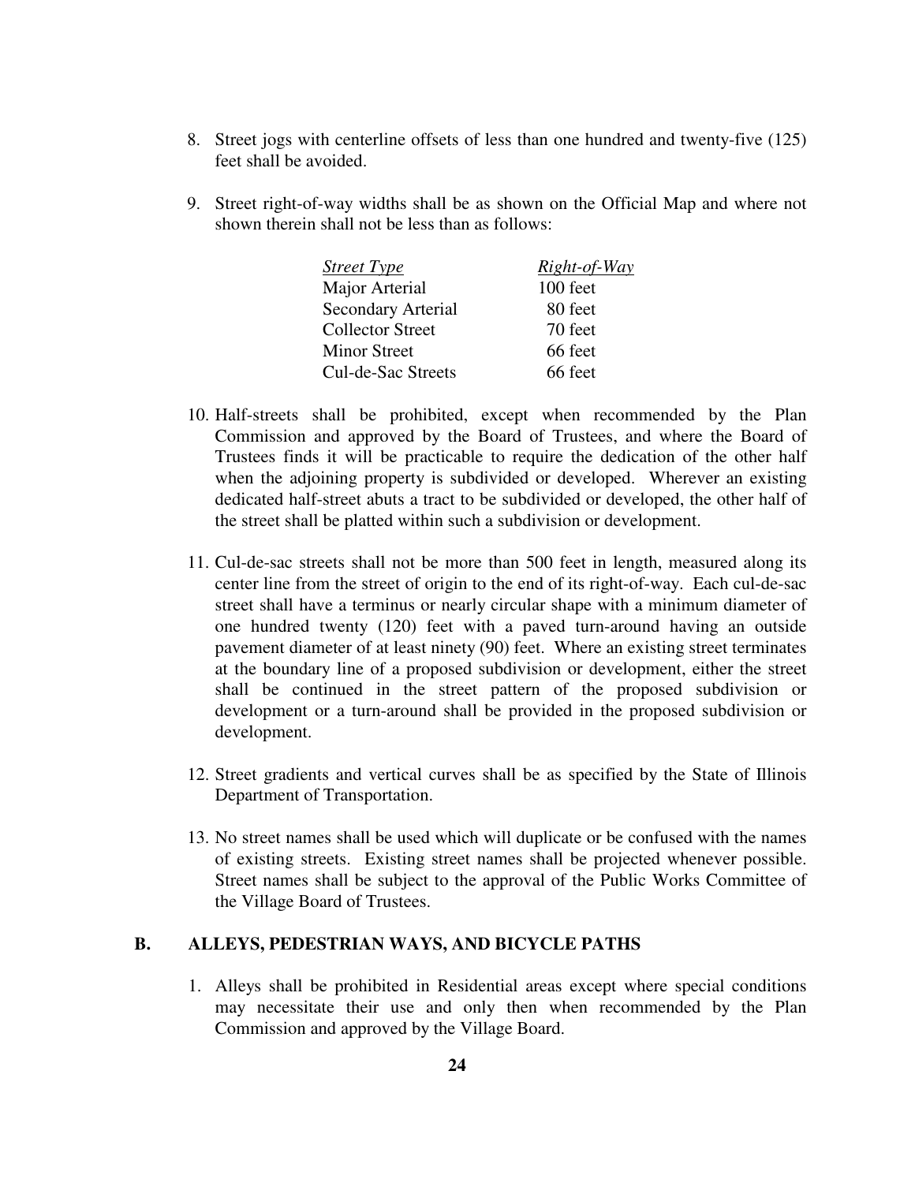8. Street jogs with centerline offsets of less than one hundred and twenty-five (125) feet shall be avoided.

9. Street right-of-way widths shall be as shown on the Official Map and where not shown therein shall not be less than as follows:

| *Street Type* | *Right-of-Way* |
| --- | --- |
| Major Arterial | 100 feet |
| Secondary Arterial | 80 feet |
| Collector Street | 70 feet |
| Minor Street | 66 feet |
| Cul-de-Sac Streets | 66 feet |

10. Half-streets shall be prohibited, except when recommended by the Plan Commission and approved by the Board of Trustees, and where the Board of Trustees finds it will be practicable to require the dedication of the other half when the adjoining property is subdivided or developed. Wherever an existing dedicated half-street abuts a tract to be subdivided or developed, the other half of the street shall be platted within such a subdivision or development.

11. Cul-de-sac streets shall not be more than 500 feet in length, measured along its center line from the street of origin to the end of its right-of-way. Each cul-de-sac street shall have a terminus or nearly circular shape with a minimum diameter of one hundred twenty (120) feet with a paved turn-around having an outside pavement diameter of at least ninety (90) feet. Where an existing street terminates at the boundary line of a proposed subdivision or development, either the street shall be continued in the street pattern of the proposed subdivision or development or a turn-around shall be provided in the proposed subdivision or development.

12. Street gradients and vertical curves shall be as specified by the State of Illinois Department of Transportation.

13. No street names shall be used which will duplicate or be confused with the names of existing streets. Existing street names shall be projected whenever possible. Street names shall be subject to the approval of the Public Works Committee of the Village Board of Trustees.

## B. ALLEYS, PEDESTRIAN WAYS, AND BICYCLE PATHS

1. Alleys shall be prohibited in Residential areas except where special conditions may necessitate their use and only then when recommended by the Plan Commission and approved by the Village Board.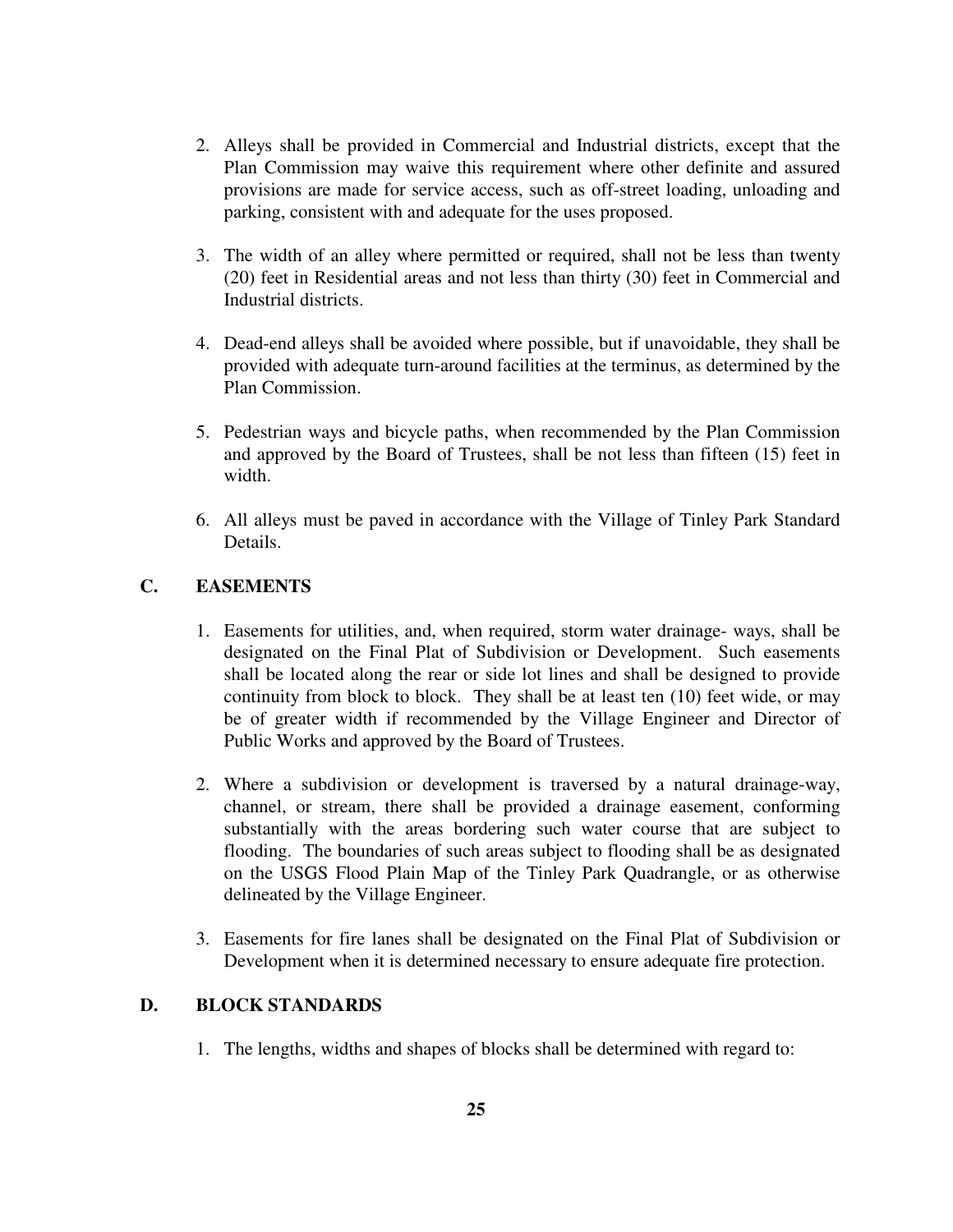2. Alleys shall be provided in Commercial and Industrial districts, except that the Plan Commission may waive this requirement where other definite and assured provisions are made for service access, such as off-street loading, unloading and parking, consistent with and adequate for the uses proposed.

3. The width of an alley where permitted or required, shall not be less than twenty (20) feet in Residential areas and not less than thirty (30) feet in Commercial and Industrial districts.

4. Dead-end alleys shall be avoided where possible, but if unavoidable, they shall be provided with adequate turn-around facilities at the terminus, as determined by the Plan Commission.

5. Pedestrian ways and bicycle paths, when recommended by the Plan Commission and approved by the Board of Trustees, shall be not less than fifteen (15) feet in width.

6. All alleys must be paved in accordance with the Village of Tinley Park Standard Details.

## C. EASEMENTS

1. Easements for utilities, and, when required, storm water drainage- ways, shall be designated on the Final Plat of Subdivision or Development. Such easements shall be located along the rear or side lot lines and shall be designed to provide continuity from block to block. They shall be at least ten (10) feet wide, or may be of greater width if recommended by the Village Engineer and Director of Public Works and approved by the Board of Trustees.

2. Where a subdivision or development is traversed by a natural drainage-way, channel, or stream, there shall be provided a drainage easement, conforming substantially with the areas bordering such water course that are subject to flooding. The boundaries of such areas subject to flooding shall be as designated on the USGS Flood Plain Map of the Tinley Park Quadrangle, or as otherwise delineated by the Village Engineer.

3. Easements for fire lanes shall be designated on the Final Plat of Subdivision or Development when it is determined necessary to ensure adequate fire protection.

## D. BLOCK STANDARDS

1. The lengths, widths and shapes of blocks shall be determined with regard to: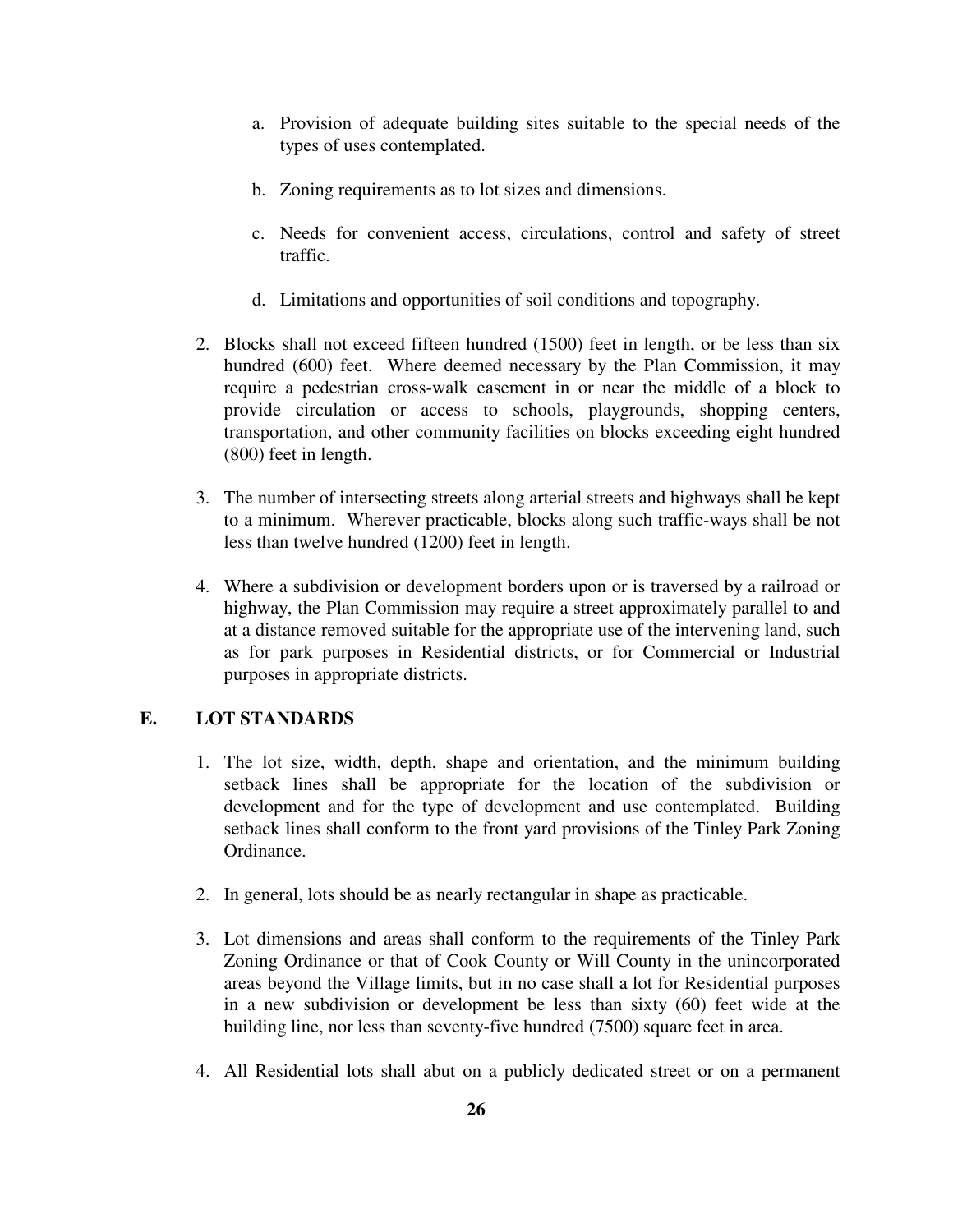a. Provision of adequate building sites suitable to the special needs of the types of uses contemplated.

b. Zoning requirements as to lot sizes and dimensions.

c. Needs for convenient access, circulations, control and safety of street traffic.

d. Limitations and opportunities of soil conditions and topography.

2. Blocks shall not exceed fifteen hundred (1500) feet in length, or be less than six hundred (600) feet. Where deemed necessary by the Plan Commission, it may require a pedestrian cross-walk easement in or near the middle of a block to provide circulation or access to schools, playgrounds, shopping centers, transportation, and other community facilities on blocks exceeding eight hundred (800) feet in length.

3. The number of intersecting streets along arterial streets and highways shall be kept to a minimum. Wherever practicable, blocks along such traffic-ways shall be not less than twelve hundred (1200) feet in length.

4. Where a subdivision or development borders upon or is traversed by a railroad or highway, the Plan Commission may require a street approximately parallel to and at a distance removed suitable for the appropriate use of the intervening land, such as for park purposes in Residential districts, or for Commercial or Industrial purposes in appropriate districts.

## E. LOT STANDARDS

1. The lot size, width, depth, shape and orientation, and the minimum building setback lines shall be appropriate for the location of the subdivision or development and for the type of development and use contemplated. Building setback lines shall conform to the front yard provisions of the Tinley Park Zoning Ordinance.

2. In general, lots should be as nearly rectangular in shape as practicable.

3. Lot dimensions and areas shall conform to the requirements of the Tinley Park Zoning Ordinance or that of Cook County or Will County in the unincorporated areas beyond the Village limits, but in no case shall a lot for Residential purposes in a new subdivision or development be less than sixty (60) feet wide at the building line, nor less than seventy-five hundred (7500) square feet in area.

4. All Residential lots shall abut on a publicly dedicated street or on a permanent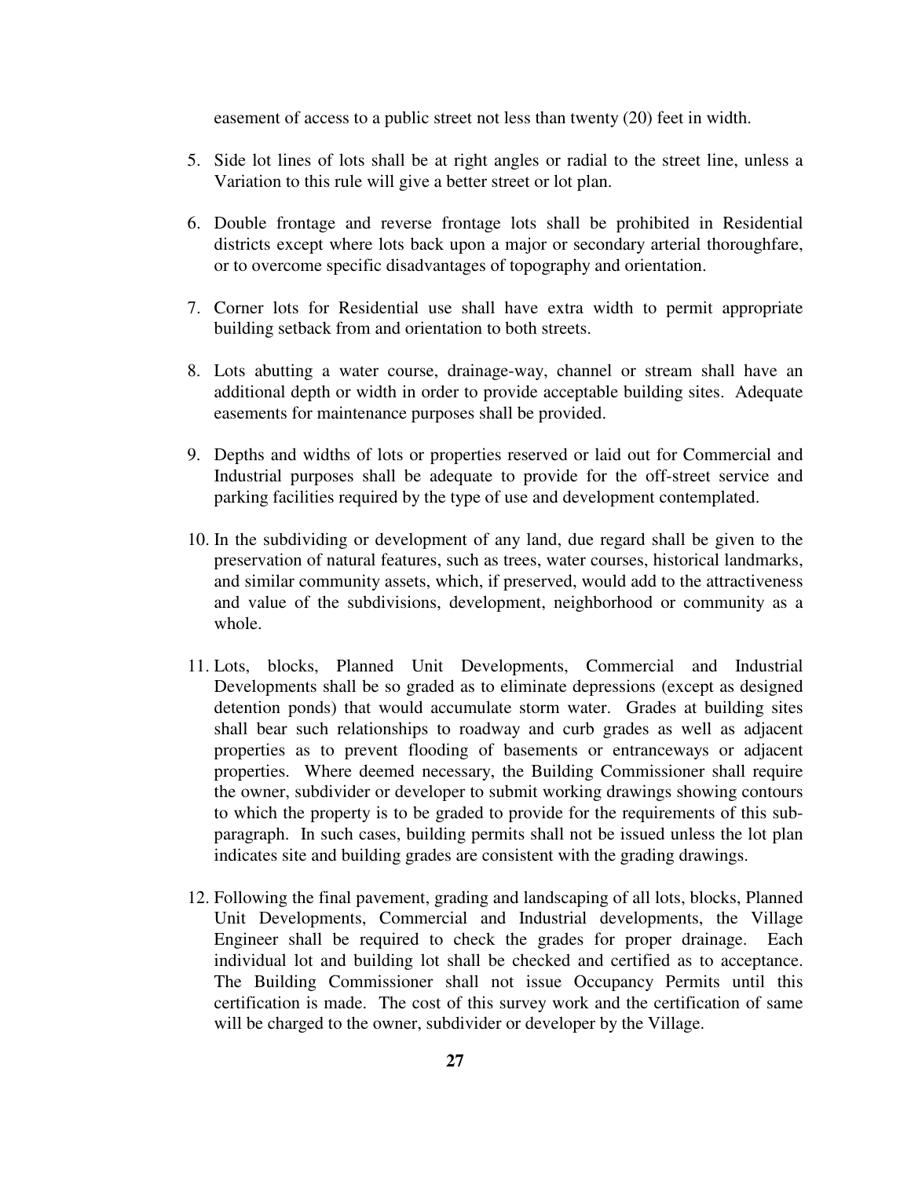easement of access to a public street not less than twenty (20) feet in width.

5. Side lot lines of lots shall be at right angles or radial to the street line, unless a Variation to this rule will give a better street or lot plan.

6. Double frontage and reverse frontage lots shall be prohibited in Residential districts except where lots back upon a major or secondary arterial thoroughfare, or to overcome specific disadvantages of topography and orientation.

7. Corner lots for Residential use shall have extra width to permit appropriate building setback from and orientation to both streets.

8. Lots abutting a water course, drainage-way, channel or stream shall have an additional depth or width in order to provide acceptable building sites. Adequate easements for maintenance purposes shall be provided.

9. Depths and widths of lots or properties reserved or laid out for Commercial and Industrial purposes shall be adequate to provide for the off-street service and parking facilities required by the type of use and development contemplated.

10. In the subdividing or development of any land, due regard shall be given to the preservation of natural features, such as trees, water courses, historical landmarks, and similar community assets, which, if preserved, would add to the attractiveness and value of the subdivisions, development, neighborhood or community as a whole.

11. Lots, blocks, Planned Unit Developments, Commercial and Industrial Developments shall be so graded as to eliminate depressions (except as designed detention ponds) that would accumulate storm water. Grades at building sites shall bear such relationships to roadway and curb grades as well as adjacent properties as to prevent flooding of basements or entranceways or adjacent properties. Where deemed necessary, the Building Commissioner shall require the owner, subdivider or developer to submit working drawings showing contours to which the property is to be graded to provide for the requirements of this sub-paragraph. In such cases, building permits shall not be issued unless the lot plan indicates site and building grades are consistent with the grading drawings.

12. Following the final pavement, grading and landscaping of all lots, blocks, Planned Unit Developments, Commercial and Industrial developments, the Village Engineer shall be required to check the grades for proper drainage. Each individual lot and building lot shall be checked and certified as to acceptance. The Building Commissioner shall not issue Occupancy Permits until this certification is made. The cost of this survey work and the certification of same will be charged to the owner, subdivider or developer by the Village.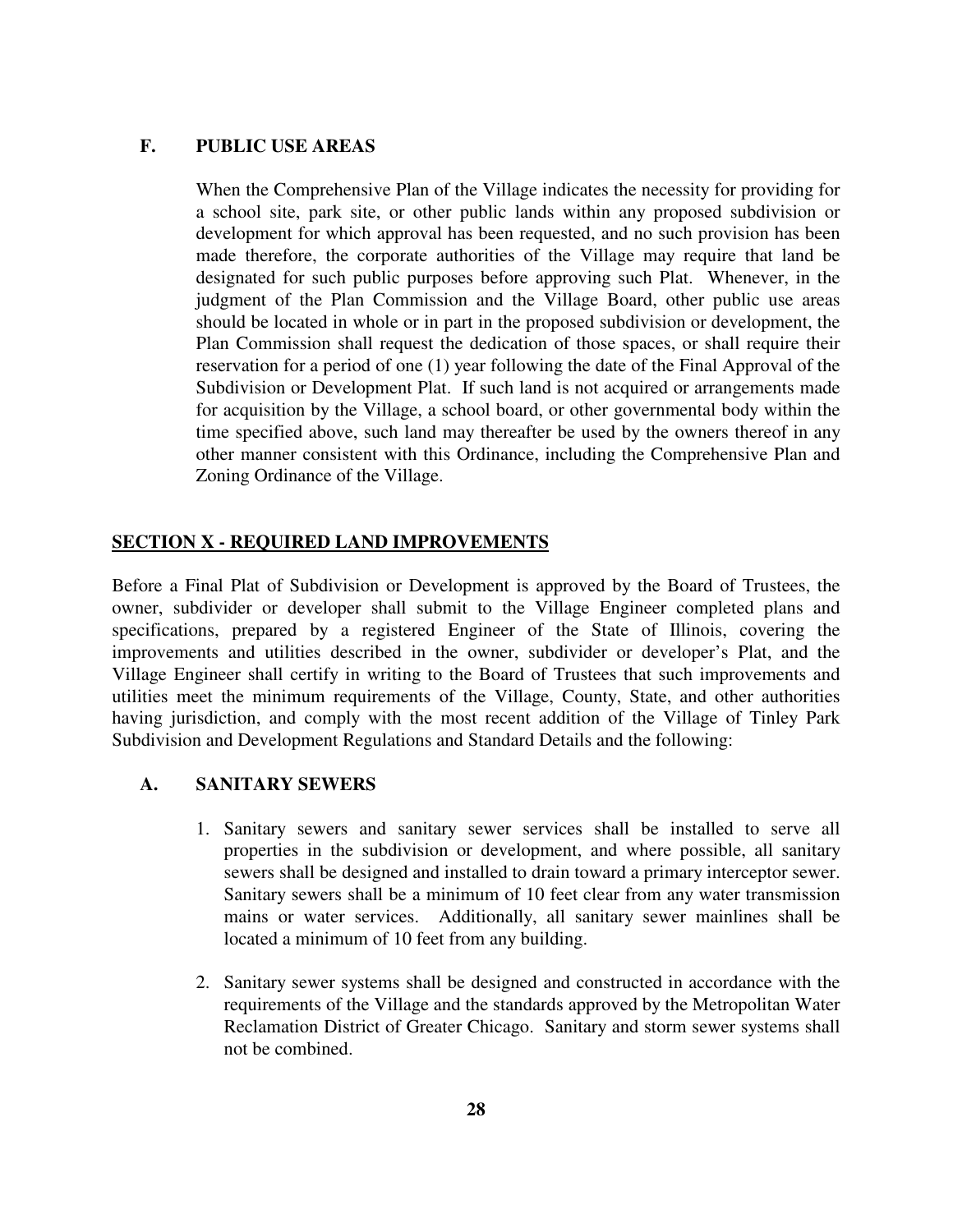### F. PUBLIC USE AREAS

When the Comprehensive Plan of the Village indicates the necessity for providing for a school site, park site, or other public lands within any proposed subdivision or development for which approval has been requested, and no such provision has been made therefore, the corporate authorities of the Village may require that land be designated for such public purposes before approving such Plat. Whenever, in the judgment of the Plan Commission and the Village Board, other public use areas should be located in whole or in part in the proposed subdivision or development, the Plan Commission shall request the dedication of those spaces, or shall require their reservation for a period of one (1) year following the date of the Final Approval of the Subdivision or Development Plat. If such land is not acquired or arrangements made for acquisition by the Village, a school board, or other governmental body within the time specified above, such land may thereafter be used by the owners thereof in any other manner consistent with this Ordinance, including the Comprehensive Plan and Zoning Ordinance of the Village.

## SECTION X - REQUIRED LAND IMPROVEMENTS

Before a Final Plat of Subdivision or Development is approved by the Board of Trustees, the owner, subdivider or developer shall submit to the Village Engineer completed plans and specifications, prepared by a registered Engineer of the State of Illinois, covering the improvements and utilities described in the owner, subdivider or developer's Plat, and the Village Engineer shall certify in writing to the Board of Trustees that such improvements and utilities meet the minimum requirements of the Village, County, State, and other authorities having jurisdiction, and comply with the most recent addition of the Village of Tinley Park Subdivision and Development Regulations and Standard Details and the following:

### A. SANITARY SEWERS

1. Sanitary sewers and sanitary sewer services shall be installed to serve all properties in the subdivision or development, and where possible, all sanitary sewers shall be designed and installed to drain toward a primary interceptor sewer. Sanitary sewers shall be a minimum of 10 feet clear from any water transmission mains or water services. Additionally, all sanitary sewer mainlines shall be located a minimum of 10 feet from any building.

2. Sanitary sewer systems shall be designed and constructed in accordance with the requirements of the Village and the standards approved by the Metropolitan Water Reclamation District of Greater Chicago. Sanitary and storm sewer systems shall not be combined.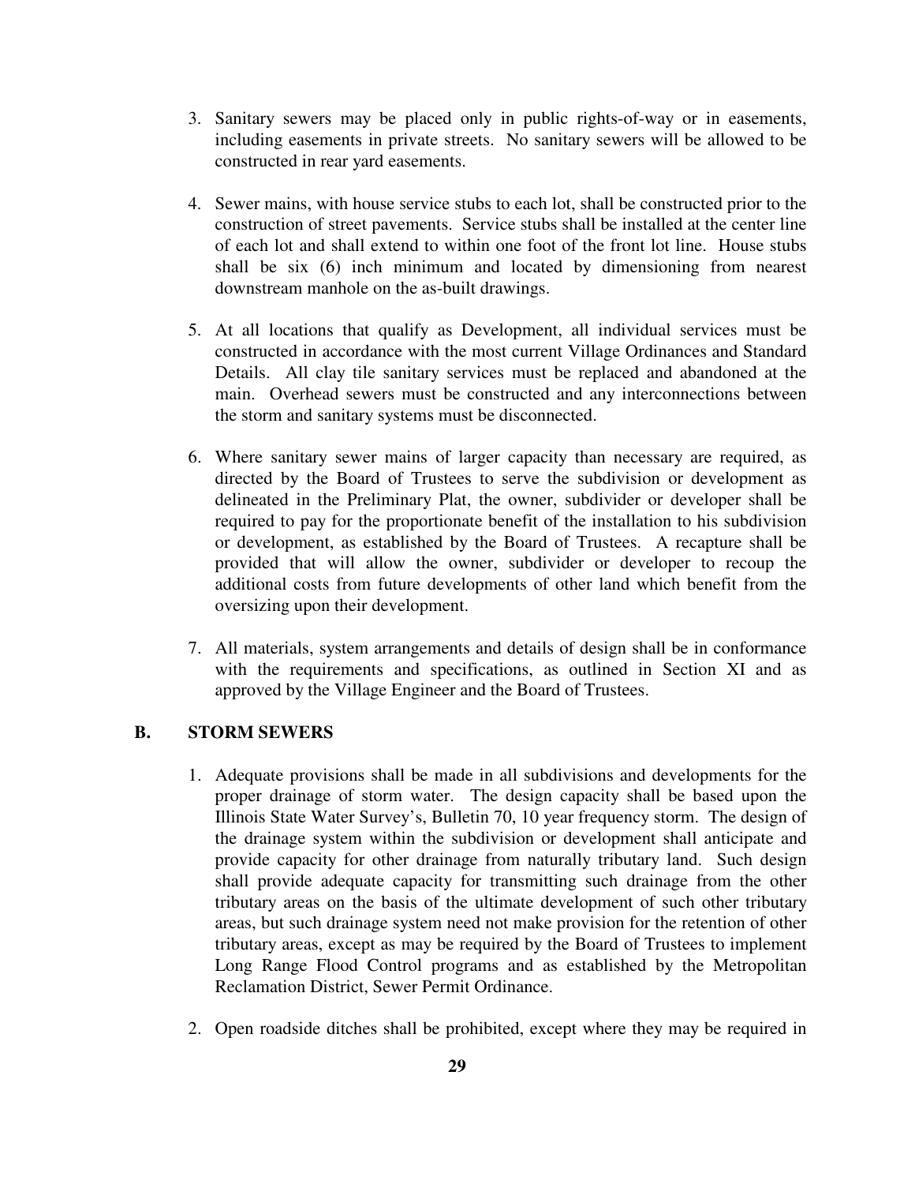3. Sanitary sewers may be placed only in public rights-of-way or in easements, including easements in private streets. No sanitary sewers will be allowed to be constructed in rear yard easements.

4. Sewer mains, with house service stubs to each lot, shall be constructed prior to the construction of street pavements. Service stubs shall be installed at the center line of each lot and shall extend to within one foot of the front lot line. House stubs shall be six (6) inch minimum and located by dimensioning from nearest downstream manhole on the as-built drawings.

5. At all locations that qualify as Development, all individual services must be constructed in accordance with the most current Village Ordinances and Standard Details. All clay tile sanitary services must be replaced and abandoned at the main. Overhead sewers must be constructed and any interconnections between the storm and sanitary systems must be disconnected.

6. Where sanitary sewer mains of larger capacity than necessary are required, as directed by the Board of Trustees to serve the subdivision or development as delineated in the Preliminary Plat, the owner, subdivider or developer shall be required to pay for the proportionate benefit of the installation to his subdivision or development, as established by the Board of Trustees. A recapture shall be provided that will allow the owner, subdivider or developer to recoup the additional costs from future developments of other land which benefit from the oversizing upon their development.

7. All materials, system arrangements and details of design shall be in conformance with the requirements and specifications, as outlined in Section XI and as approved by the Village Engineer and the Board of Trustees.

## B. STORM SEWERS

1. Adequate provisions shall be made in all subdivisions and developments for the proper drainage of storm water. The design capacity shall be based upon the Illinois State Water Survey's, Bulletin 70, 10 year frequency storm. The design of the drainage system within the subdivision or development shall anticipate and provide capacity for other drainage from naturally tributary land. Such design shall provide adequate capacity for transmitting such drainage from the other tributary areas on the basis of the ultimate development of such other tributary areas, but such drainage system need not make provision for the retention of other tributary areas, except as may be required by the Board of Trustees to implement Long Range Flood Control programs and as established by the Metropolitan Reclamation District, Sewer Permit Ordinance.

2. Open roadside ditches shall be prohibited, except where they may be required in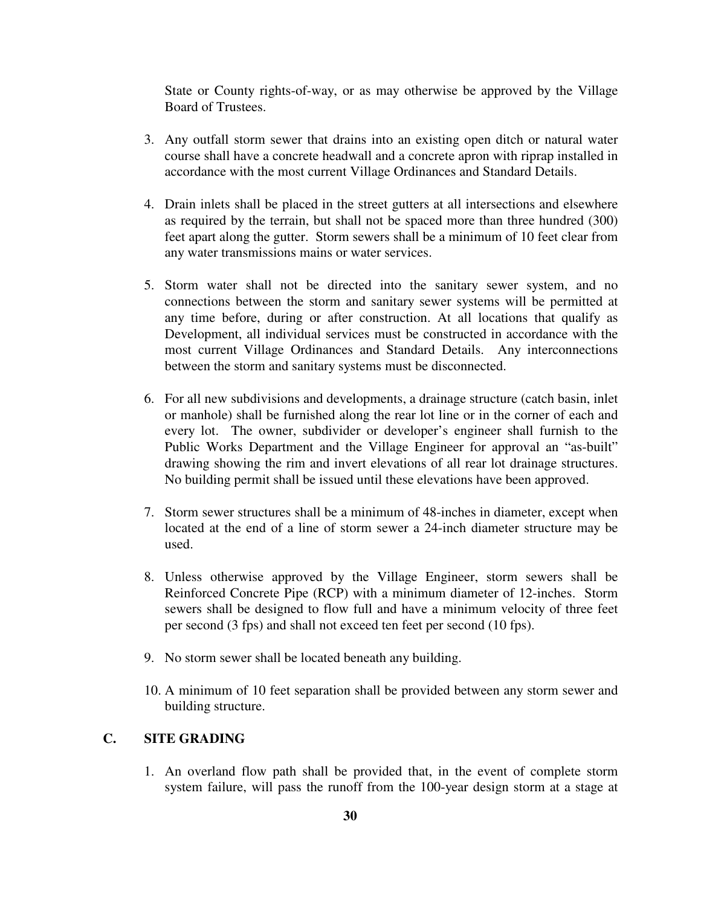State or County rights-of-way, or as may otherwise be approved by the Village Board of Trustees.

3. Any outfall storm sewer that drains into an existing open ditch or natural water course shall have a concrete headwall and a concrete apron with riprap installed in accordance with the most current Village Ordinances and Standard Details.

4. Drain inlets shall be placed in the street gutters at all intersections and elsewhere as required by the terrain, but shall not be spaced more than three hundred (300) feet apart along the gutter. Storm sewers shall be a minimum of 10 feet clear from any water transmissions mains or water services.

5. Storm water shall not be directed into the sanitary sewer system, and no connections between the storm and sanitary sewer systems will be permitted at any time before, during or after construction. At all locations that qualify as Development, all individual services must be constructed in accordance with the most current Village Ordinances and Standard Details. Any interconnections between the storm and sanitary systems must be disconnected.

6. For all new subdivisions and developments, a drainage structure (catch basin, inlet or manhole) shall be furnished along the rear lot line or in the corner of each and every lot. The owner, subdivider or developer's engineer shall furnish to the Public Works Department and the Village Engineer for approval an "as-built" drawing showing the rim and invert elevations of all rear lot drainage structures. No building permit shall be issued until these elevations have been approved.

7. Storm sewer structures shall be a minimum of 48-inches in diameter, except when located at the end of a line of storm sewer a 24-inch diameter structure may be used.

8. Unless otherwise approved by the Village Engineer, storm sewers shall be Reinforced Concrete Pipe (RCP) with a minimum diameter of 12-inches. Storm sewers shall be designed to flow full and have a minimum velocity of three feet per second (3 fps) and shall not exceed ten feet per second (10 fps).

9. No storm sewer shall be located beneath any building.

10. A minimum of 10 feet separation shall be provided between any storm sewer and building structure.

## C. SITE GRADING

1. An overland flow path shall be provided that, in the event of complete storm system failure, will pass the runoff from the 100-year design storm at a stage at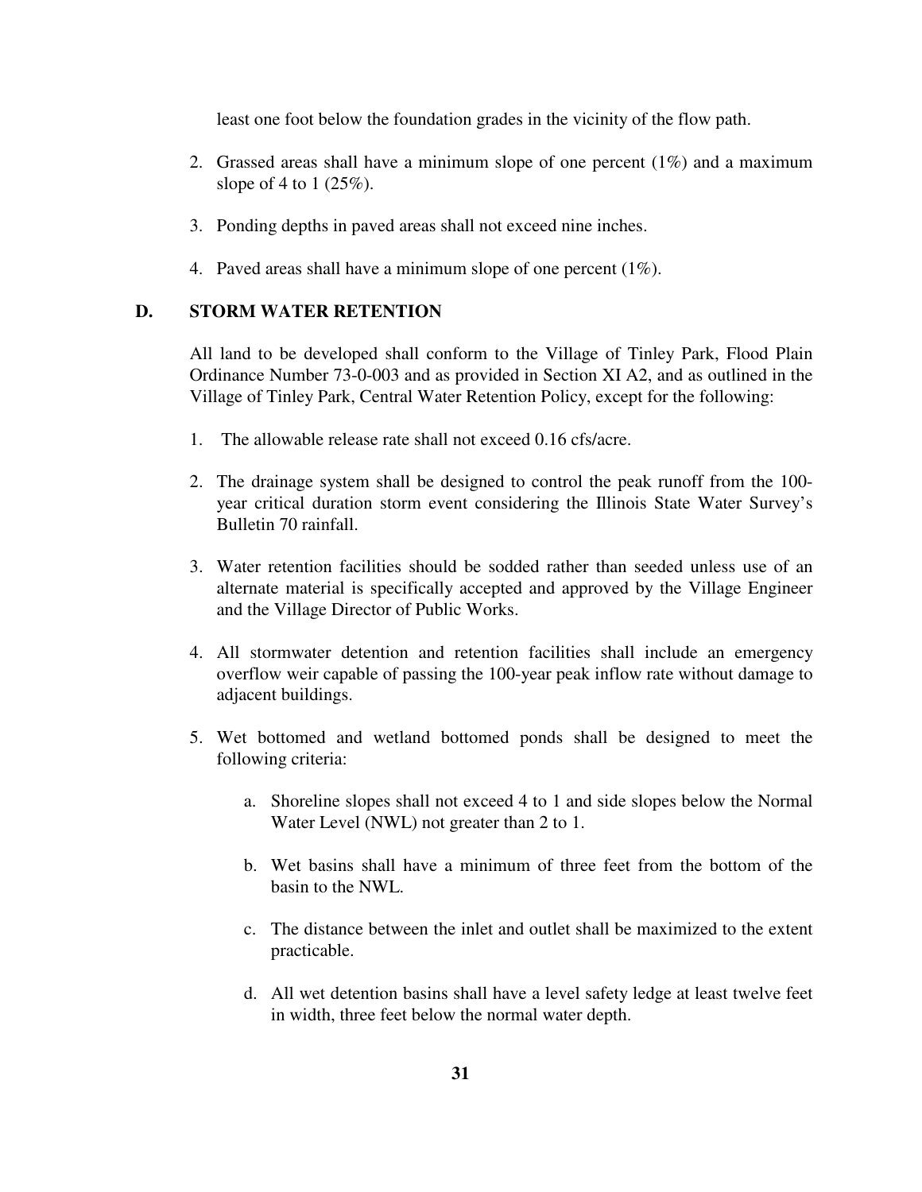least one foot below the foundation grades in the vicinity of the flow path.

2. Grassed areas shall have a minimum slope of one percent (1%) and a maximum slope of 4 to 1 (25%).

3. Ponding depths in paved areas shall not exceed nine inches.

4. Paved areas shall have a minimum slope of one percent (1%).

## D. STORM WATER RETENTION

All land to be developed shall conform to the Village of Tinley Park, Flood Plain Ordinance Number 73-0-003 and as provided in Section XI A2, and as outlined in the Village of Tinley Park, Central Water Retention Policy, except for the following:

1. The allowable release rate shall not exceed 0.16 cfs/acre.

2. The drainage system shall be designed to control the peak runoff from the 100-year critical duration storm event considering the Illinois State Water Survey's Bulletin 70 rainfall.

3. Water retention facilities should be sodded rather than seeded unless use of an alternate material is specifically accepted and approved by the Village Engineer and the Village Director of Public Works.

4. All stormwater detention and retention facilities shall include an emergency overflow weir capable of passing the 100-year peak inflow rate without damage to adjacent buildings.

5. Wet bottomed and wetland bottomed ponds shall be designed to meet the following criteria:

    a. Shoreline slopes shall not exceed 4 to 1 and side slopes below the Normal Water Level (NWL) not greater than 2 to 1.

    b. Wet basins shall have a minimum of three feet from the bottom of the basin to the NWL.

    c. The distance between the inlet and outlet shall be maximized to the extent practicable.

    d. All wet detention basins shall have a level safety ledge at least twelve feet in width, three feet below the normal water depth.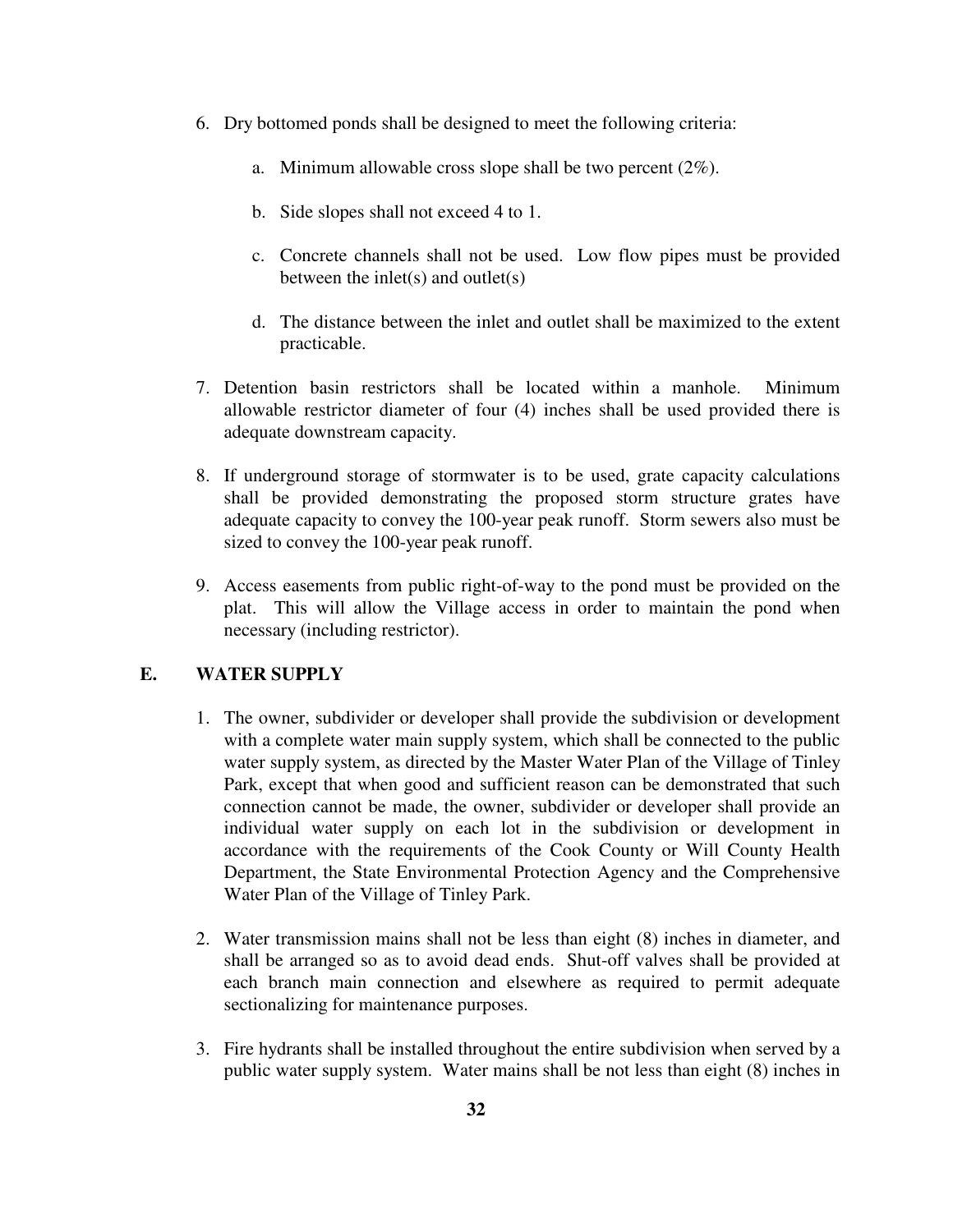6. Dry bottomed ponds shall be designed to meet the following criteria:

    a. Minimum allowable cross slope shall be two percent (2%).

    b. Side slopes shall not exceed 4 to 1.

    c. Concrete channels shall not be used. Low flow pipes must be provided between the inlet(s) and outlet(s)

    d. The distance between the inlet and outlet shall be maximized to the extent practicable.

7. Detention basin restrictors shall be located within a manhole. Minimum allowable restrictor diameter of four (4) inches shall be used provided there is adequate downstream capacity.

8. If underground storage of stormwater is to be used, grate capacity calculations shall be provided demonstrating the proposed storm structure grates have adequate capacity to convey the 100-year peak runoff. Storm sewers also must be sized to convey the 100-year peak runoff.

9. Access easements from public right-of-way to the pond must be provided on the plat. This will allow the Village access in order to maintain the pond when necessary (including restrictor).

## E. WATER SUPPLY

1. The owner, subdivider or developer shall provide the subdivision or development with a complete water main supply system, which shall be connected to the public water supply system, as directed by the Master Water Plan of the Village of Tinley Park, except that when good and sufficient reason can be demonstrated that such connection cannot be made, the owner, subdivider or developer shall provide an individual water supply on each lot in the subdivision or development in accordance with the requirements of the Cook County or Will County Health Department, the State Environmental Protection Agency and the Comprehensive Water Plan of the Village of Tinley Park.

2. Water transmission mains shall not be less than eight (8) inches in diameter, and shall be arranged so as to avoid dead ends. Shut-off valves shall be provided at each branch main connection and elsewhere as required to permit adequate sectionalizing for maintenance purposes.

3. Fire hydrants shall be installed throughout the entire subdivision when served by a public water supply system. Water mains shall be not less than eight (8) inches in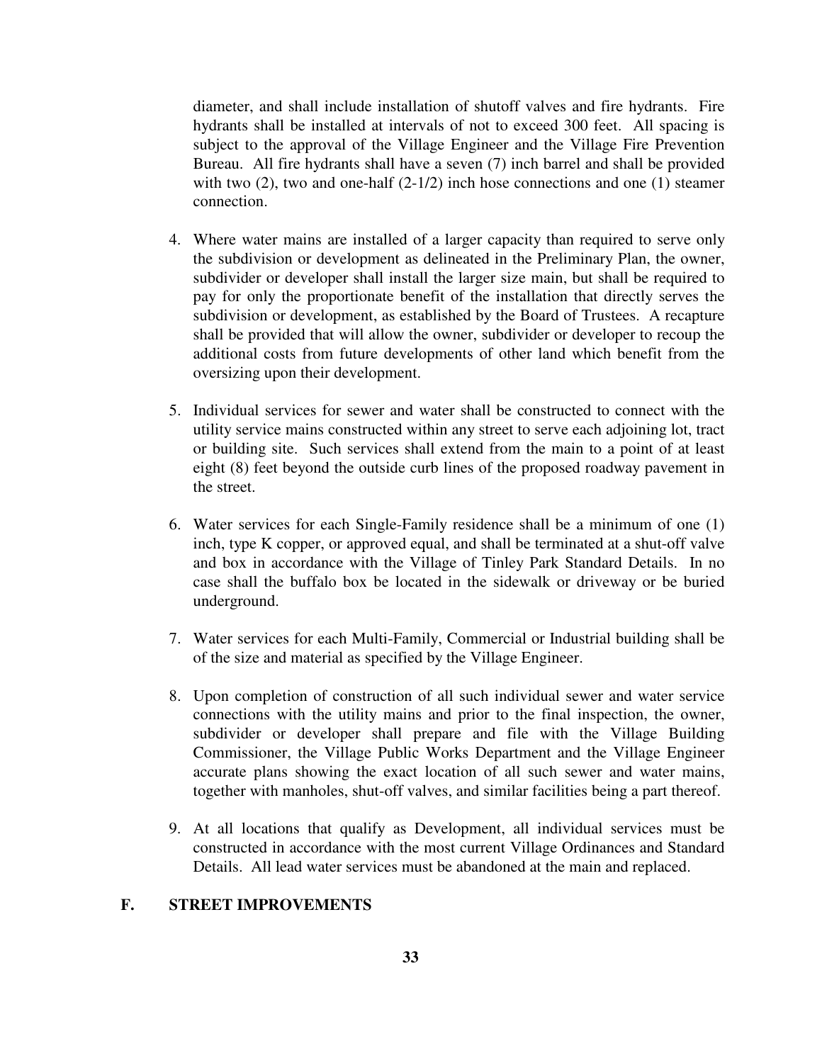diameter, and shall include installation of shutoff valves and fire hydrants. Fire hydrants shall be installed at intervals of not to exceed 300 feet. All spacing is subject to the approval of the Village Engineer and the Village Fire Prevention Bureau. All fire hydrants shall have a seven (7) inch barrel and shall be provided with two (2), two and one-half (2-1/2) inch hose connections and one (1) steamer connection.

4. Where water mains are installed of a larger capacity than required to serve only the subdivision or development as delineated in the Preliminary Plan, the owner, subdivider or developer shall install the larger size main, but shall be required to pay for only the proportionate benefit of the installation that directly serves the subdivision or development, as established by the Board of Trustees. A recapture shall be provided that will allow the owner, subdivider or developer to recoup the additional costs from future developments of other land which benefit from the oversizing upon their development.

5. Individual services for sewer and water shall be constructed to connect with the utility service mains constructed within any street to serve each adjoining lot, tract or building site. Such services shall extend from the main to a point of at least eight (8) feet beyond the outside curb lines of the proposed roadway pavement in the street.

6. Water services for each Single-Family residence shall be a minimum of one (1) inch, type K copper, or approved equal, and shall be terminated at a shut-off valve and box in accordance with the Village of Tinley Park Standard Details. In no case shall the buffalo box be located in the sidewalk or driveway or be buried underground.

7. Water services for each Multi-Family, Commercial or Industrial building shall be of the size and material as specified by the Village Engineer.

8. Upon completion of construction of all such individual sewer and water service connections with the utility mains and prior to the final inspection, the owner, subdivider or developer shall prepare and file with the Village Building Commissioner, the Village Public Works Department and the Village Engineer accurate plans showing the exact location of all such sewer and water mains, together with manholes, shut-off valves, and similar facilities being a part thereof.

9. At all locations that qualify as Development, all individual services must be constructed in accordance with the most current Village Ordinances and Standard Details. All lead water services must be abandoned at the main and replaced.

## F. STREET IMPROVEMENTS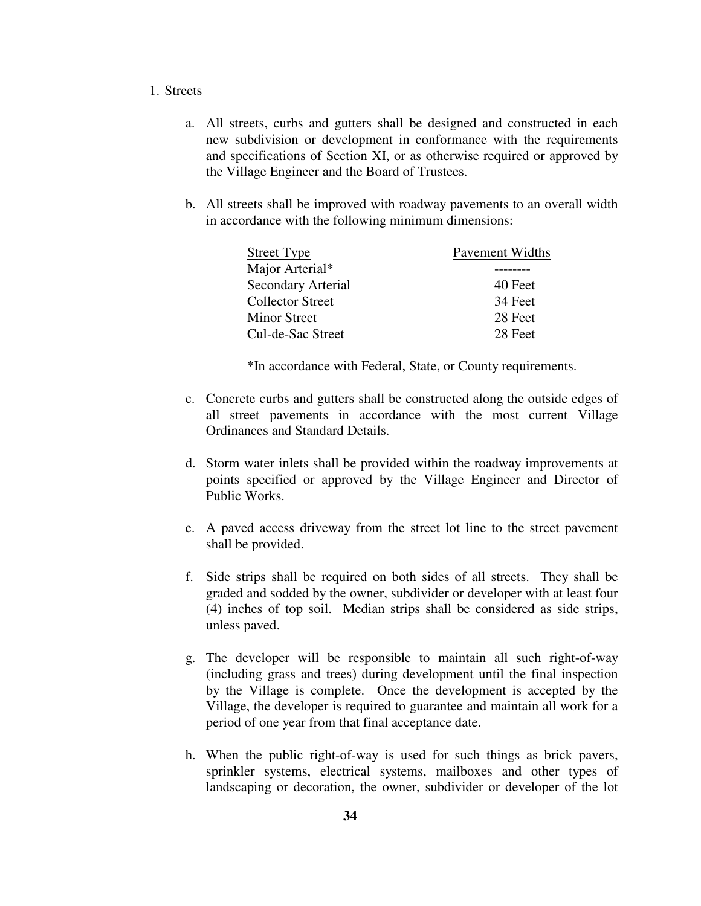1. Streets

   a. All streets, curbs and gutters shall be designed and constructed in each new subdivision or development in conformance with the requirements and specifications of Section XI, or as otherwise required or approved by the Village Engineer and the Board of Trustees.

   b. All streets shall be improved with roadway pavements to an overall width in accordance with the following minimum dimensions:

| Street Type | Pavement Widths |
|---|---|
| Major Arterial* | -------- |
| Secondary Arterial | 40 Feet |
| Collector Street | 34 Feet |
| Minor Street | 28 Feet |
| Cul-de-Sac Street | 28 Feet |

   *In accordance with Federal, State, or County requirements.

   c. Concrete curbs and gutters shall be constructed along the outside edges of all street pavements in accordance with the most current Village Ordinances and Standard Details.

   d. Storm water inlets shall be provided within the roadway improvements at points specified or approved by the Village Engineer and Director of Public Works.

   e. A paved access driveway from the street lot line to the street pavement shall be provided.

   f. Side strips shall be required on both sides of all streets. They shall be graded and sodded by the owner, subdivider or developer with at least four (4) inches of top soil. Median strips shall be considered as side strips, unless paved.

   g. The developer will be responsible to maintain all such right-of-way (including grass and trees) during development until the final inspection by the Village is complete. Once the development is accepted by the Village, the developer is required to guarantee and maintain all work for a period of one year from that final acceptance date.

   h. When the public right-of-way is used for such things as brick pavers, sprinkler systems, electrical systems, mailboxes and other types of landscaping or decoration, the owner, subdivider or developer of the lot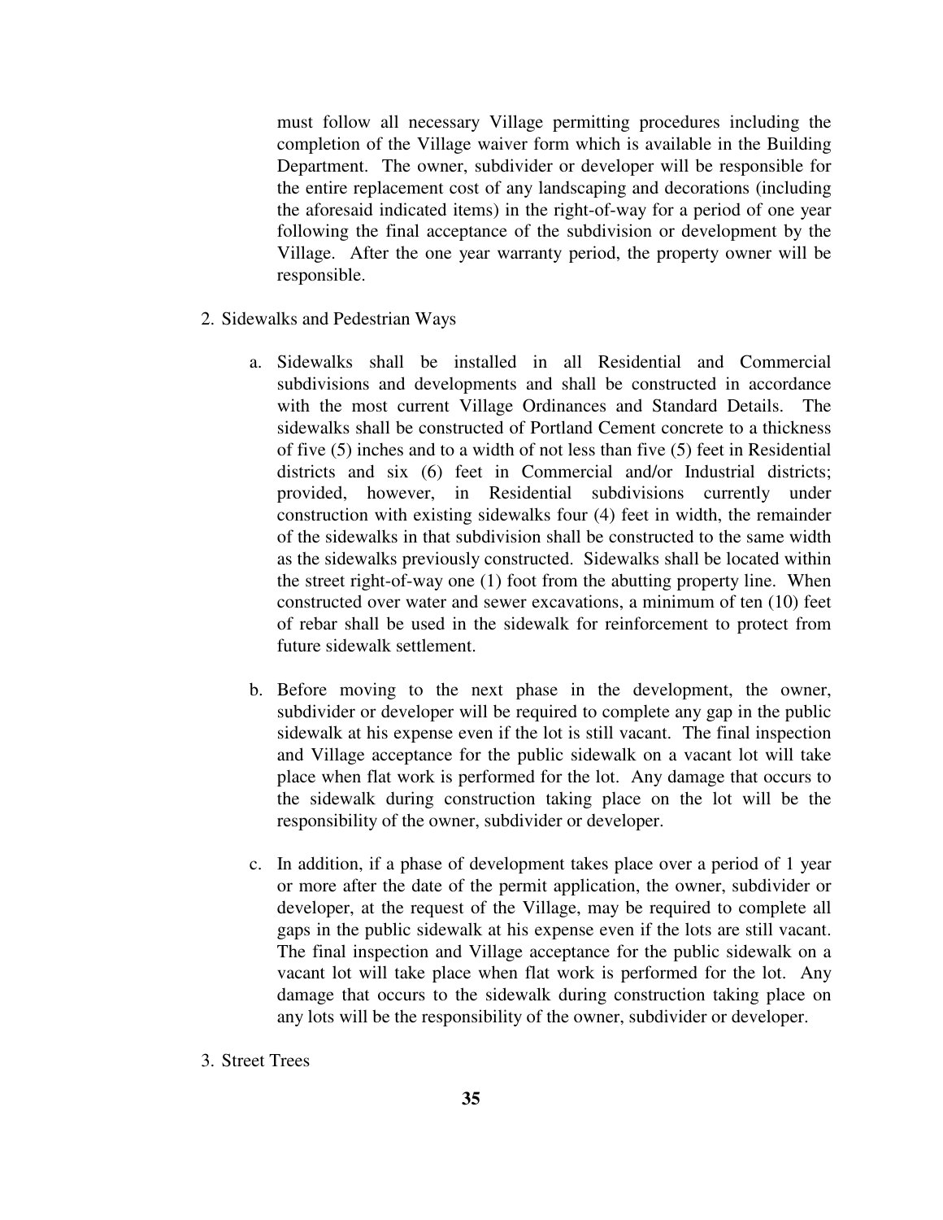must follow all necessary Village permitting procedures including the completion of the Village waiver form which is available in the Building Department. The owner, subdivider or developer will be responsible for the entire replacement cost of any landscaping and decorations (including the aforesaid indicated items) in the right-of-way for a period of one year following the final acceptance of the subdivision or development by the Village. After the one year warranty period, the property owner will be responsible.

2. Sidewalks and Pedestrian Ways

   a. Sidewalks shall be installed in all Residential and Commercial subdivisions and developments and shall be constructed in accordance with the most current Village Ordinances and Standard Details. The sidewalks shall be constructed of Portland Cement concrete to a thickness of five (5) inches and to a width of not less than five (5) feet in Residential districts and six (6) feet in Commercial and/or Industrial districts; provided, however, in Residential subdivisions currently under construction with existing sidewalks four (4) feet in width, the remainder of the sidewalks in that subdivision shall be constructed to the same width as the sidewalks previously constructed. Sidewalks shall be located within the street right-of-way one (1) foot from the abutting property line. When constructed over water and sewer excavations, a minimum of ten (10) feet of rebar shall be used in the sidewalk for reinforcement to protect from future sidewalk settlement.

   b. Before moving to the next phase in the development, the owner, subdivider or developer will be required to complete any gap in the public sidewalk at his expense even if the lot is still vacant. The final inspection and Village acceptance for the public sidewalk on a vacant lot will take place when flat work is performed for the lot. Any damage that occurs to the sidewalk during construction taking place on the lot will be the responsibility of the owner, subdivider or developer.

   c. In addition, if a phase of development takes place over a period of 1 year or more after the date of the permit application, the owner, subdivider or developer, at the request of the Village, may be required to complete all gaps in the public sidewalk at his expense even if the lots are still vacant. The final inspection and Village acceptance for the public sidewalk on a vacant lot will take place when flat work is performed for the lot. Any damage that occurs to the sidewalk during construction taking place on any lots will be the responsibility of the owner, subdivider or developer.

3. Street Trees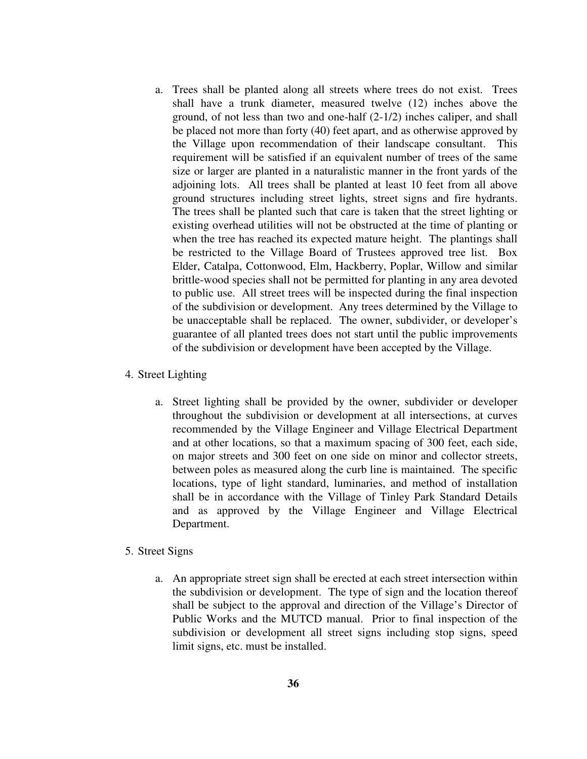a. Trees shall be planted along all streets where trees do not exist. Trees shall have a trunk diameter, measured twelve (12) inches above the ground, of not less than two and one-half (2-1/2) inches caliper, and shall be placed not more than forty (40) feet apart, and as otherwise approved by the Village upon recommendation of their landscape consultant. This requirement will be satisfied if an equivalent number of trees of the same size or larger are planted in a naturalistic manner in the front yards of the adjoining lots. All trees shall be planted at least 10 feet from all above ground structures including street lights, street signs and fire hydrants. The trees shall be planted such that care is taken that the street lighting or existing overhead utilities will not be obstructed at the time of planting or when the tree has reached its expected mature height. The plantings shall be restricted to the Village Board of Trustees approved tree list. Box Elder, Catalpa, Cottonwood, Elm, Hackberry, Poplar, Willow and similar brittle-wood species shall not be permitted for planting in any area devoted to public use. All street trees will be inspected during the final inspection of the subdivision or development. Any trees determined by the Village to be unacceptable shall be replaced. The owner, subdivider, or developer's guarantee of all planted trees does not start until the public improvements of the subdivision or development have been accepted by the Village.

4. Street Lighting

   a. Street lighting shall be provided by the owner, subdivider or developer throughout the subdivision or development at all intersections, at curves recommended by the Village Engineer and Village Electrical Department and at other locations, so that a maximum spacing of 300 feet, each side, on major streets and 300 feet on one side on minor and collector streets, between poles as measured along the curb line is maintained. The specific locations, type of light standard, luminaries, and method of installation shall be in accordance with the Village of Tinley Park Standard Details and as approved by the Village Engineer and Village Electrical Department.

5. Street Signs

   a. An appropriate street sign shall be erected at each street intersection within the subdivision or development. The type of sign and the location thereof shall be subject to the approval and direction of the Village's Director of Public Works and the MUTCD manual. Prior to final inspection of the subdivision or development all street signs including stop signs, speed limit signs, etc. must be installed.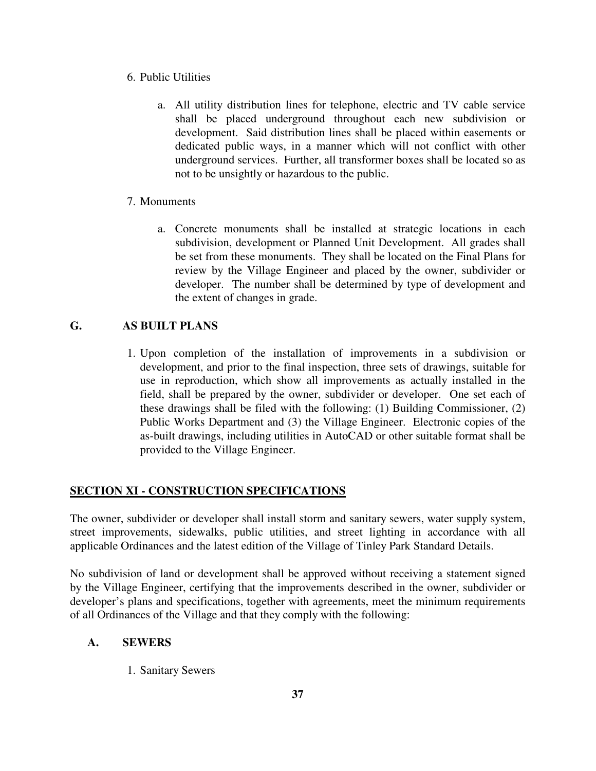6. Public Utilities

   a. All utility distribution lines for telephone, electric and TV cable service shall be placed underground throughout each new subdivision or development. Said distribution lines shall be placed within easements or dedicated public ways, in a manner which will not conflict with other underground services. Further, all transformer boxes shall be located so as not to be unsightly or hazardous to the public.

7. Monuments

   a. Concrete monuments shall be installed at strategic locations in each subdivision, development or Planned Unit Development. All grades shall be set from these monuments. They shall be located on the Final Plans for review by the Village Engineer and placed by the owner, subdivider or developer. The number shall be determined by type of development and the extent of changes in grade.

### G. AS BUILT PLANS

1. Upon completion of the installation of improvements in a subdivision or development, and prior to the final inspection, three sets of drawings, suitable for use in reproduction, which show all improvements as actually installed in the field, shall be prepared by the owner, subdivider or developer. One set each of these drawings shall be filed with the following: (1) Building Commissioner, (2) Public Works Department and (3) the Village Engineer. Electronic copies of the as-built drawings, including utilities in AutoCAD or other suitable format shall be provided to the Village Engineer.

## SECTION XI - CONSTRUCTION SPECIFICATIONS

The owner, subdivider or developer shall install storm and sanitary sewers, water supply system, street improvements, sidewalks, public utilities, and street lighting in accordance with all applicable Ordinances and the latest edition of the Village of Tinley Park Standard Details.

No subdivision of land or development shall be approved without receiving a statement signed by the Village Engineer, certifying that the improvements described in the owner, subdivider or developer's plans and specifications, together with agreements, meet the minimum requirements of all Ordinances of the Village and that they comply with the following:

### A. SEWERS

1. Sanitary Sewers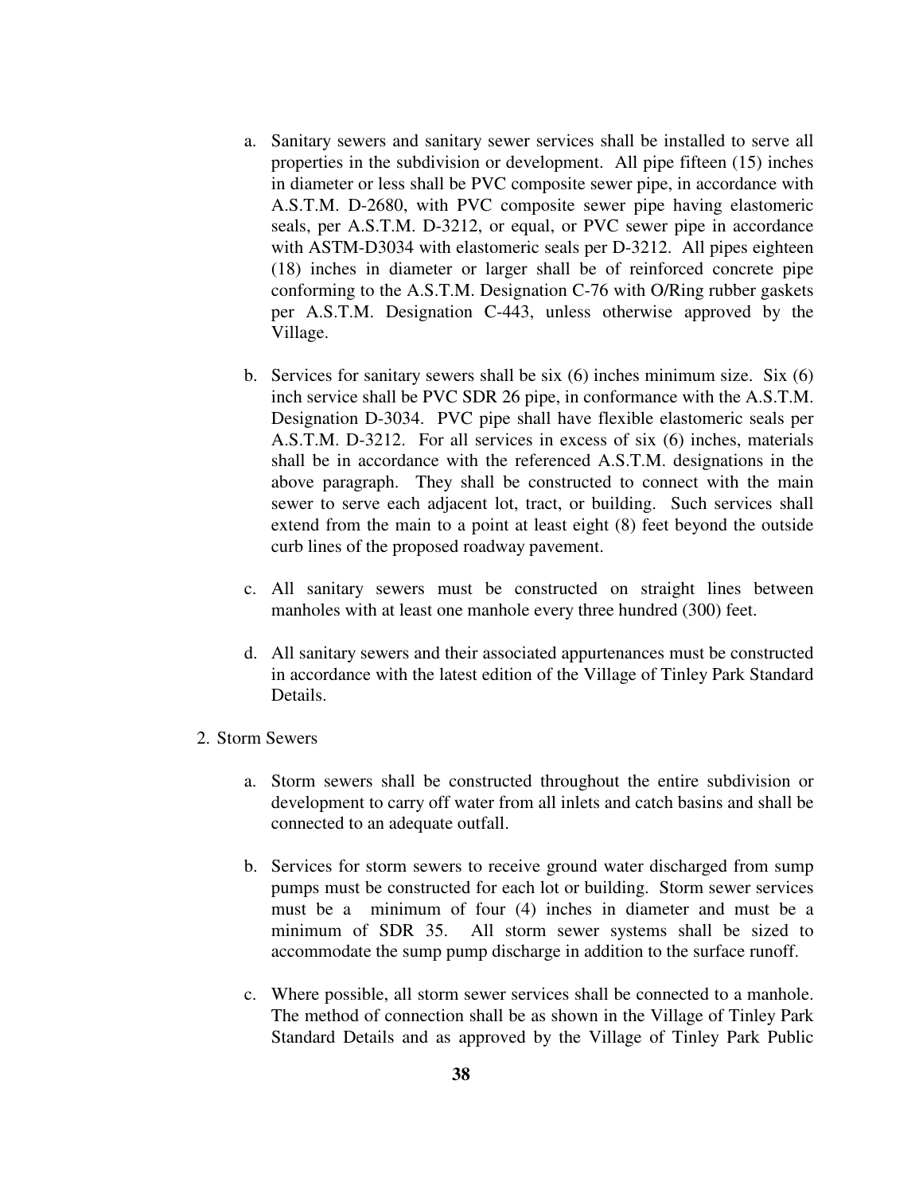a. Sanitary sewers and sanitary sewer services shall be installed to serve all properties in the subdivision or development. All pipe fifteen (15) inches in diameter or less shall be PVC composite sewer pipe, in accordance with A.S.T.M. D-2680, with PVC composite sewer pipe having elastomeric seals, per A.S.T.M. D-3212, or equal, or PVC sewer pipe in accordance with ASTM-D3034 with elastomeric seals per D-3212. All pipes eighteen (18) inches in diameter or larger shall be of reinforced concrete pipe conforming to the A.S.T.M. Designation C-76 with O/Ring rubber gaskets per A.S.T.M. Designation C-443, unless otherwise approved by the Village.

b. Services for sanitary sewers shall be six (6) inches minimum size. Six (6) inch service shall be PVC SDR 26 pipe, in conformance with the A.S.T.M. Designation D-3034. PVC pipe shall have flexible elastomeric seals per A.S.T.M. D-3212. For all services in excess of six (6) inches, materials shall be in accordance with the referenced A.S.T.M. designations in the above paragraph. They shall be constructed to connect with the main sewer to serve each adjacent lot, tract, or building. Such services shall extend from the main to a point at least eight (8) feet beyond the outside curb lines of the proposed roadway pavement.

c. All sanitary sewers must be constructed on straight lines between manholes with at least one manhole every three hundred (300) feet.

d. All sanitary sewers and their associated appurtenances must be constructed in accordance with the latest edition of the Village of Tinley Park Standard Details.

2. Storm Sewers

a. Storm sewers shall be constructed throughout the entire subdivision or development to carry off water from all inlets and catch basins and shall be connected to an adequate outfall.

b. Services for storm sewers to receive ground water discharged from sump pumps must be constructed for each lot or building. Storm sewer services must be a minimum of four (4) inches in diameter and must be a minimum of SDR 35. All storm sewer systems shall be sized to accommodate the sump pump discharge in addition to the surface runoff.

c. Where possible, all storm sewer services shall be connected to a manhole. The method of connection shall be as shown in the Village of Tinley Park Standard Details and as approved by the Village of Tinley Park Public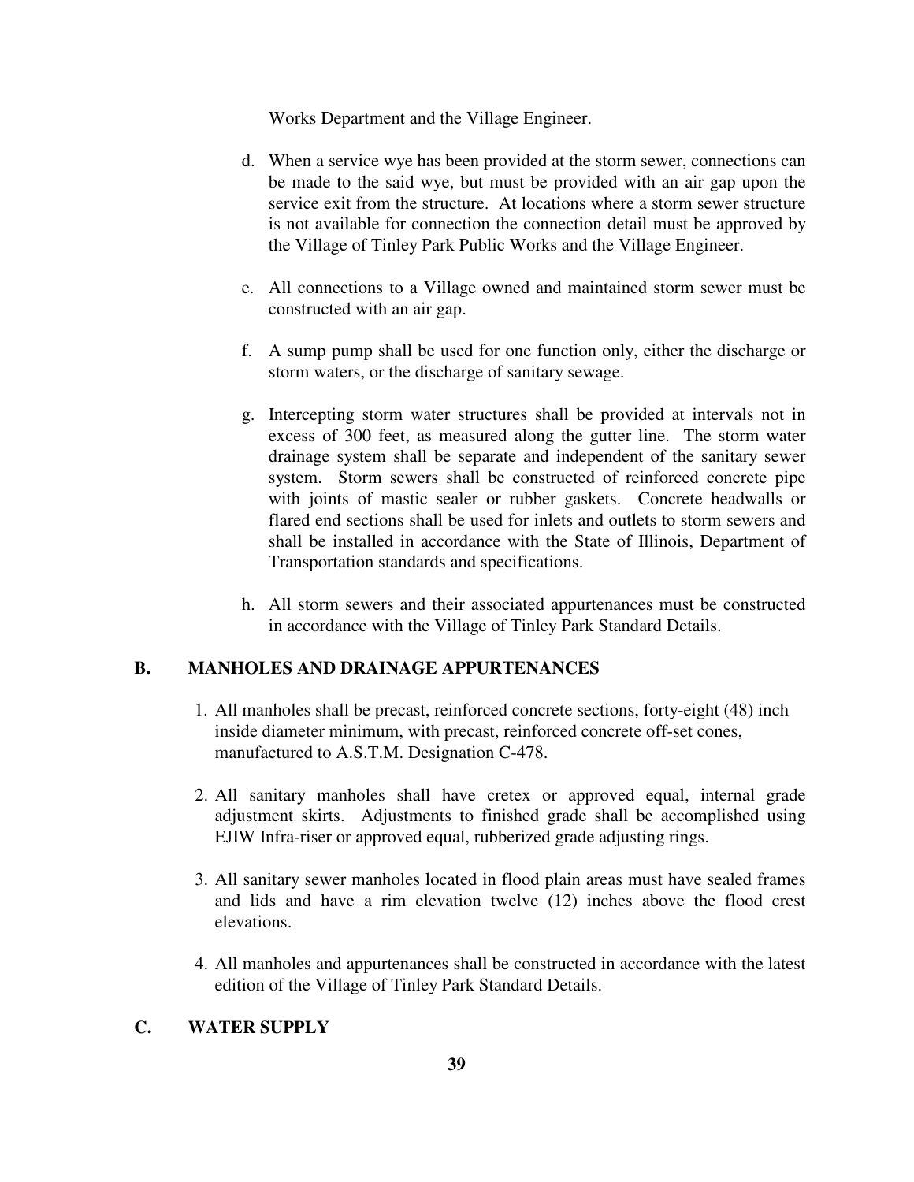Works Department and the Village Engineer.

d. When a service wye has been provided at the storm sewer, connections can be made to the said wye, but must be provided with an air gap upon the service exit from the structure. At locations where a storm sewer structure is not available for connection the connection detail must be approved by the Village of Tinley Park Public Works and the Village Engineer.

e. All connections to a Village owned and maintained storm sewer must be constructed with an air gap.

f. A sump pump shall be used for one function only, either the discharge or storm waters, or the discharge of sanitary sewage.

g. Intercepting storm water structures shall be provided at intervals not in excess of 300 feet, as measured along the gutter line. The storm water drainage system shall be separate and independent of the sanitary sewer system. Storm sewers shall be constructed of reinforced concrete pipe with joints of mastic sealer or rubber gaskets. Concrete headwalls or flared end sections shall be used for inlets and outlets to storm sewers and shall be installed in accordance with the State of Illinois, Department of Transportation standards and specifications.

h. All storm sewers and their associated appurtenances must be constructed in accordance with the Village of Tinley Park Standard Details.

## B. MANHOLES AND DRAINAGE APPURTENANCES

1. All manholes shall be precast, reinforced concrete sections, forty-eight (48) inch inside diameter minimum, with precast, reinforced concrete off-set cones, manufactured to A.S.T.M. Designation C-478.

2. All sanitary manholes shall have cretex or approved equal, internal grade adjustment skirts. Adjustments to finished grade shall be accomplished using EJIW Infra-riser or approved equal, rubberized grade adjusting rings.

3. All sanitary sewer manholes located in flood plain areas must have sealed frames and lids and have a rim elevation twelve (12) inches above the flood crest elevations.

4. All manholes and appurtenances shall be constructed in accordance with the latest edition of the Village of Tinley Park Standard Details.

## C. WATER SUPPLY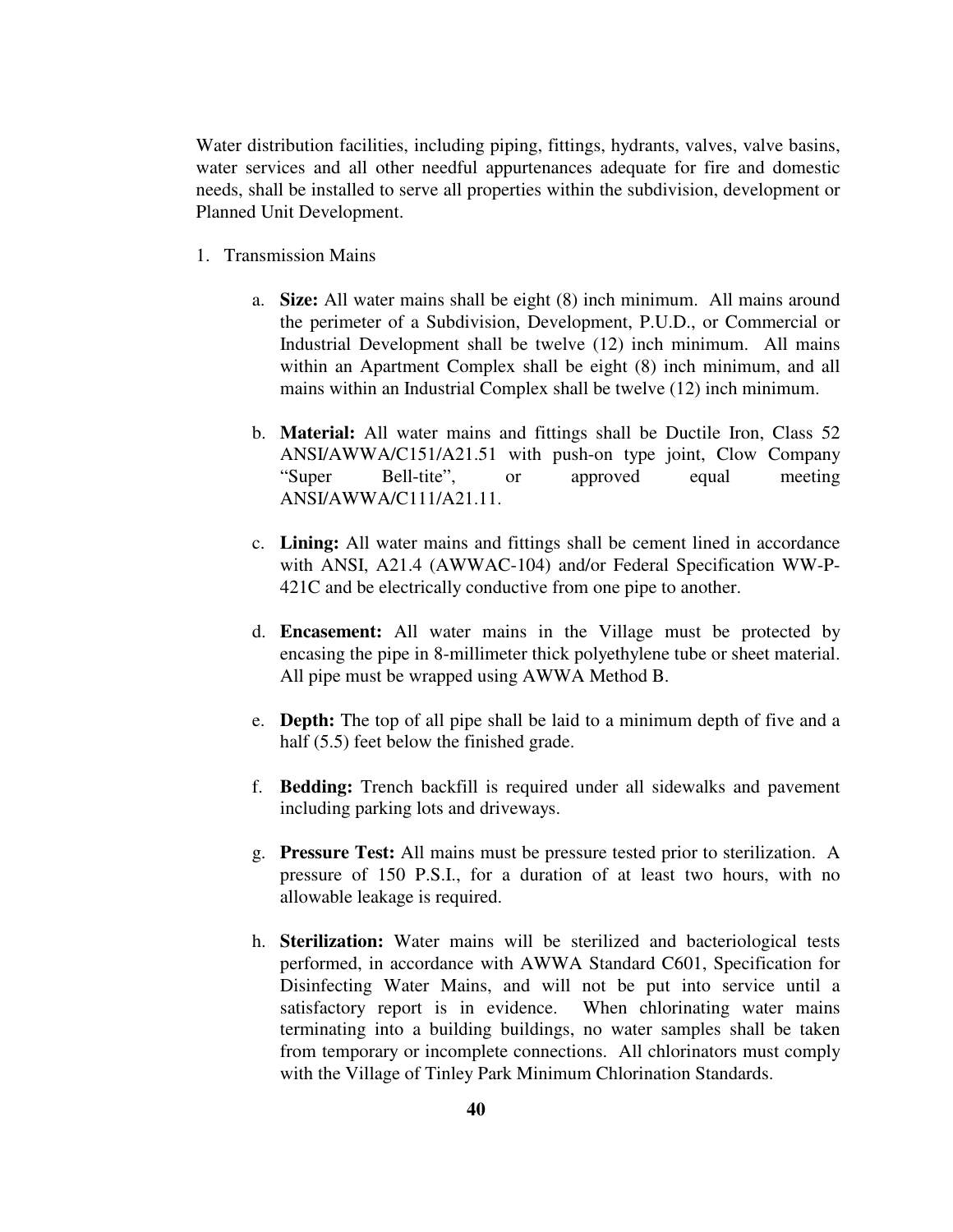Water distribution facilities, including piping, fittings, hydrants, valves, valve basins, water services and all other needful appurtenances adequate for fire and domestic needs, shall be installed to serve all properties within the subdivision, development or Planned Unit Development.

1. Transmission Mains

   a. **Size:** All water mains shall be eight (8) inch minimum. All mains around the perimeter of a Subdivision, Development, P.U.D., or Commercial or Industrial Development shall be twelve (12) inch minimum. All mains within an Apartment Complex shall be eight (8) inch minimum, and all mains within an Industrial Complex shall be twelve (12) inch minimum.

   b. **Material:** All water mains and fittings shall be Ductile Iron, Class 52 ANSI/AWWA/C151/A21.51 with push-on type joint, Clow Company "Super Bell-tite", or approved equal meeting ANSI/AWWA/C111/A21.11.

   c. **Lining:** All water mains and fittings shall be cement lined in accordance with ANSI, A21.4 (AWWAC-104) and/or Federal Specification WW-P-421C and be electrically conductive from one pipe to another.

   d. **Encasement:** All water mains in the Village must be protected by encasing the pipe in 8-millimeter thick polyethylene tube or sheet material. All pipe must be wrapped using AWWA Method B.

   e. **Depth:** The top of all pipe shall be laid to a minimum depth of five and a half (5.5) feet below the finished grade.

   f. **Bedding:** Trench backfill is required under all sidewalks and pavement including parking lots and driveways.

   g. **Pressure Test:** All mains must be pressure tested prior to sterilization. A pressure of 150 P.S.I., for a duration of at least two hours, with no allowable leakage is required.

   h. **Sterilization:** Water mains will be sterilized and bacteriological tests performed, in accordance with AWWA Standard C601, Specification for Disinfecting Water Mains, and will not be put into service until a satisfactory report is in evidence. When chlorinating water mains terminating into a building buildings, no water samples shall be taken from temporary or incomplete connections. All chlorinators must comply with the Village of Tinley Park Minimum Chlorination Standards.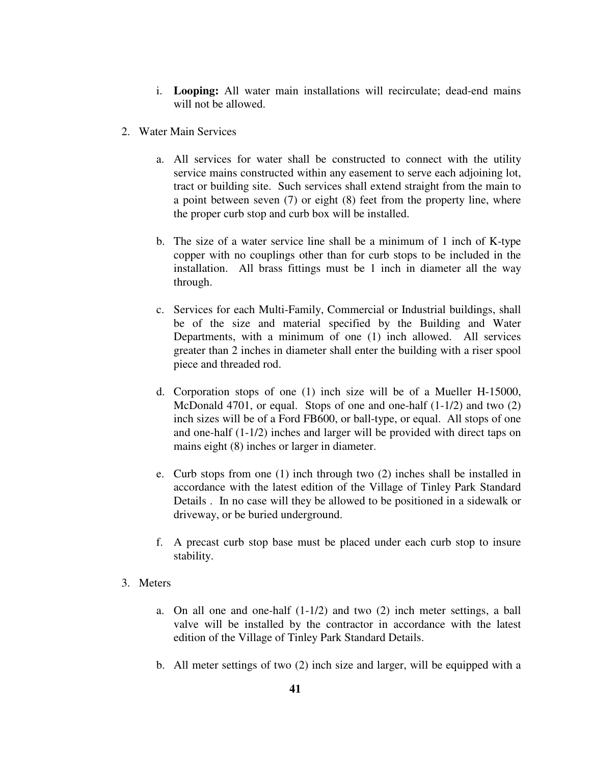i. **Looping:** All water main installations will recirculate; dead-end mains will not be allowed.

2. Water Main Services

   a. All services for water shall be constructed to connect with the utility service mains constructed within any easement to serve each adjoining lot, tract or building site. Such services shall extend straight from the main to a point between seven (7) or eight (8) feet from the property line, where the proper curb stop and curb box will be installed.

   b. The size of a water service line shall be a minimum of 1 inch of K-type copper with no couplings other than for curb stops to be included in the installation. All brass fittings must be 1 inch in diameter all the way through.

   c. Services for each Multi-Family, Commercial or Industrial buildings, shall be of the size and material specified by the Building and Water Departments, with a minimum of one (1) inch allowed. All services greater than 2 inches in diameter shall enter the building with a riser spool piece and threaded rod.

   d. Corporation stops of one (1) inch size will be of a Mueller H-15000, McDonald 4701, or equal. Stops of one and one-half (1-1/2) and two (2) inch sizes will be of a Ford FB600, or ball-type, or equal. All stops of one and one-half (1-1/2) inches and larger will be provided with direct taps on mains eight (8) inches or larger in diameter.

   e. Curb stops from one (1) inch through two (2) inches shall be installed in accordance with the latest edition of the Village of Tinley Park Standard Details . In no case will they be allowed to be positioned in a sidewalk or driveway, or be buried underground.

   f. A precast curb stop base must be placed under each curb stop to insure stability.

3. Meters

   a. On all one and one-half (1-1/2) and two (2) inch meter settings, a ball valve will be installed by the contractor in accordance with the latest edition of the Village of Tinley Park Standard Details.

   b. All meter settings of two (2) inch size and larger, will be equipped with a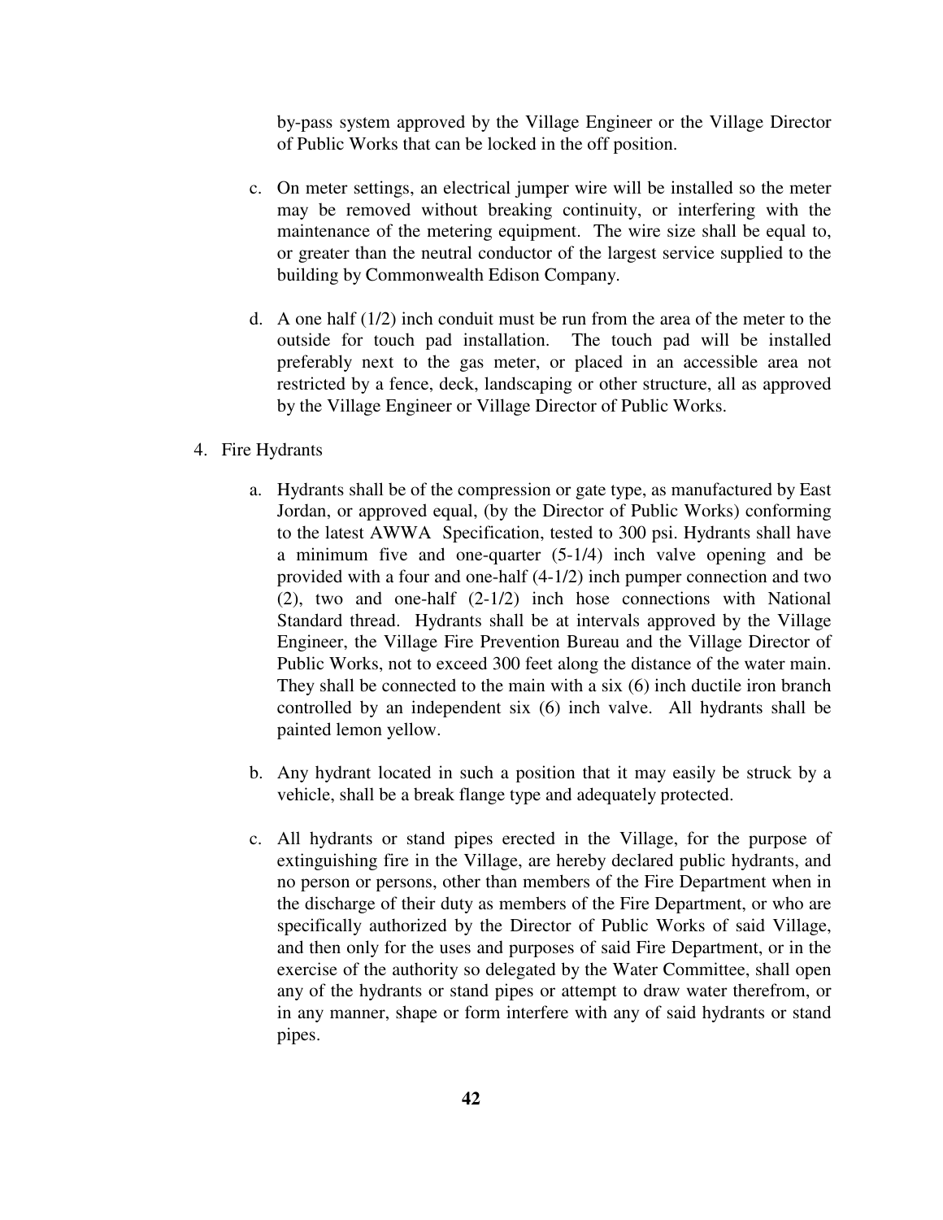by-pass system approved by the Village Engineer or the Village Director of Public Works that can be locked in the off position.

c. On meter settings, an electrical jumper wire will be installed so the meter may be removed without breaking continuity, or interfering with the maintenance of the metering equipment. The wire size shall be equal to, or greater than the neutral conductor of the largest service supplied to the building by Commonwealth Edison Company.

d. A one half (1/2) inch conduit must be run from the area of the meter to the outside for touch pad installation. The touch pad will be installed preferably next to the gas meter, or placed in an accessible area not restricted by a fence, deck, landscaping or other structure, all as approved by the Village Engineer or Village Director of Public Works.

4. Fire Hydrants

   a. Hydrants shall be of the compression or gate type, as manufactured by East Jordan, or approved equal, (by the Director of Public Works) conforming to the latest AWWA Specification, tested to 300 psi. Hydrants shall have a minimum five and one-quarter (5-1/4) inch valve opening and be provided with a four and one-half (4-1/2) inch pumper connection and two (2), two and one-half (2-1/2) inch hose connections with National Standard thread. Hydrants shall be at intervals approved by the Village Engineer, the Village Fire Prevention Bureau and the Village Director of Public Works, not to exceed 300 feet along the distance of the water main. They shall be connected to the main with a six (6) inch ductile iron branch controlled by an independent six (6) inch valve. All hydrants shall be painted lemon yellow.

   b. Any hydrant located in such a position that it may easily be struck by a vehicle, shall be a break flange type and adequately protected.

   c. All hydrants or stand pipes erected in the Village, for the purpose of extinguishing fire in the Village, are hereby declared public hydrants, and no person or persons, other than members of the Fire Department when in the discharge of their duty as members of the Fire Department, or who are specifically authorized by the Director of Public Works of said Village, and then only for the uses and purposes of said Fire Department, or in the exercise of the authority so delegated by the Water Committee, shall open any of the hydrants or stand pipes or attempt to draw water therefrom, or in any manner, shape or form interfere with any of said hydrants or stand pipes.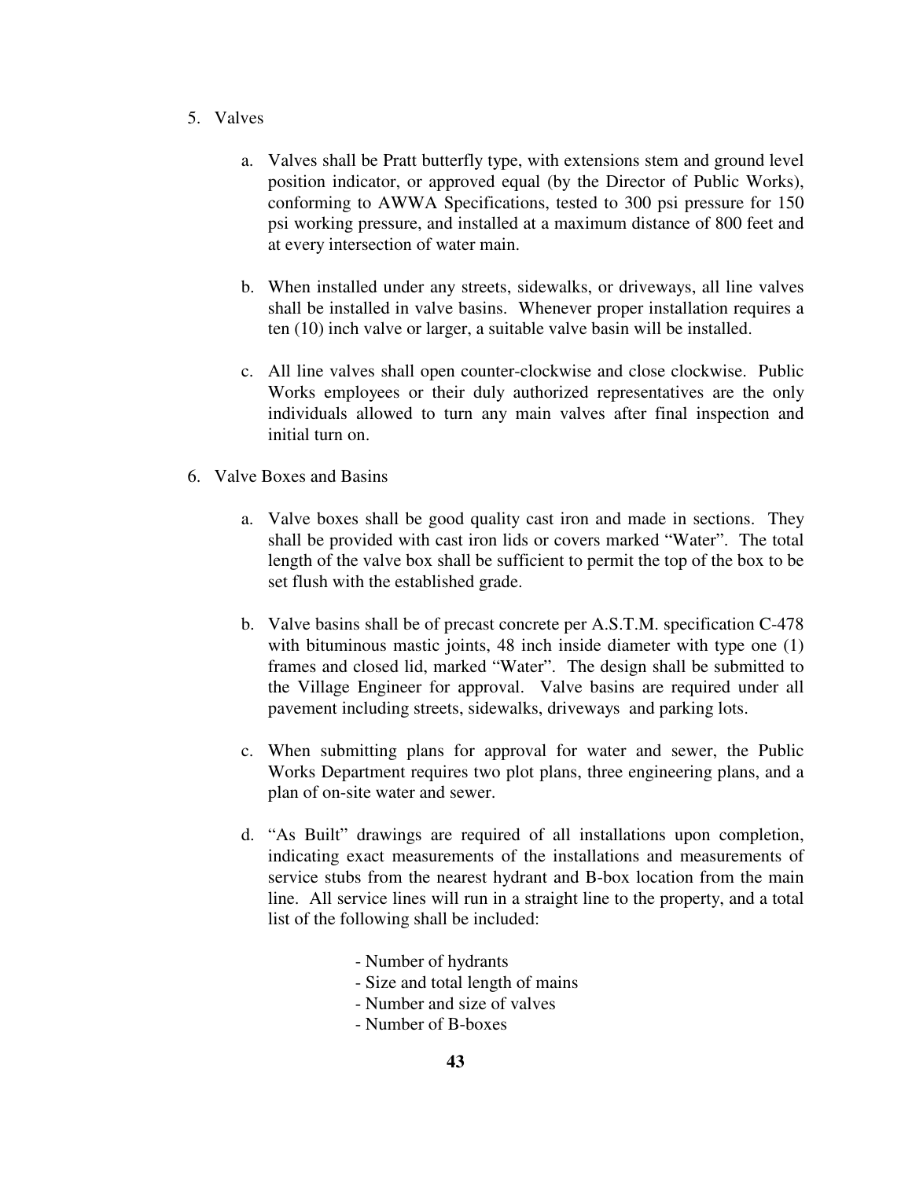5. Valves

    a. Valves shall be Pratt butterfly type, with extensions stem and ground level position indicator, or approved equal (by the Director of Public Works), conforming to AWWA Specifications, tested to 300 psi pressure for 150 psi working pressure, and installed at a maximum distance of 800 feet and at every intersection of water main.

    b. When installed under any streets, sidewalks, or driveways, all line valves shall be installed in valve basins. Whenever proper installation requires a ten (10) inch valve or larger, a suitable valve basin will be installed.

    c. All line valves shall open counter-clockwise and close clockwise. Public Works employees or their duly authorized representatives are the only individuals allowed to turn any main valves after final inspection and initial turn on.

6. Valve Boxes and Basins

    a. Valve boxes shall be good quality cast iron and made in sections. They shall be provided with cast iron lids or covers marked "Water". The total length of the valve box shall be sufficient to permit the top of the box to be set flush with the established grade.

    b. Valve basins shall be of precast concrete per A.S.T.M. specification C-478 with bituminous mastic joints, 48 inch inside diameter with type one (1) frames and closed lid, marked "Water". The design shall be submitted to the Village Engineer for approval. Valve basins are required under all pavement including streets, sidewalks, driveways and parking lots.

    c. When submitting plans for approval for water and sewer, the Public Works Department requires two plot plans, three engineering plans, and a plan of on-site water and sewer.

    d. "As Built" drawings are required of all installations upon completion, indicating exact measurements of the installations and measurements of service stubs from the nearest hydrant and B-box location from the main line. All service lines will run in a straight line to the property, and a total list of the following shall be included:

        - Number of hydrants
        - Size and total length of mains
        - Number and size of valves
        - Number of B-boxes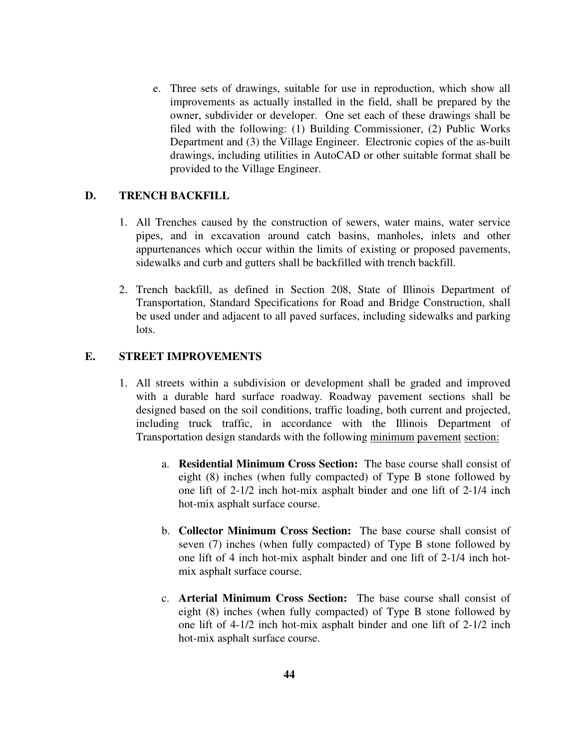e. Three sets of drawings, suitable for use in reproduction, which show all improvements as actually installed in the field, shall be prepared by the owner, subdivider or developer. One set each of these drawings shall be filed with the following: (1) Building Commissioner, (2) Public Works Department and (3) the Village Engineer. Electronic copies of the as-built drawings, including utilities in AutoCAD or other suitable format shall be provided to the Village Engineer.

## D. TRENCH BACKFILL

1. All Trenches caused by the construction of sewers, water mains, water service pipes, and in excavation around catch basins, manholes, inlets and other appurtenances which occur within the limits of existing or proposed pavements, sidewalks and curb and gutters shall be backfilled with trench backfill.

2. Trench backfill, as defined in Section 208, State of Illinois Department of Transportation, Standard Specifications for Road and Bridge Construction, shall be used under and adjacent to all paved surfaces, including sidewalks and parking lots.

## E. STREET IMPROVEMENTS

1. All streets within a subdivision or development shall be graded and improved with a durable hard surface roadway. Roadway pavement sections shall be designed based on the soil conditions, traffic loading, both current and projected, including truck traffic, in accordance with the Illinois Department of Transportation design standards with the following minimum pavement section:

   a. **Residential Minimum Cross Section:** The base course shall consist of eight (8) inches (when fully compacted) of Type B stone followed by one lift of 2-1/2 inch hot-mix asphalt binder and one lift of 2-1/4 inch hot-mix asphalt surface course.

   b. **Collector Minimum Cross Section:** The base course shall consist of seven (7) inches (when fully compacted) of Type B stone followed by one lift of 4 inch hot-mix asphalt binder and one lift of 2-1/4 inch hot-mix asphalt surface course.

   c. **Arterial Minimum Cross Section:** The base course shall consist of eight (8) inches (when fully compacted) of Type B stone followed by one lift of 4-1/2 inch hot-mix asphalt binder and one lift of 2-1/2 inch hot-mix asphalt surface course.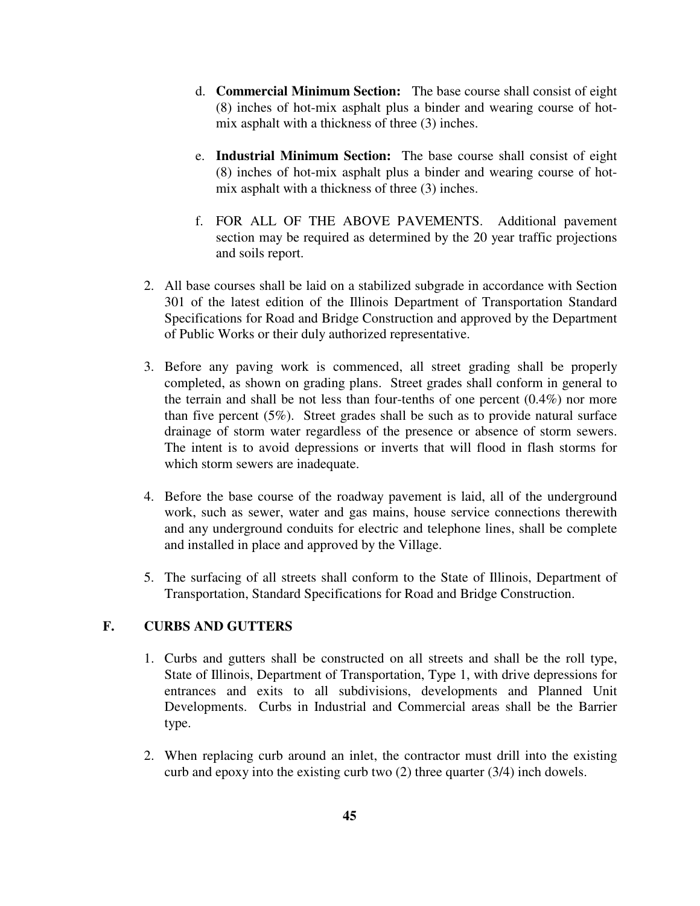d. **Commercial Minimum Section:** The base course shall consist of eight (8) inches of hot-mix asphalt plus a binder and wearing course of hot-mix asphalt with a thickness of three (3) inches.

e. **Industrial Minimum Section:** The base course shall consist of eight (8) inches of hot-mix asphalt plus a binder and wearing course of hot-mix asphalt with a thickness of three (3) inches.

f. FOR ALL OF THE ABOVE PAVEMENTS. Additional pavement section may be required as determined by the 20 year traffic projections and soils report.

2. All base courses shall be laid on a stabilized subgrade in accordance with Section 301 of the latest edition of the Illinois Department of Transportation Standard Specifications for Road and Bridge Construction and approved by the Department of Public Works or their duly authorized representative.

3. Before any paving work is commenced, all street grading shall be properly completed, as shown on grading plans. Street grades shall conform in general to the terrain and shall be not less than four-tenths of one percent (0.4%) nor more than five percent (5%). Street grades shall be such as to provide natural surface drainage of storm water regardless of the presence or absence of storm sewers. The intent is to avoid depressions or inverts that will flood in flash storms for which storm sewers are inadequate.

4. Before the base course of the roadway pavement is laid, all of the underground work, such as sewer, water and gas mains, house service connections therewith and any underground conduits for electric and telephone lines, shall be complete and installed in place and approved by the Village.

5. The surfacing of all streets shall conform to the State of Illinois, Department of Transportation, Standard Specifications for Road and Bridge Construction.

## F. CURBS AND GUTTERS

1. Curbs and gutters shall be constructed on all streets and shall be the roll type, State of Illinois, Department of Transportation, Type 1, with drive depressions for entrances and exits to all subdivisions, developments and Planned Unit Developments. Curbs in Industrial and Commercial areas shall be the Barrier type.

2. When replacing curb around an inlet, the contractor must drill into the existing curb and epoxy into the existing curb two (2) three quarter (3/4) inch dowels.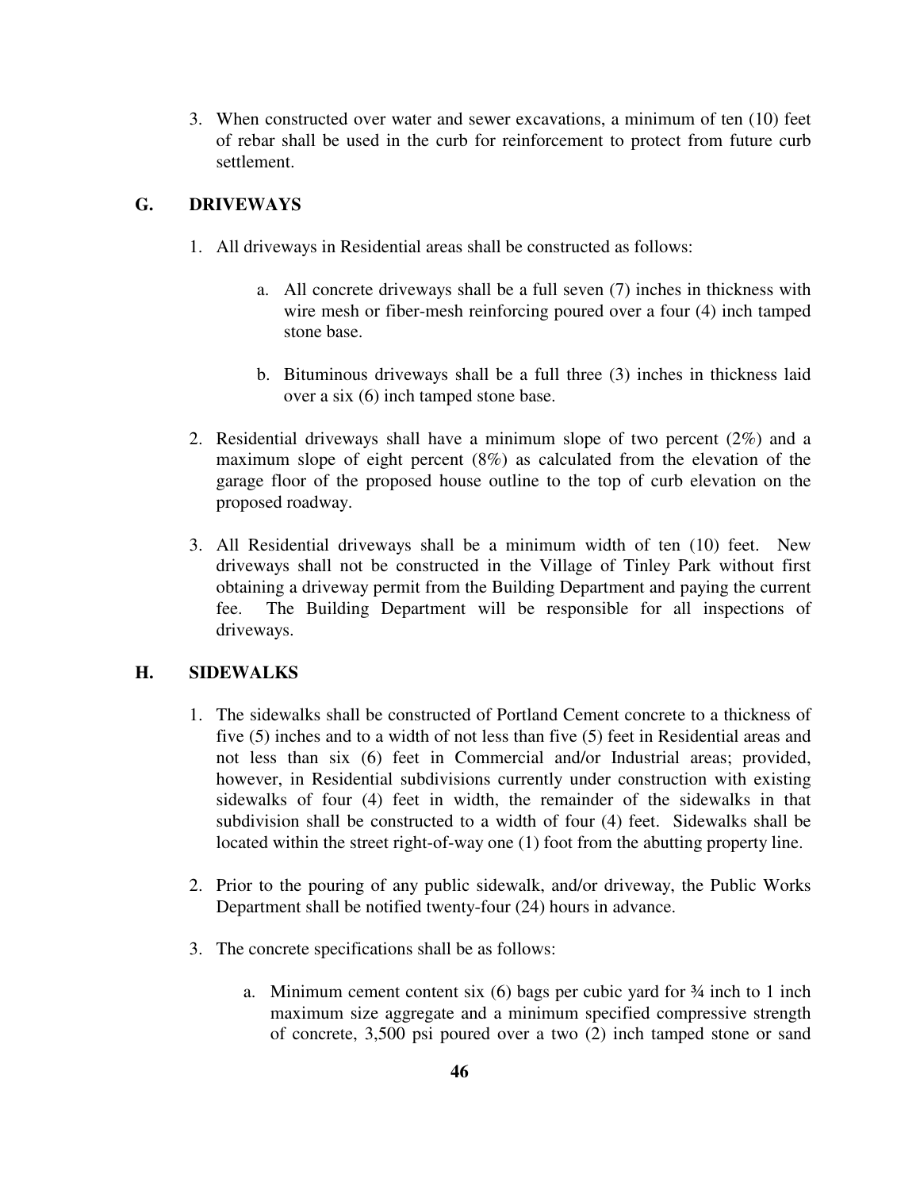3. When constructed over water and sewer excavations, a minimum of ten (10) feet of rebar shall be used in the curb for reinforcement to protect from future curb settlement.

## G. DRIVEWAYS

1. All driveways in Residential areas shall be constructed as follows:

    a. All concrete driveways shall be a full seven (7) inches in thickness with wire mesh or fiber-mesh reinforcing poured over a four (4) inch tamped stone base.

    b. Bituminous driveways shall be a full three (3) inches in thickness laid over a six (6) inch tamped stone base.

2. Residential driveways shall have a minimum slope of two percent (2%) and a maximum slope of eight percent (8%) as calculated from the elevation of the garage floor of the proposed house outline to the top of curb elevation on the proposed roadway.

3. All Residential driveways shall be a minimum width of ten (10) feet. New driveways shall not be constructed in the Village of Tinley Park without first obtaining a driveway permit from the Building Department and paying the current fee. The Building Department will be responsible for all inspections of driveways.

## H. SIDEWALKS

1. The sidewalks shall be constructed of Portland Cement concrete to a thickness of five (5) inches and to a width of not less than five (5) feet in Residential areas and not less than six (6) feet in Commercial and/or Industrial areas; provided, however, in Residential subdivisions currently under construction with existing sidewalks of four (4) feet in width, the remainder of the sidewalks in that subdivision shall be constructed to a width of four (4) feet. Sidewalks shall be located within the street right-of-way one (1) foot from the abutting property line.

2. Prior to the pouring of any public sidewalk, and/or driveway, the Public Works Department shall be notified twenty-four (24) hours in advance.

3. The concrete specifications shall be as follows:

    a. Minimum cement content six (6) bags per cubic yard for ¾ inch to 1 inch maximum size aggregate and a minimum specified compressive strength of concrete, 3,500 psi poured over a two (2) inch tamped stone or sand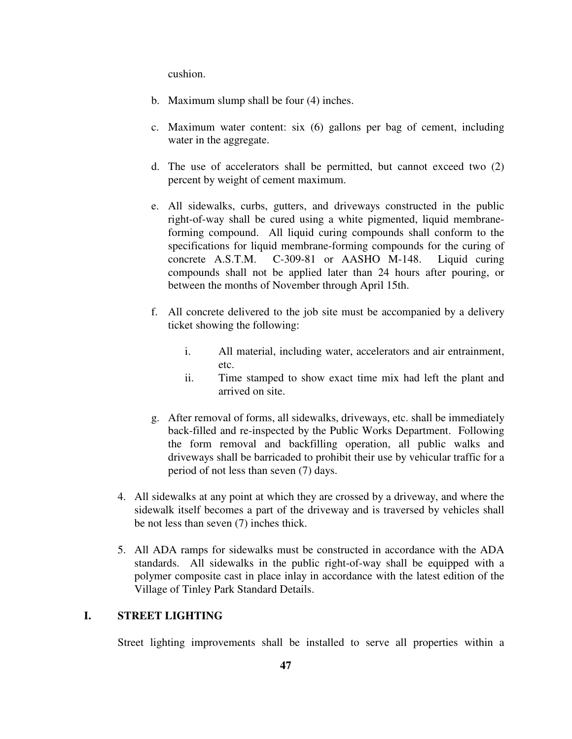cushion.

b. Maximum slump shall be four (4) inches.

c. Maximum water content: six (6) gallons per bag of cement, including water in the aggregate.

d. The use of accelerators shall be permitted, but cannot exceed two (2) percent by weight of cement maximum.

e. All sidewalks, curbs, gutters, and driveways constructed in the public right-of-way shall be cured using a white pigmented, liquid membrane-forming compound. All liquid curing compounds shall conform to the specifications for liquid membrane-forming compounds for the curing of concrete A.S.T.M. C-309-81 or AASHO M-148. Liquid curing compounds shall not be applied later than 24 hours after pouring, or between the months of November through April 15th.

f. All concrete delivered to the job site must be accompanied by a delivery ticket showing the following:

   i. All material, including water, accelerators and air entrainment, etc.
   ii. Time stamped to show exact time mix had left the plant and arrived on site.

g. After removal of forms, all sidewalks, driveways, etc. shall be immediately back-filled and re-inspected by the Public Works Department. Following the form removal and backfilling operation, all public walks and driveways shall be barricaded to prohibit their use by vehicular traffic for a period of not less than seven (7) days.

4. All sidewalks at any point at which they are crossed by a driveway, and where the sidewalk itself becomes a part of the driveway and is traversed by vehicles shall be not less than seven (7) inches thick.

5. All ADA ramps for sidewalks must be constructed in accordance with the ADA standards. All sidewalks in the public right-of-way shall be equipped with a polymer composite cast in place inlay in accordance with the latest edition of the Village of Tinley Park Standard Details.

## I. STREET LIGHTING

Street lighting improvements shall be installed to serve all properties within a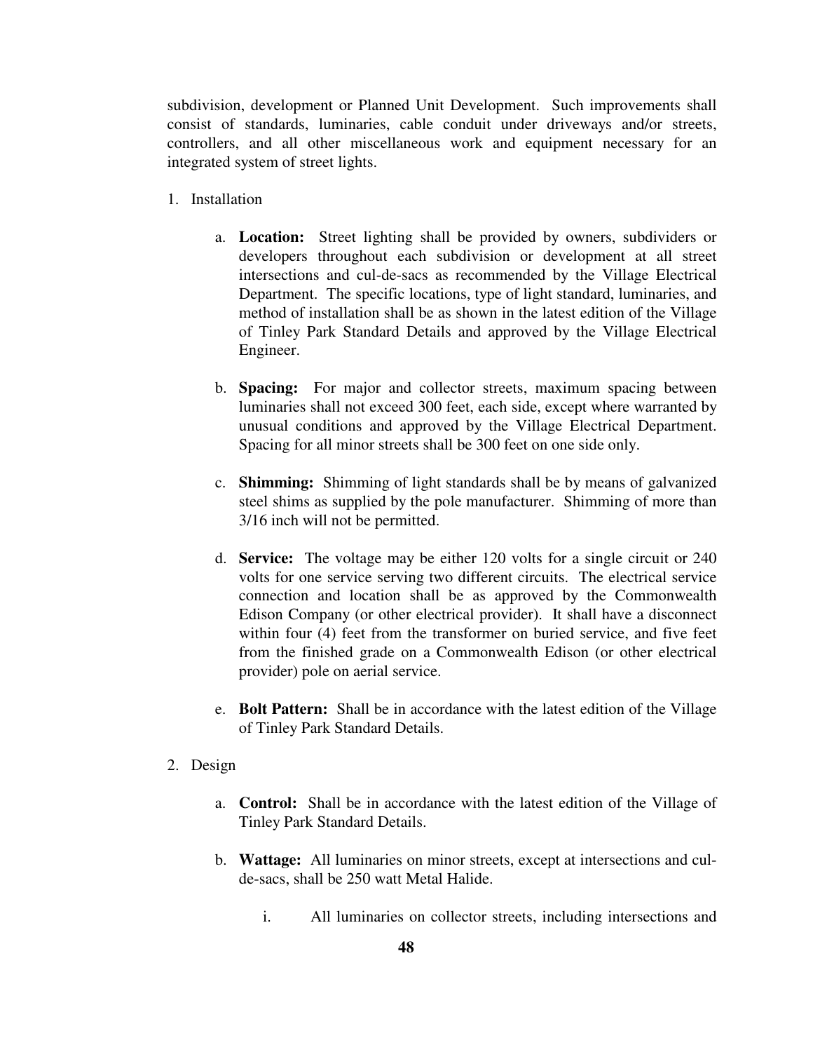subdivision, development or Planned Unit Development. Such improvements shall consist of standards, luminaries, cable conduit under driveways and/or streets, controllers, and all other miscellaneous work and equipment necessary for an integrated system of street lights.

1. Installation

    a. **Location:** Street lighting shall be provided by owners, subdividers or developers throughout each subdivision or development at all street intersections and cul-de-sacs as recommended by the Village Electrical Department. The specific locations, type of light standard, luminaries, and method of installation shall be as shown in the latest edition of the Village of Tinley Park Standard Details and approved by the Village Electrical Engineer.

    b. **Spacing:** For major and collector streets, maximum spacing between luminaries shall not exceed 300 feet, each side, except where warranted by unusual conditions and approved by the Village Electrical Department. Spacing for all minor streets shall be 300 feet on one side only.

    c. **Shimming:** Shimming of light standards shall be by means of galvanized steel shims as supplied by the pole manufacturer. Shimming of more than 3/16 inch will not be permitted.

    d. **Service:** The voltage may be either 120 volts for a single circuit or 240 volts for one service serving two different circuits. The electrical service connection and location shall be as approved by the Commonwealth Edison Company (or other electrical provider). It shall have a disconnect within four (4) feet from the transformer on buried service, and five feet from the finished grade on a Commonwealth Edison (or other electrical provider) pole on aerial service.

    e. **Bolt Pattern:** Shall be in accordance with the latest edition of the Village of Tinley Park Standard Details.

2. Design

    a. **Control:** Shall be in accordance with the latest edition of the Village of Tinley Park Standard Details.

    b. **Wattage:** All luminaries on minor streets, except at intersections and cul-de-sacs, shall be 250 watt Metal Halide.

        i. All luminaries on collector streets, including intersections and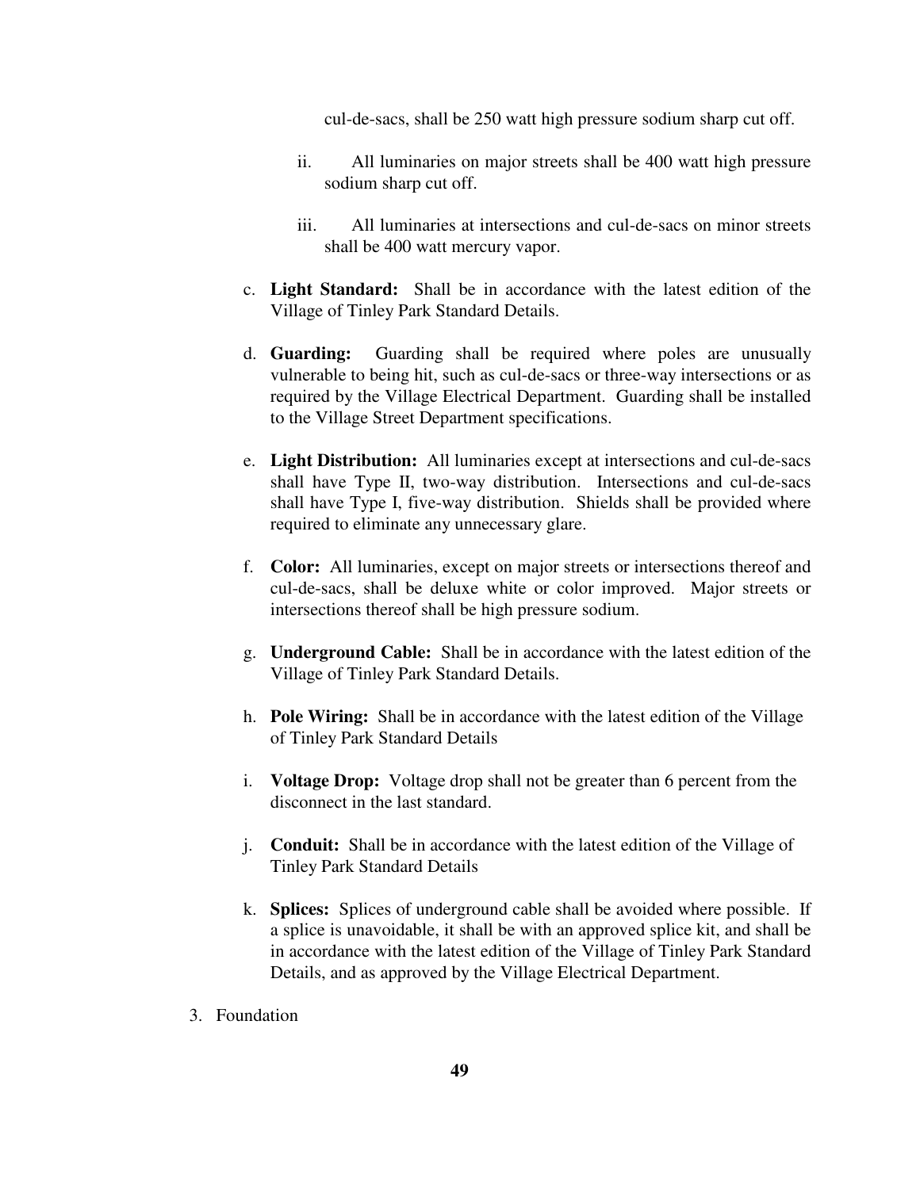cul-de-sacs, shall be 250 watt high pressure sodium sharp cut off.

ii. All luminaries on major streets shall be 400 watt high pressure sodium sharp cut off.

iii. All luminaries at intersections and cul-de-sacs on minor streets shall be 400 watt mercury vapor.

c. **Light Standard:** Shall be in accordance with the latest edition of the Village of Tinley Park Standard Details.

d. **Guarding:** Guarding shall be required where poles are unusually vulnerable to being hit, such as cul-de-sacs or three-way intersections or as required by the Village Electrical Department. Guarding shall be installed to the Village Street Department specifications.

e. **Light Distribution:** All luminaries except at intersections and cul-de-sacs shall have Type II, two-way distribution. Intersections and cul-de-sacs shall have Type I, five-way distribution. Shields shall be provided where required to eliminate any unnecessary glare.

f. **Color:** All luminaries, except on major streets or intersections thereof and cul-de-sacs, shall be deluxe white or color improved. Major streets or intersections thereof shall be high pressure sodium.

g. **Underground Cable:** Shall be in accordance with the latest edition of the Village of Tinley Park Standard Details.

h. **Pole Wiring:** Shall be in accordance with the latest edition of the Village of Tinley Park Standard Details

i. **Voltage Drop:** Voltage drop shall not be greater than 6 percent from the disconnect in the last standard.

j. **Conduit:** Shall be in accordance with the latest edition of the Village of Tinley Park Standard Details

k. **Splices:** Splices of underground cable shall be avoided where possible. If a splice is unavoidable, it shall be with an approved splice kit, and shall be in accordance with the latest edition of the Village of Tinley Park Standard Details, and as approved by the Village Electrical Department.

3. Foundation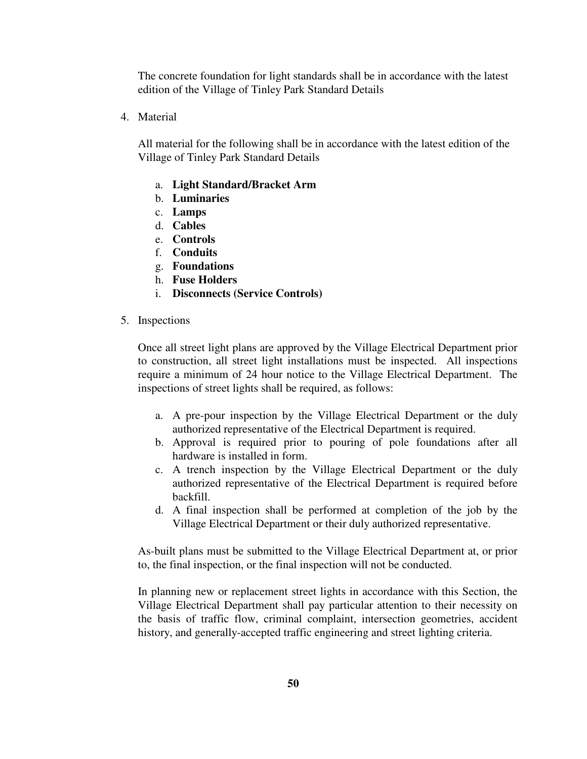The concrete foundation for light standards shall be in accordance with the latest edition of the Village of Tinley Park Standard Details

4. Material

   All material for the following shall be in accordance with the latest edition of the Village of Tinley Park Standard Details

   a. **Light Standard/Bracket Arm**
   b. **Luminaries**
   c. **Lamps**
   d. **Cables**
   e. **Controls**
   f. **Conduits**
   g. **Foundations**
   h. **Fuse Holders**
   i. **Disconnects (Service Controls)**

5. Inspections

   Once all street light plans are approved by the Village Electrical Department prior to construction, all street light installations must be inspected. All inspections require a minimum of 24 hour notice to the Village Electrical Department. The inspections of street lights shall be required, as follows:

   a. A pre-pour inspection by the Village Electrical Department or the duly authorized representative of the Electrical Department is required.
   b. Approval is required prior to pouring of pole foundations after all hardware is installed in form.
   c. A trench inspection by the Village Electrical Department or the duly authorized representative of the Electrical Department is required before backfill.
   d. A final inspection shall be performed at completion of the job by the Village Electrical Department or their duly authorized representative.

   As-built plans must be submitted to the Village Electrical Department at, or prior to, the final inspection, or the final inspection will not be conducted.

   In planning new or replacement street lights in accordance with this Section, the Village Electrical Department shall pay particular attention to their necessity on the basis of traffic flow, criminal complaint, intersection geometries, accident history, and generally-accepted traffic engineering and street lighting criteria.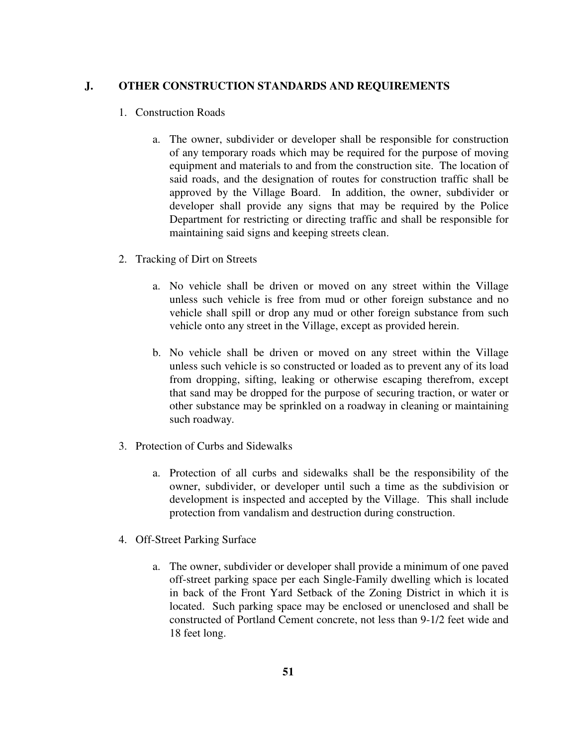## J. OTHER CONSTRUCTION STANDARDS AND REQUIREMENTS

1. Construction Roads

    a. The owner, subdivider or developer shall be responsible for construction of any temporary roads which may be required for the purpose of moving equipment and materials to and from the construction site. The location of said roads, and the designation of routes for construction traffic shall be approved by the Village Board. In addition, the owner, subdivider or developer shall provide any signs that may be required by the Police Department for restricting or directing traffic and shall be responsible for maintaining said signs and keeping streets clean.

2. Tracking of Dirt on Streets

    a. No vehicle shall be driven or moved on any street within the Village unless such vehicle is free from mud or other foreign substance and no vehicle shall spill or drop any mud or other foreign substance from such vehicle onto any street in the Village, except as provided herein.

    b. No vehicle shall be driven or moved on any street within the Village unless such vehicle is so constructed or loaded as to prevent any of its load from dropping, sifting, leaking or otherwise escaping therefrom, except that sand may be dropped for the purpose of securing traction, or water or other substance may be sprinkled on a roadway in cleaning or maintaining such roadway.

3. Protection of Curbs and Sidewalks

    a. Protection of all curbs and sidewalks shall be the responsibility of the owner, subdivider, or developer until such a time as the subdivision or development is inspected and accepted by the Village. This shall include protection from vandalism and destruction during construction.

4. Off-Street Parking Surface

    a. The owner, subdivider or developer shall provide a minimum of one paved off-street parking space per each Single-Family dwelling which is located in back of the Front Yard Setback of the Zoning District in which it is located. Such parking space may be enclosed or unenclosed and shall be constructed of Portland Cement concrete, not less than 9-1/2 feet wide and 18 feet long.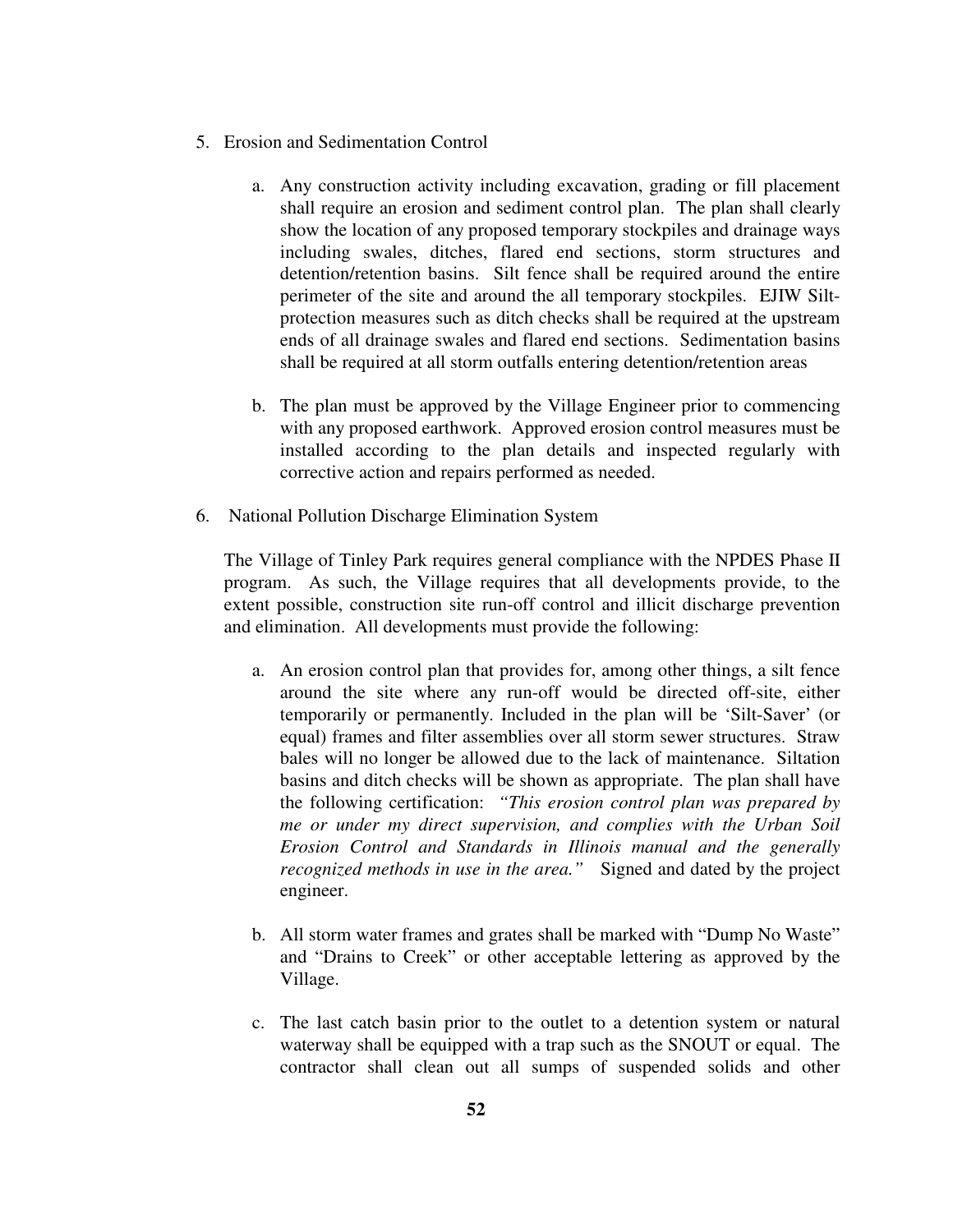5. Erosion and Sedimentation Control

    a. Any construction activity including excavation, grading or fill placement shall require an erosion and sediment control plan. The plan shall clearly show the location of any proposed temporary stockpiles and drainage ways including swales, ditches, flared end sections, storm structures and detention/retention basins. Silt fence shall be required around the entire perimeter of the site and around the all temporary stockpiles. EJIW Silt-protection measures such as ditch checks shall be required at the upstream ends of all drainage swales and flared end sections. Sedimentation basins shall be required at all storm outfalls entering detention/retention areas

    b. The plan must be approved by the Village Engineer prior to commencing with any proposed earthwork. Approved erosion control measures must be installed according to the plan details and inspected regularly with corrective action and repairs performed as needed.

6. National Pollution Discharge Elimination System

    The Village of Tinley Park requires general compliance with the NPDES Phase II program. As such, the Village requires that all developments provide, to the extent possible, construction site run-off control and illicit discharge prevention and elimination. All developments must provide the following:

    a. An erosion control plan that provides for, among other things, a silt fence around the site where any run-off would be directed off-site, either temporarily or permanently. Included in the plan will be 'Silt-Saver' (or equal) frames and filter assemblies over all storm sewer structures. Straw bales will no longer be allowed due to the lack of maintenance. Siltation basins and ditch checks will be shown as appropriate. The plan shall have the following certification: *"This erosion control plan was prepared by me or under my direct supervision, and complies with the Urban Soil Erosion Control and Standards in Illinois manual and the generally recognized methods in use in the area."* Signed and dated by the project engineer.

    b. All storm water frames and grates shall be marked with "Dump No Waste" and "Drains to Creek" or other acceptable lettering as approved by the Village.

    c. The last catch basin prior to the outlet to a detention system or natural waterway shall be equipped with a trap such as the SNOUT or equal. The contractor shall clean out all sumps of suspended solids and other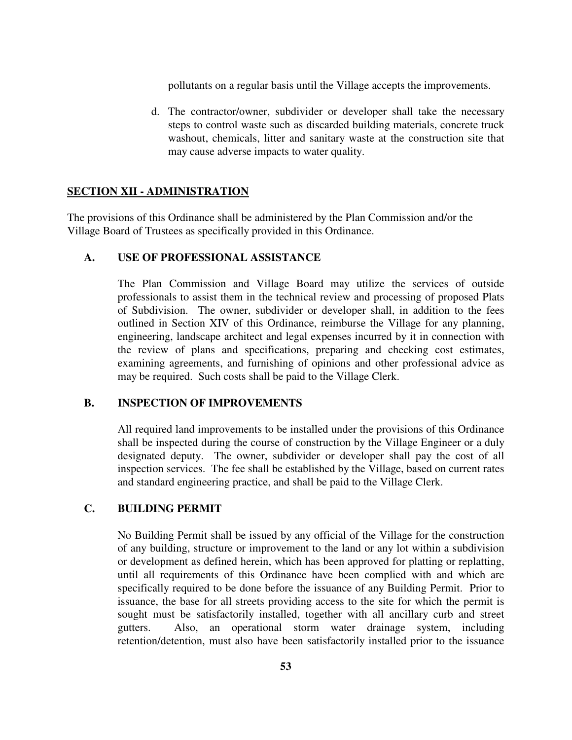pollutants on a regular basis until the Village accepts the improvements.

d. The contractor/owner, subdivider or developer shall take the necessary steps to control waste such as discarded building materials, concrete truck washout, chemicals, litter and sanitary waste at the construction site that may cause adverse impacts to water quality.

## SECTION XII - ADMINISTRATION

The provisions of this Ordinance shall be administered by the Plan Commission and/or the Village Board of Trustees as specifically provided in this Ordinance.

### A. USE OF PROFESSIONAL ASSISTANCE

The Plan Commission and Village Board may utilize the services of outside professionals to assist them in the technical review and processing of proposed Plats of Subdivision. The owner, subdivider or developer shall, in addition to the fees outlined in Section XIV of this Ordinance, reimburse the Village for any planning, engineering, landscape architect and legal expenses incurred by it in connection with the review of plans and specifications, preparing and checking cost estimates, examining agreements, and furnishing of opinions and other professional advice as may be required. Such costs shall be paid to the Village Clerk.

### B. INSPECTION OF IMPROVEMENTS

All required land improvements to be installed under the provisions of this Ordinance shall be inspected during the course of construction by the Village Engineer or a duly designated deputy. The owner, subdivider or developer shall pay the cost of all inspection services. The fee shall be established by the Village, based on current rates and standard engineering practice, and shall be paid to the Village Clerk.

### C. BUILDING PERMIT

No Building Permit shall be issued by any official of the Village for the construction of any building, structure or improvement to the land or any lot within a subdivision or development as defined herein, which has been approved for platting or replatting, until all requirements of this Ordinance have been complied with and which are specifically required to be done before the issuance of any Building Permit. Prior to issuance, the base for all streets providing access to the site for which the permit is sought must be satisfactorily installed, together with all ancillary curb and street gutters. Also, an operational storm water drainage system, including retention/detention, must also have been satisfactorily installed prior to the issuance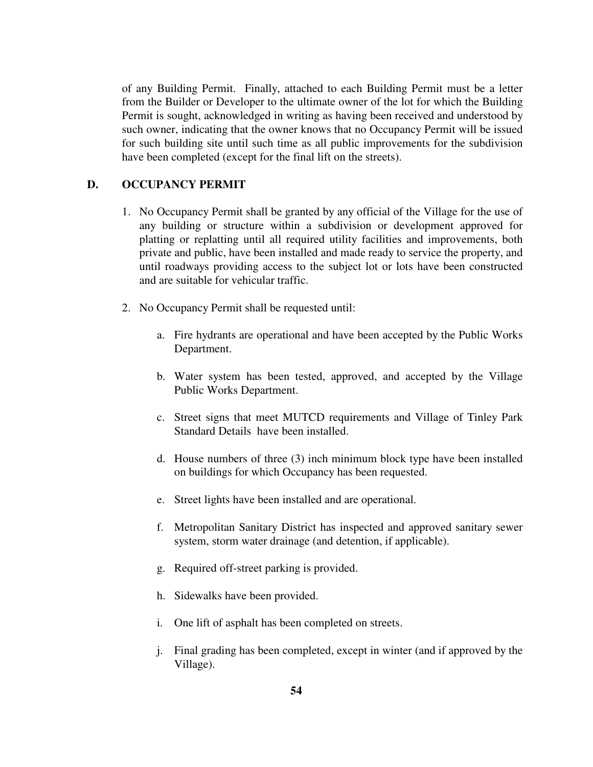of any Building Permit. Finally, attached to each Building Permit must be a letter from the Builder or Developer to the ultimate owner of the lot for which the Building Permit is sought, acknowledged in writing as having been received and understood by such owner, indicating that the owner knows that no Occupancy Permit will be issued for such building site until such time as all public improvements for the subdivision have been completed (except for the final lift on the streets).

## D. OCCUPANCY PERMIT

1. No Occupancy Permit shall be granted by any official of the Village for the use of any building or structure within a subdivision or development approved for platting or replatting until all required utility facilities and improvements, both private and public, have been installed and made ready to service the property, and until roadways providing access to the subject lot or lots have been constructed and are suitable for vehicular traffic.

2. No Occupancy Permit shall be requested until:

    a. Fire hydrants are operational and have been accepted by the Public Works Department.

    b. Water system has been tested, approved, and accepted by the Village Public Works Department.

    c. Street signs that meet MUTCD requirements and Village of Tinley Park Standard Details have been installed.

    d. House numbers of three (3) inch minimum block type have been installed on buildings for which Occupancy has been requested.

    e. Street lights have been installed and are operational.

    f. Metropolitan Sanitary District has inspected and approved sanitary sewer system, storm water drainage (and detention, if applicable).

    g. Required off-street parking is provided.

    h. Sidewalks have been provided.

    i. One lift of asphalt has been completed on streets.

    j. Final grading has been completed, except in winter (and if approved by the Village).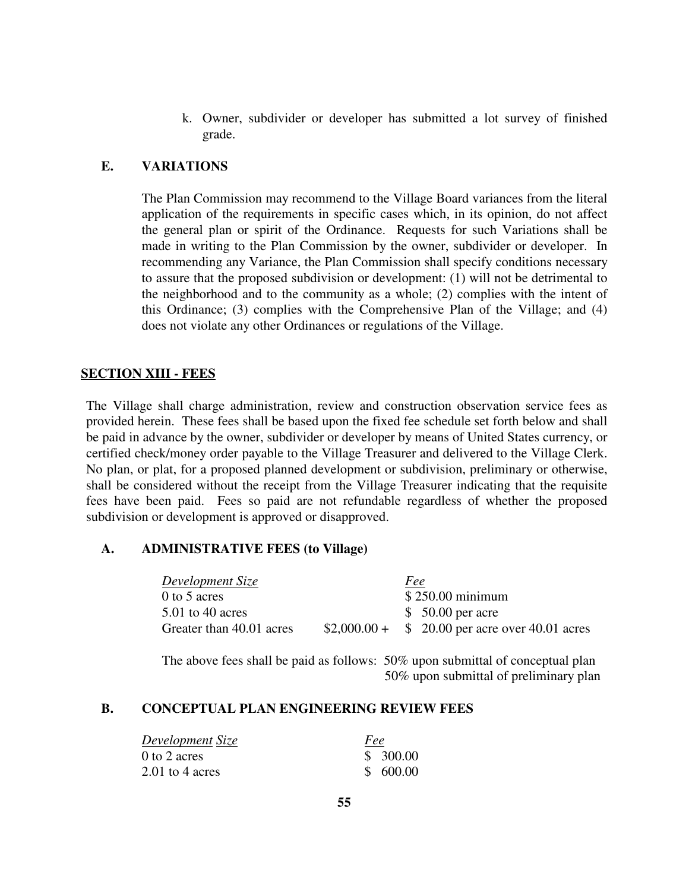k. Owner, subdivider or developer has submitted a lot survey of finished grade.

### E. VARIATIONS

The Plan Commission may recommend to the Village Board variances from the literal application of the requirements in specific cases which, in its opinion, do not affect the general plan or spirit of the Ordinance. Requests for such Variations shall be made in writing to the Plan Commission by the owner, subdivider or developer. In recommending any Variance, the Plan Commission shall specify conditions necessary to assure that the proposed subdivision or development: (1) will not be detrimental to the neighborhood and to the community as a whole; (2) complies with the intent of this Ordinance; (3) complies with the Comprehensive Plan of the Village; and (4) does not violate any other Ordinances or regulations of the Village.

## SECTION XIII - FEES

The Village shall charge administration, review and construction observation service fees as provided herein. These fees shall be based upon the fixed fee schedule set forth below and shall be paid in advance by the owner, subdivider or developer by means of United States currency, or certified check/money order payable to the Village Treasurer and delivered to the Village Clerk. No plan, or plat, for a proposed planned development or subdivision, preliminary or otherwise, shall be considered without the receipt from the Village Treasurer indicating that the requisite fees have been paid. Fees so paid are not refundable regardless of whether the proposed subdivision or development is approved or disapproved.

### A. ADMINISTRATIVE FEES (to Village)

| *Development Size* | | *Fee* |
|---|---|---|
| 0 to 5 acres | | $ 250.00 minimum |
| 5.01 to 40 acres | | $ 50.00 per acre |
| Greater than 40.01 acres | $2,000.00 + | $ 20.00 per acre over 40.01 acres |

The above fees shall be paid as follows: 50% upon submittal of conceptual plan
50% upon submittal of preliminary plan

### B. CONCEPTUAL PLAN ENGINEERING REVIEW FEES

| *Development Size* | *Fee* |
|---|---|
| 0 to 2 acres | $ 300.00 |
| 2.01 to 4 acres | $ 600.00 |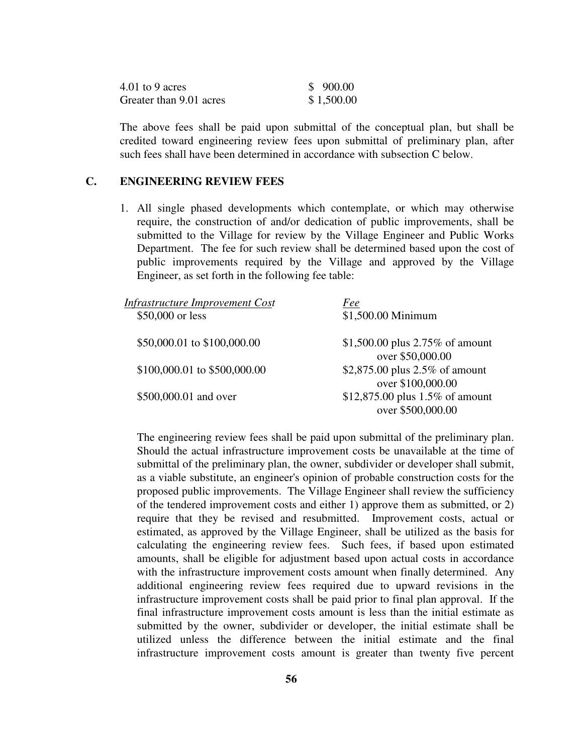| | |
|---|---|
| 4.01 to 9 acres | $ 900.00 |
| Greater than 9.01 acres | $ 1,500.00 |

The above fees shall be paid upon submittal of the conceptual plan, but shall be credited toward engineering review fees upon submittal of preliminary plan, after such fees shall have been determined in accordance with subsection C below.

## C. ENGINEERING REVIEW FEES

1. All single phased developments which contemplate, or which may otherwise require, the construction of and/or dedication of public improvements, shall be submitted to the Village for review by the Village Engineer and Public Works Department. The fee for such review shall be determined based upon the cost of public improvements required by the Village and approved by the Village Engineer, as set forth in the following fee table:

| *Infrastructure Improvement Cost* | *Fee* |
|---|---|
| $50,000 or less | $1,500.00 Minimum |
| $50,000.01 to $100,000.00 | $1,500.00 plus 2.75% of amount over $50,000.00 |
| $100,000.01 to $500,000.00 | $2,875.00 plus 2.5% of amount over $100,000.00 |
| $500,000.01 and over | $12,875.00 plus 1.5% of amount over $500,000.00 |

The engineering review fees shall be paid upon submittal of the preliminary plan. Should the actual infrastructure improvement costs be unavailable at the time of submittal of the preliminary plan, the owner, subdivider or developer shall submit, as a viable substitute, an engineer's opinion of probable construction costs for the proposed public improvements. The Village Engineer shall review the sufficiency of the tendered improvement costs and either 1) approve them as submitted, or 2) require that they be revised and resubmitted. Improvement costs, actual or estimated, as approved by the Village Engineer, shall be utilized as the basis for calculating the engineering review fees. Such fees, if based upon estimated amounts, shall be eligible for adjustment based upon actual costs in accordance with the infrastructure improvement costs amount when finally determined. Any additional engineering review fees required due to upward revisions in the infrastructure improvement costs shall be paid prior to final plan approval. If the final infrastructure improvement costs amount is less than the initial estimate as submitted by the owner, subdivider or developer, the initial estimate shall be utilized unless the difference between the initial estimate and the final infrastructure improvement costs amount is greater than twenty five percent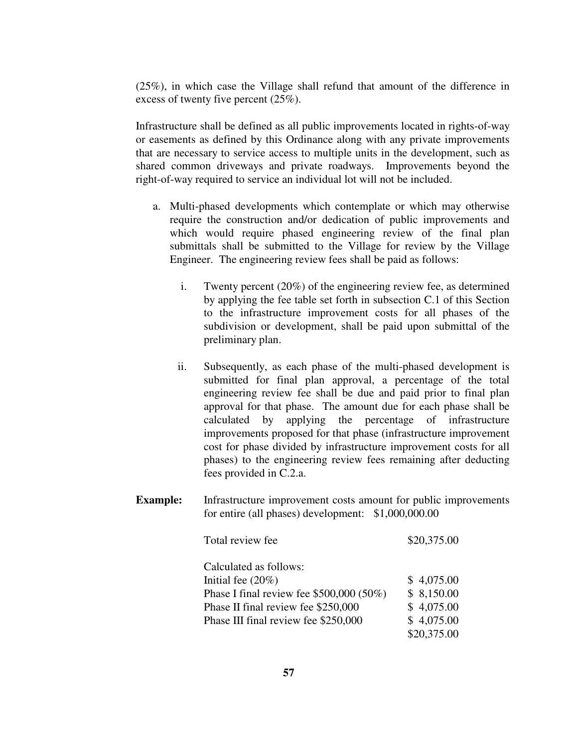(25%), in which case the Village shall refund that amount of the difference in excess of twenty five percent (25%).

Infrastructure shall be defined as all public improvements located in rights-of-way or easements as defined by this Ordinance along with any private improvements that are necessary to service access to multiple units in the development, such as shared common driveways and private roadways. Improvements beyond the right-of-way required to service an individual lot will not be included.

a. Multi-phased developments which contemplate or which may otherwise require the construction and/or dedication of public improvements and which would require phased engineering review of the final plan submittals shall be submitted to the Village for review by the Village Engineer. The engineering review fees shall be paid as follows:

   i. Twenty percent (20%) of the engineering review fee, as determined by applying the fee table set forth in subsection C.1 of this Section to the infrastructure improvement costs for all phases of the subdivision or development, shall be paid upon submittal of the preliminary plan.

   ii. Subsequently, as each phase of the multi-phased development is submitted for final plan approval, a percentage of the total engineering review fee shall be due and paid prior to final plan approval for that phase. The amount due for each phase shall be calculated by applying the percentage of infrastructure improvements proposed for that phase (infrastructure improvement cost for phase divided by infrastructure improvement costs for all phases) to the engineering review fees remaining after deducting fees provided in C.2.a.

**Example:** Infrastructure improvement costs amount for public improvements for entire (all phases) development: $1,000,000.00

| | |
|---|---|
| Total review fee | $20,375.00 |
| Calculated as follows: | |
| Initial fee (20%) | $ 4,075.00 |
| Phase I final review fee $500,000 (50%) | $ 8,150.00 |
| Phase II final review fee $250,000 | $ 4,075.00 |
| Phase III final review fee $250,000 | $ 4,075.00 |
| | $20,375.00 |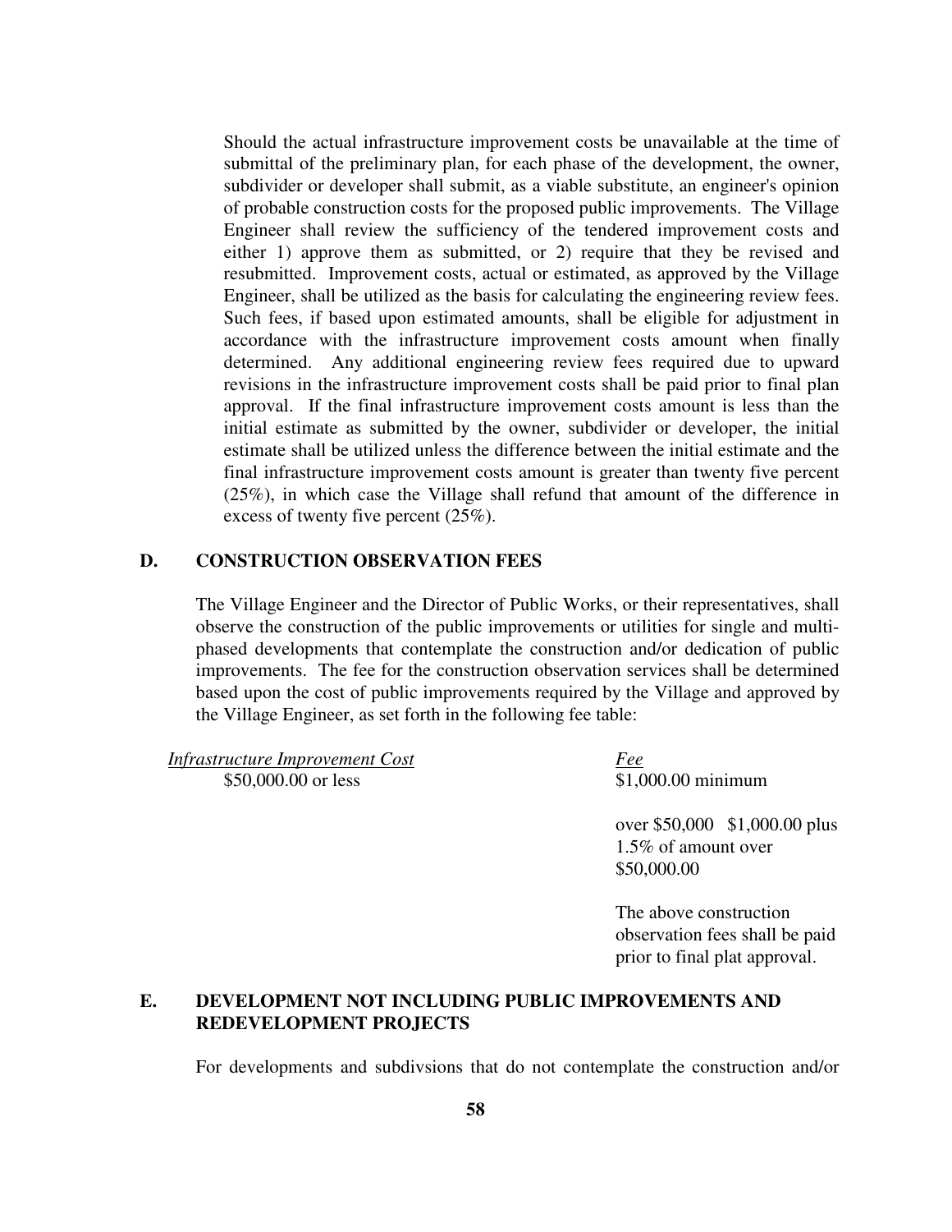Should the actual infrastructure improvement costs be unavailable at the time of submittal of the preliminary plan, for each phase of the development, the owner, subdivider or developer shall submit, as a viable substitute, an engineer's opinion of probable construction costs for the proposed public improvements. The Village Engineer shall review the sufficiency of the tendered improvement costs and either 1) approve them as submitted, or 2) require that they be revised and resubmitted. Improvement costs, actual or estimated, as approved by the Village Engineer, shall be utilized as the basis for calculating the engineering review fees. Such fees, if based upon estimated amounts, shall be eligible for adjustment in accordance with the infrastructure improvement costs amount when finally determined. Any additional engineering review fees required due to upward revisions in the infrastructure improvement costs shall be paid prior to final plan approval. If the final infrastructure improvement costs amount is less than the initial estimate as submitted by the owner, subdivider or developer, the initial estimate shall be utilized unless the difference between the initial estimate and the final infrastructure improvement costs amount is greater than twenty five percent (25%), in which case the Village shall refund that amount of the difference in excess of twenty five percent (25%).

## D. CONSTRUCTION OBSERVATION FEES

The Village Engineer and the Director of Public Works, or their representatives, shall observe the construction of the public improvements or utilities for single and multi-phased developments that contemplate the construction and/or dedication of public improvements. The fee for the construction observation services shall be determined based upon the cost of public improvements required by the Village and approved by the Village Engineer, as set forth in the following fee table:

| *Infrastructure Improvement Cost* | *Fee* |
|---|---|
| $50,000.00 or less | $1,000.00 minimum |
| | over $50,000 $1,000.00 plus 1.5% of amount over $50,000.00 |
| | The above construction observation fees shall be paid prior to final plat approval. |

## E. DEVELOPMENT NOT INCLUDING PUBLIC IMPROVEMENTS AND REDEVELOPMENT PROJECTS

For developments and subdivsions that do not contemplate the construction and/or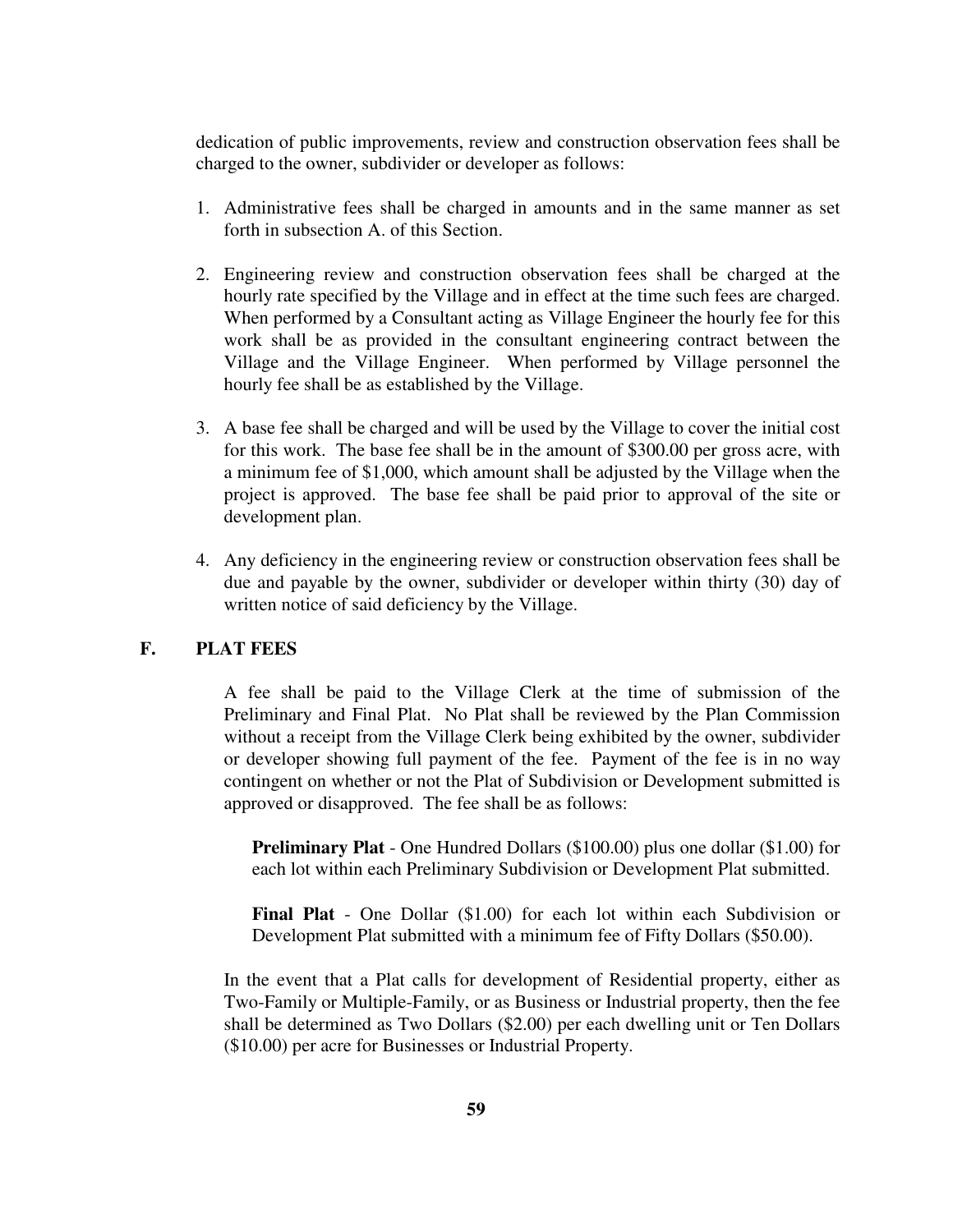dedication of public improvements, review and construction observation fees shall be charged to the owner, subdivider or developer as follows:

1. Administrative fees shall be charged in amounts and in the same manner as set forth in subsection A. of this Section.

2. Engineering review and construction observation fees shall be charged at the hourly rate specified by the Village and in effect at the time such fees are charged. When performed by a Consultant acting as Village Engineer the hourly fee for this work shall be as provided in the consultant engineering contract between the Village and the Village Engineer. When performed by Village personnel the hourly fee shall be as established by the Village.

3. A base fee shall be charged and will be used by the Village to cover the initial cost for this work. The base fee shall be in the amount of $300.00 per gross acre, with a minimum fee of $1,000, which amount shall be adjusted by the Village when the project is approved. The base fee shall be paid prior to approval of the site or development plan.

4. Any deficiency in the engineering review or construction observation fees shall be due and payable by the owner, subdivider or developer within thirty (30) day of written notice of said deficiency by the Village.

## F. PLAT FEES

A fee shall be paid to the Village Clerk at the time of submission of the Preliminary and Final Plat. No Plat shall be reviewed by the Plan Commission without a receipt from the Village Clerk being exhibited by the owner, subdivider or developer showing full payment of the fee. Payment of the fee is in no way contingent on whether or not the Plat of Subdivision or Development submitted is approved or disapproved. The fee shall be as follows:

**Preliminary Plat** - One Hundred Dollars ($100.00) plus one dollar ($1.00) for each lot within each Preliminary Subdivision or Development Plat submitted.

**Final Plat** - One Dollar ($1.00) for each lot within each Subdivision or Development Plat submitted with a minimum fee of Fifty Dollars ($50.00).

In the event that a Plat calls for development of Residential property, either as Two-Family or Multiple-Family, or as Business or Industrial property, then the fee shall be determined as Two Dollars ($2.00) per each dwelling unit or Ten Dollars ($10.00) per acre for Businesses or Industrial Property.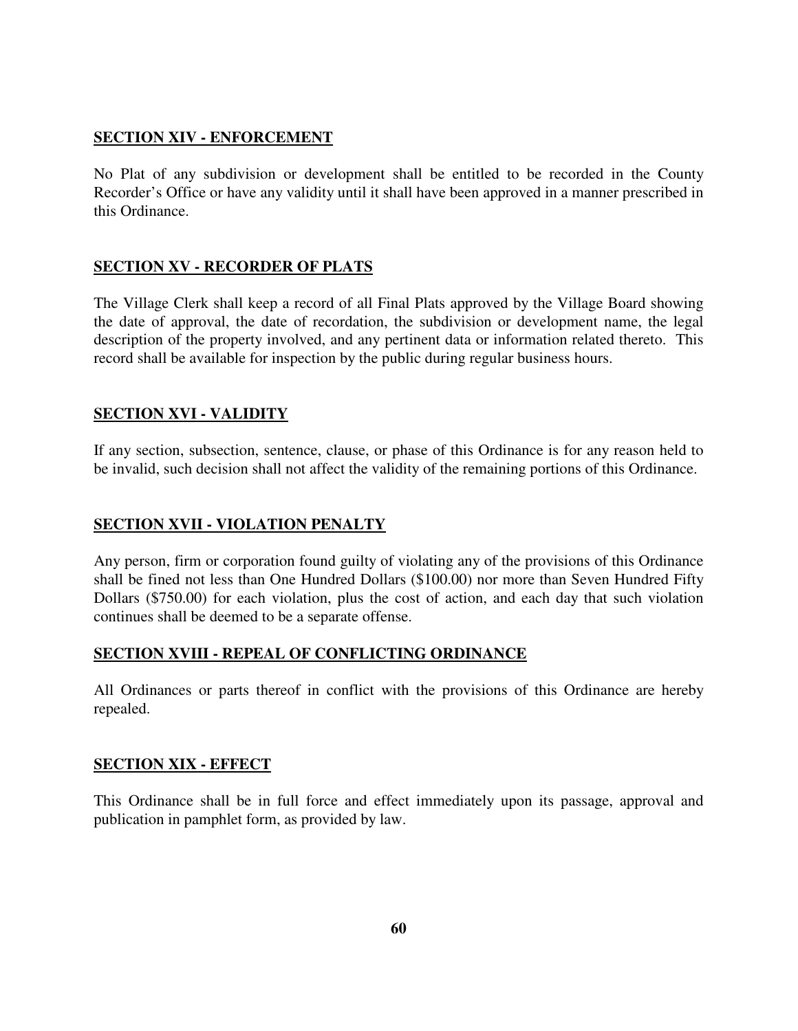**SECTION XIV - ENFORCEMENT**

No Plat of any subdivision or development shall be entitled to be recorded in the County Recorder's Office or have any validity until it shall have been approved in a manner prescribed in this Ordinance.

**SECTION XV - RECORDER OF PLATS**

The Village Clerk shall keep a record of all Final Plats approved by the Village Board showing the date of approval, the date of recordation, the subdivision or development name, the legal description of the property involved, and any pertinent data or information related thereto. This record shall be available for inspection by the public during regular business hours.

**SECTION XVI - VALIDITY**

If any section, subsection, sentence, clause, or phase of this Ordinance is for any reason held to be invalid, such decision shall not affect the validity of the remaining portions of this Ordinance.

**SECTION XVII - VIOLATION PENALTY**

Any person, firm or corporation found guilty of violating any of the provisions of this Ordinance shall be fined not less than One Hundred Dollars ($100.00) nor more than Seven Hundred Fifty Dollars ($750.00) for each violation, plus the cost of action, and each day that such violation continues shall be deemed to be a separate offense.

**SECTION XVIII - REPEAL OF CONFLICTING ORDINANCE**

All Ordinances or parts thereof in conflict with the provisions of this Ordinance are hereby repealed.

**SECTION XIX - EFFECT**

This Ordinance shall be in full force and effect immediately upon its passage, approval and publication in pamphlet form, as provided by law.